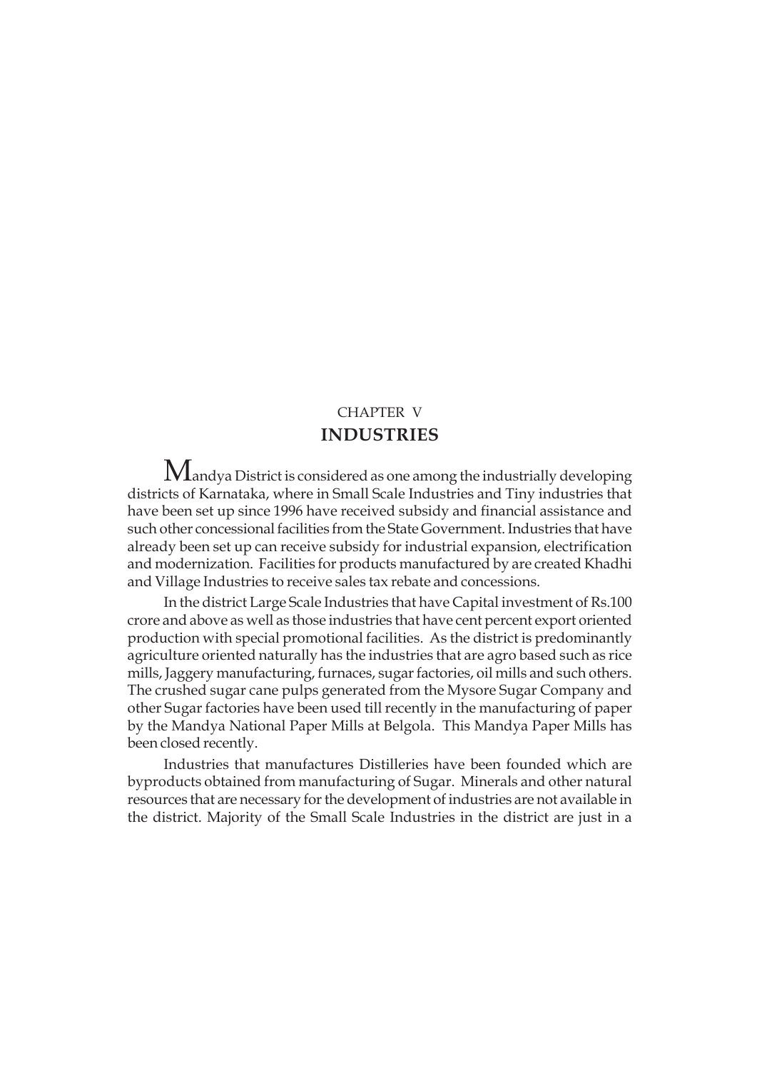CHAPTER V

# INDUSTRIES

Mandya District is considered as one among the industrially developing districts of Karnataka, where in Small Scale Industries and Tiny industries that have been set up since 1996 have received subsidy and financial assistance and such other concessional facilities from the State Government. Industries that have already been set up can receive subsidy for industrial expansion, electrification and modernization. Facilities for products manufactured by are created Khadhi and Village Industries to receive sales tax rebate and concessions.

In the district Large Scale Industries that have Capital investment of Rs.100 crore and above as well as those industries that have cent percent export oriented production with special promotional facilities. As the district is predominantly agriculture oriented naturally has the industries that are agro based such as rice mills, Jaggery manufacturing, furnaces, sugar factories, oil mills and such others. The crushed sugar cane pulps generated from the Mysore Sugar Company and other Sugar factories have been used till recently in the manufacturing of paper by the Mandya National Paper Mills at Belgola. This Mandya Paper Mills has been closed recently.

Industries that manufactures Distilleries have been founded which are byproducts obtained from manufacturing of Sugar. Minerals and other natural resources that are necessary for the development of industries are not available in the district. Majority of the Small Scale Industries in the district are just in a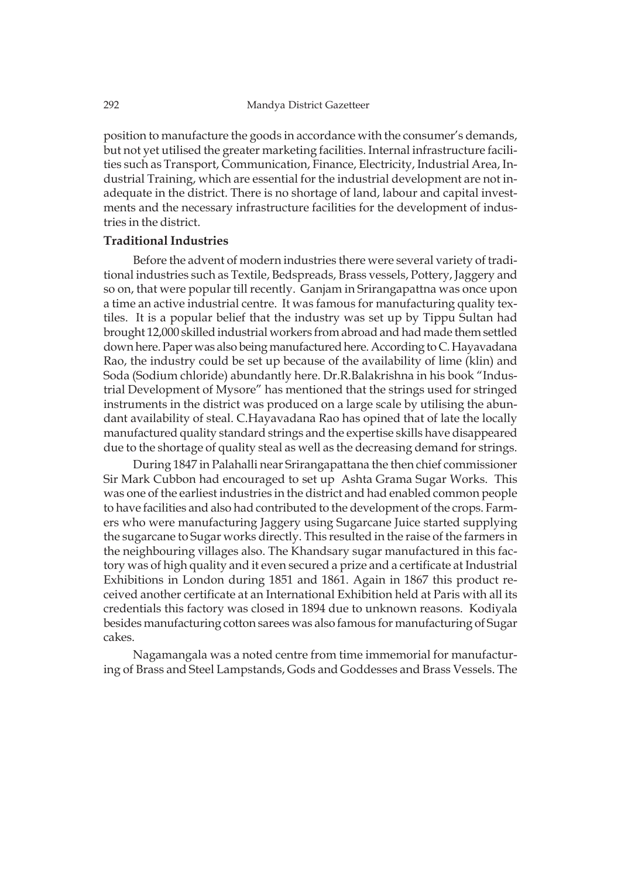position to manufacture the goods in accordance with the consumer's demands, but not yet utilised the greater marketing facilities. Internal infrastructure facilities such as Transport, Communication, Finance, Electricity, Industrial Area, Industrial Training, which are essential for the industrial development are not inadequate in the district. There is no shortage of land, labour and capital investments and the necessary infrastructure facilities for the development of industries in the district.

**Traditional Industries**

Before the advent of modern industries there were several variety of traditional industries such as Textile, Bedspreads, Brass vessels, Pottery, Jaggery and so on, that were popular till recently. Ganjam in Srirangapattna was once upon a time an active industrial centre. It was famous for manufacturing quality textiles. It is a popular belief that the industry was set up by Tippu Sultan had brought 12,000 skilled industrial workers from abroad and had made them settled down here. Paper was also being manufactured here. According to C. Hayavadana Rao, the industry could be set up because of the availability of lime (klin) and Soda (Sodium chloride) abundantly here. Dr.R.Balakrishna in his book "Industrial Development of Mysore" has mentioned that the strings used for stringed instruments in the district was produced on a large scale by utilising the abundant availability of steal. C.Hayavadana Rao has opined that of late the locally manufactured quality standard strings and the expertise skills have disappeared due to the shortage of quality steal as well as the decreasing demand for strings.

During 1847 in Palahalli near Srirangapattana the then chief commissioner Sir Mark Cubbon had encouraged to set up Ashta Grama Sugar Works. This was one of the earliest industries in the district and had enabled common people to have facilities and also had contributed to the development of the crops. Farmers who were manufacturing Jaggery using Sugarcane Juice started supplying the sugarcane to Sugar works directly. This resulted in the raise of the farmers in the neighbouring villages also. The Khandsary sugar manufactured in this factory was of high quality and it even secured a prize and a certificate at Industrial Exhibitions in London during 1851 and 1861. Again in 1867 this product received another certificate at an International Exhibition held at Paris with all its credentials this factory was closed in 1894 due to unknown reasons. Kodiyala besides manufacturing cotton sarees was also famous for manufacturing of Sugar cakes.

Nagamangala was a noted centre from time immemorial for manufacturing of Brass and Steel Lampstands, Gods and Goddesses and Brass Vessels. The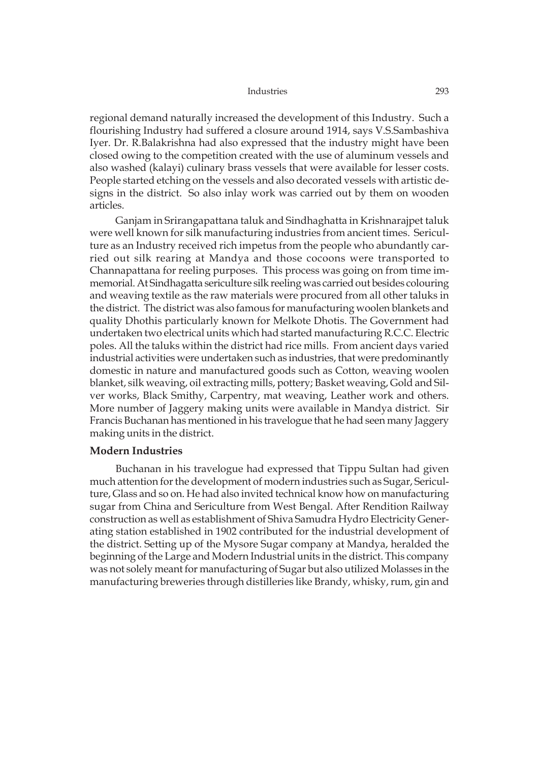regional demand naturally increased the development of this Industry. Such a flourishing Industry had suffered a closure around 1914, says V.S.Sambashiva Iyer. Dr. R.Balakrishna had also expressed that the industry might have been closed owing to the competition created with the use of aluminum vessels and also washed (kalayi) culinary brass vessels that were available for lesser costs. People started etching on the vessels and also decorated vessels with artistic designs in the district. So also inlay work was carried out by them on wooden articles.

Ganjam in Srirangapattana taluk and Sindhaghatta in Krishnarajpet taluk were well known for silk manufacturing industries from ancient times. Sericulture as an Industry received rich impetus from the people who abundantly carried out silk rearing at Mandya and those cocoons were transported to Channapattana for reeling purposes. This process was going on from time immemorial. At Sindhagatta sericulture silk reeling was carried out besides colouring and weaving textile as the raw materials were procured from all other taluks in the district. The district was also famous for manufacturing woolen blankets and quality Dhothis particularly known for Melkote Dhotis. The Government had undertaken two electrical units which had started manufacturing R.C.C. Electric poles. All the taluks within the district had rice mills. From ancient days varied industrial activities were undertaken such as industries, that were predominantly domestic in nature and manufactured goods such as Cotton, weaving woolen blanket, silk weaving, oil extracting mills, pottery; Basket weaving, Gold and Silver works, Black Smithy, Carpentry, mat weaving, Leather work and others. More number of Jaggery making units were available in Mandya district. Sir Francis Buchanan has mentioned in his travelogue that he had seen many Jaggery making units in the district.

### Modern Industries

Buchanan in his travelogue had expressed that Tippu Sultan had given much attention for the development of modern industries such as Sugar, Sericulture, Glass and so on. He had also invited technical know how on manufacturing sugar from China and Sericulture from West Bengal. After Rendition Railway construction as well as establishment of Shiva Samudra Hydro Electricity Generating station established in 1902 contributed for the industrial development of the district. Setting up of the Mysore Sugar company at Mandya, heralded the beginning of the Large and Modern Industrial units in the district. This company was not solely meant for manufacturing of Sugar but also utilized Molasses in the manufacturing breweries through distilleries like Brandy, whisky, rum, gin and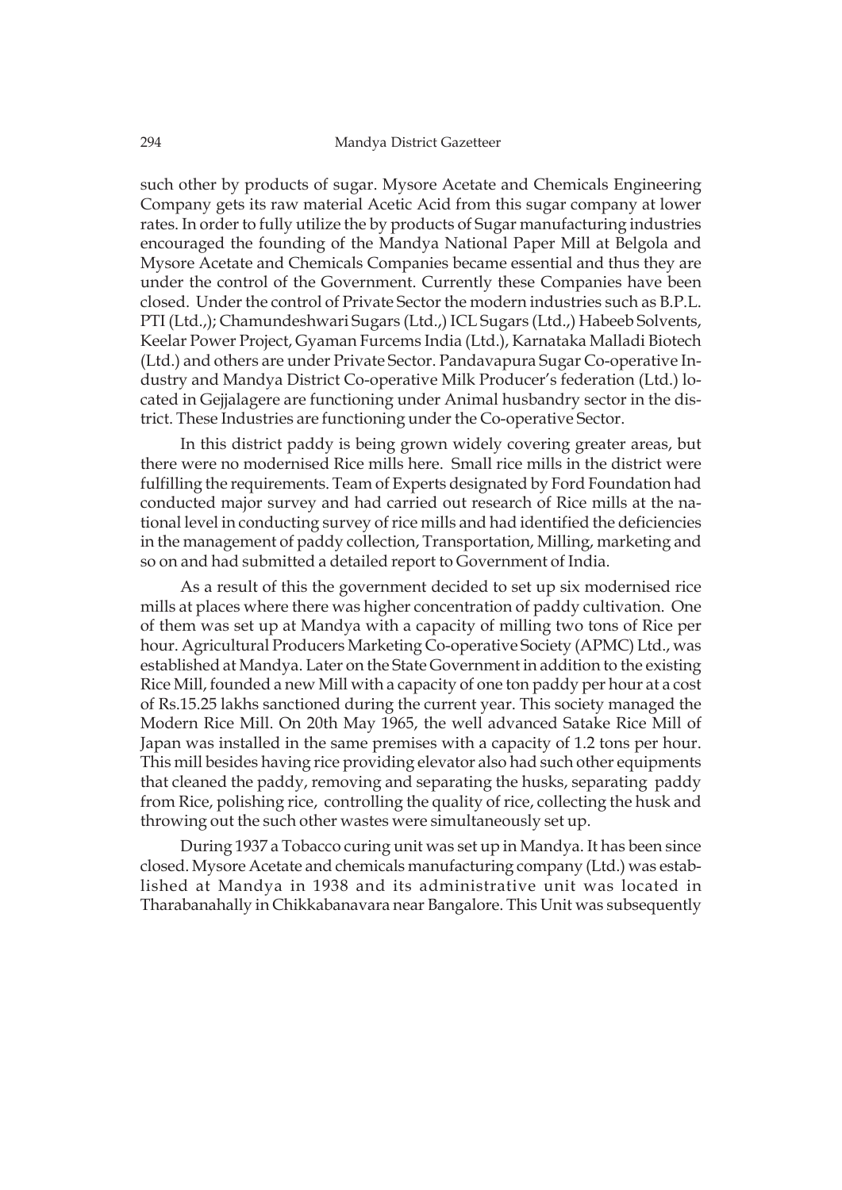such other by products of sugar. Mysore Acetate and Chemicals Engineering Company gets its raw material Acetic Acid from this sugar company at lower rates. In order to fully utilize the by products of Sugar manufacturing industries encouraged the founding of the Mandya National Paper Mill at Belgola and Mysore Acetate and Chemicals Companies became essential and thus they are under the control of the Government. Currently these Companies have been closed. Under the control of Private Sector the modern industries such as B.P.L. PTI (Ltd.,); Chamundeshwari Sugars (Ltd.,) ICL Sugars (Ltd.,) Habeeb Solvents, Keelar Power Project, Gyaman Furcems India (Ltd.), Karnataka Malladi Biotech (Ltd.) and others are under Private Sector. Pandavapura Sugar Co-operative Industry and Mandya District Co-operative Milk Producer's federation (Ltd.) located in Gejjalagere are functioning under Animal husbandry sector in the district. These Industries are functioning under the Co-operative Sector.

In this district paddy is being grown widely covering greater areas, but there were no modernised Rice mills here. Small rice mills in the district were fulfilling the requirements. Team of Experts designated by Ford Foundation had conducted major survey and had carried out research of Rice mills at the national level in conducting survey of rice mills and had identified the deficiencies in the management of paddy collection, Transportation, Milling, marketing and so on and had submitted a detailed report to Government of India.

As a result of this the government decided to set up six modernised rice mills at places where there was higher concentration of paddy cultivation. One of them was set up at Mandya with a capacity of milling two tons of Rice per hour. Agricultural Producers Marketing Co-operative Society (APMC) Ltd., was established at Mandya. Later on the State Government in addition to the existing Rice Mill, founded a new Mill with a capacity of one ton paddy per hour at a cost of Rs.15.25 lakhs sanctioned during the current year. This society managed the Modern Rice Mill. On 20th May 1965, the well advanced Satake Rice Mill of Japan was installed in the same premises with a capacity of 1.2 tons per hour. This mill besides having rice providing elevator also had such other equipments that cleaned the paddy, removing and separating the husks, separating paddy from Rice, polishing rice, controlling the quality of rice, collecting the husk and throwing out the such other wastes were simultaneously set up.

During 1937 a Tobacco curing unit was set up in Mandya. It has been since closed. Mysore Acetate and chemicals manufacturing company (Ltd.) was established at Mandya in 1938 and its administrative unit was located in Tharabanahally in Chikkabanavara near Bangalore. This Unit was subsequently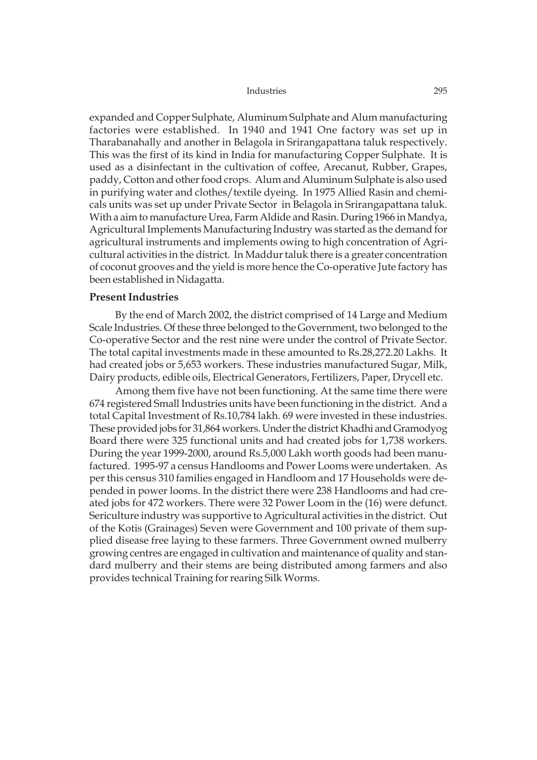expanded and Copper Sulphate, Aluminum Sulphate and Alum manufacturing factories were established. In 1940 and 1941 One factory was set up in Tharabanahally and another in Belagola in Srirangapattana taluk respectively. This was the first of its kind in India for manufacturing Copper Sulphate. It is used as a disinfectant in the cultivation of coffee, Arecanut, Rubber, Grapes, paddy, Cotton and other food crops. Alum and Aluminum Sulphate is also used in purifying water and clothes/textile dyeing. In 1975 Allied Rasin and chemicals units was set up under Private Sector in Belagola in Srirangapattana taluk. With a aim to manufacture Urea, Farm Aldide and Rasin. During 1966 in Mandya, Agricultural Implements Manufacturing Industry was started as the demand for agricultural instruments and implements owing to high concentration of Agricultural activities in the district. In Maddur taluk there is a greater concentration of coconut grooves and the yield is more hence the Co-operative Jute factory has been established in Nidagatta.

**Present Industries**

By the end of March 2002, the district comprised of 14 Large and Medium Scale Industries. Of these three belonged to the Government, two belonged to the Co-operative Sector and the rest nine were under the control of Private Sector. The total capital investments made in these amounted to Rs.28,272.20 Lakhs. It had created jobs or 5,653 workers. These industries manufactured Sugar, Milk, Dairy products, edible oils, Electrical Generators, Fertilizers, Paper, Drycell etc.

Among them five have not been functioning. At the same time there were 674 registered Small Industries units have been functioning in the district. And a total Capital Investment of Rs.10,784 lakh. 69 were invested in these industries. These provided jobs for 31,864 workers. Under the district Khadhi and Gramodyog Board there were 325 functional units and had created jobs for 1,738 workers. During the year 1999-2000, around Rs.5,000 Lakh worth goods had been manufactured. 1995-97 a census Handlooms and Power Looms were undertaken. As per this census 310 families engaged in Handloom and 17 Households were depended in power looms. In the district there were 238 Handlooms and had created jobs for 472 workers. There were 32 Power Loom in the (16) were defunct. Sericulture industry was supportive to Agricultural activities in the district. Out of the Kotis (Grainages) Seven were Government and 100 private of them supplied disease free laying to these farmers. Three Government owned mulberry growing centres are engaged in cultivation and maintenance of quality and standard mulberry and their stems are being distributed among farmers and also provides technical Training for rearing Silk Worms.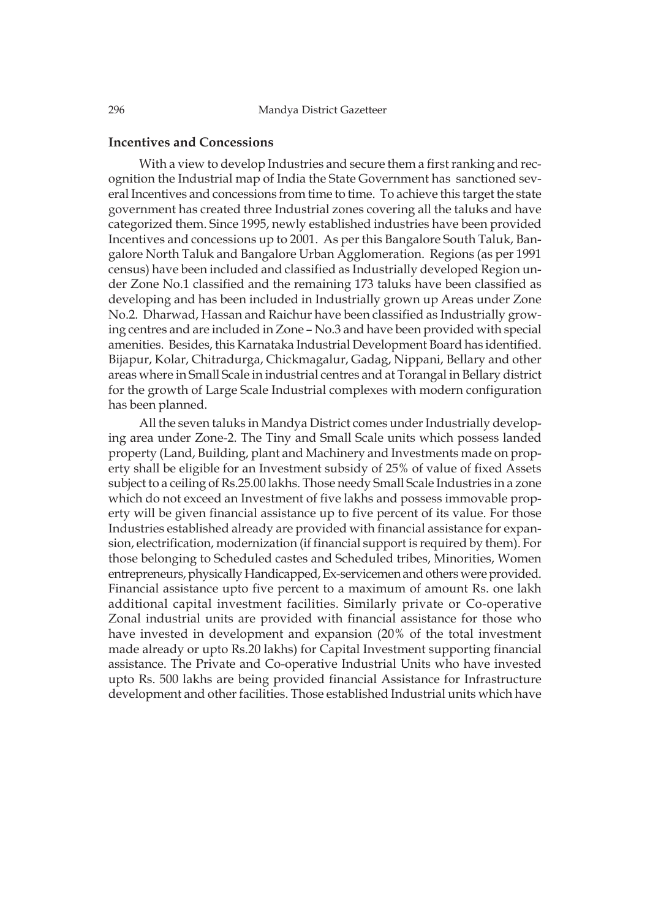## Incentives and Concessions

With a view to develop Industries and secure them a first ranking and recognition the Industrial map of India the State Government has sanctioned several Incentives and concessions from time to time. To achieve this target the state government has created three Industrial zones covering all the taluks and have categorized them. Since 1995, newly established industries have been provided Incentives and concessions up to 2001. As per this Bangalore South Taluk, Bangalore North Taluk and Bangalore Urban Agglomeration. Regions (as per 1991 census) have been included and classified as Industrially developed Region under Zone No.1 classified and the remaining 173 taluks have been classified as developing and has been included in Industrially grown up Areas under Zone No.2. Dharwad, Hassan and Raichur have been classified as Industrially growing centres and are included in Zone – No.3 and have been provided with special amenities. Besides, this Karnataka Industrial Development Board has identified. Bijapur, Kolar, Chitradurga, Chickmagalur, Gadag, Nippani, Bellary and other areas where in Small Scale in industrial centres and at Torangal in Bellary district for the growth of Large Scale Industrial complexes with modern configuration has been planned.

All the seven taluks in Mandya District comes under Industrially developing area under Zone-2. The Tiny and Small Scale units which possess landed property (Land, Building, plant and Machinery and Investments made on property shall be eligible for an Investment subsidy of 25% of value of fixed Assets subject to a ceiling of Rs.25.00 lakhs. Those needy Small Scale Industries in a zone which do not exceed an Investment of five lakhs and possess immovable property will be given financial assistance up to five percent of its value. For those Industries established already are provided with financial assistance for expansion, electrification, modernization (if financial support is required by them). For those belonging to Scheduled castes and Scheduled tribes, Minorities, Women entrepreneurs, physically Handicapped, Ex-servicemen and others were provided. Financial assistance upto five percent to a maximum of amount Rs. one lakh additional capital investment facilities. Similarly private or Co-operative Zonal industrial units are provided with financial assistance for those who have invested in development and expansion (20% of the total investment made already or upto Rs.20 lakhs) for Capital Investment supporting financial assistance. The Private and Co-operative Industrial Units who have invested upto Rs. 500 lakhs are being provided financial Assistance for Infrastructure development and other facilities. Those established Industrial units which have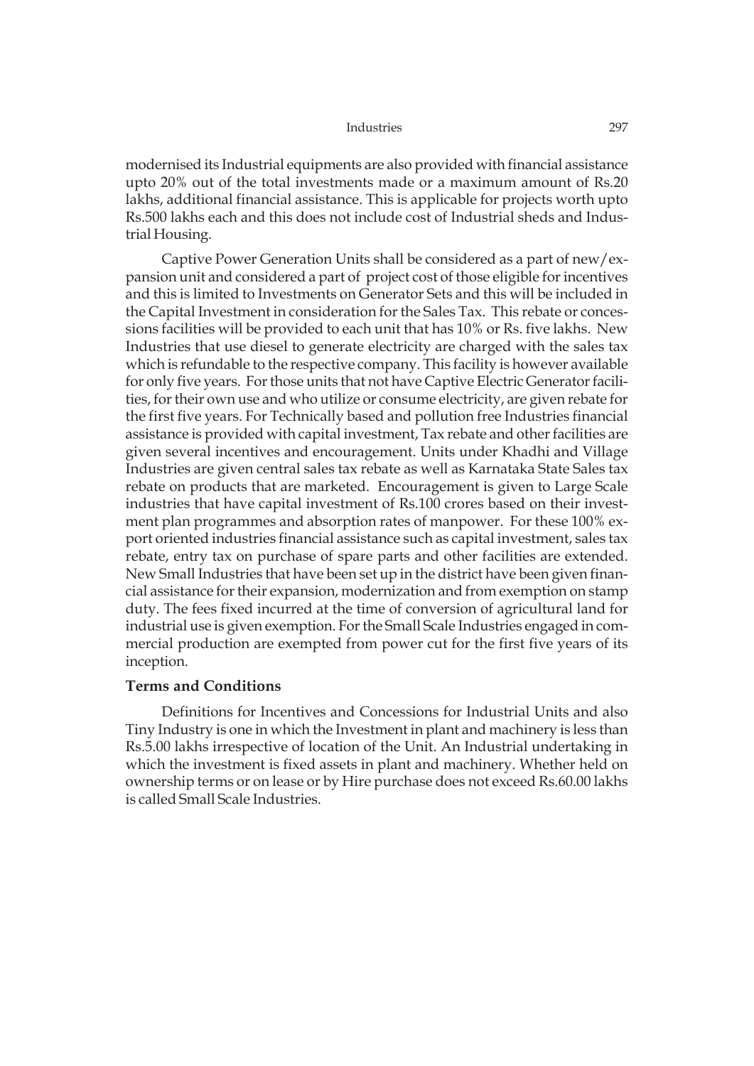modernised its Industrial equipments are also provided with financial assistance upto 20% out of the total investments made or a maximum amount of Rs.20 lakhs, additional financial assistance. This is applicable for projects worth upto Rs.500 lakhs each and this does not include cost of Industrial sheds and Industrial Housing.

Captive Power Generation Units shall be considered as a part of new/expansion unit and considered a part of project cost of those eligible for incentives and this is limited to Investments on Generator Sets and this will be included in the Capital Investment in consideration for the Sales Tax. This rebate or concessions facilities will be provided to each unit that has 10% or Rs. five lakhs. New Industries that use diesel to generate electricity are charged with the sales tax which is refundable to the respective company. This facility is however available for only five years. For those units that not have Captive Electric Generator facilities, for their own use and who utilize or consume electricity, are given rebate for the first five years. For Technically based and pollution free Industries financial assistance is provided with capital investment, Tax rebate and other facilities are given several incentives and encouragement. Units under Khadhi and Village Industries are given central sales tax rebate as well as Karnataka State Sales tax rebate on products that are marketed. Encouragement is given to Large Scale industries that have capital investment of Rs.100 crores based on their investment plan programmes and absorption rates of manpower. For these 100% export oriented industries financial assistance such as capital investment, sales tax rebate, entry tax on purchase of spare parts and other facilities are extended. New Small Industries that have been set up in the district have been given financial assistance for their expansion, modernization and from exemption on stamp duty. The fees fixed incurred at the time of conversion of agricultural land for industrial use is given exemption. For the Small Scale Industries engaged in commercial production are exempted from power cut for the first five years of its inception.

**Terms and Conditions**

Definitions for Incentives and Concessions for Industrial Units and also Tiny Industry is one in which the Investment in plant and machinery is less than Rs.5.00 lakhs irrespective of location of the Unit. An Industrial undertaking in which the investment is fixed assets in plant and machinery. Whether held on ownership terms or on lease or by Hire purchase does not exceed Rs.60.00 lakhs is called Small Scale Industries.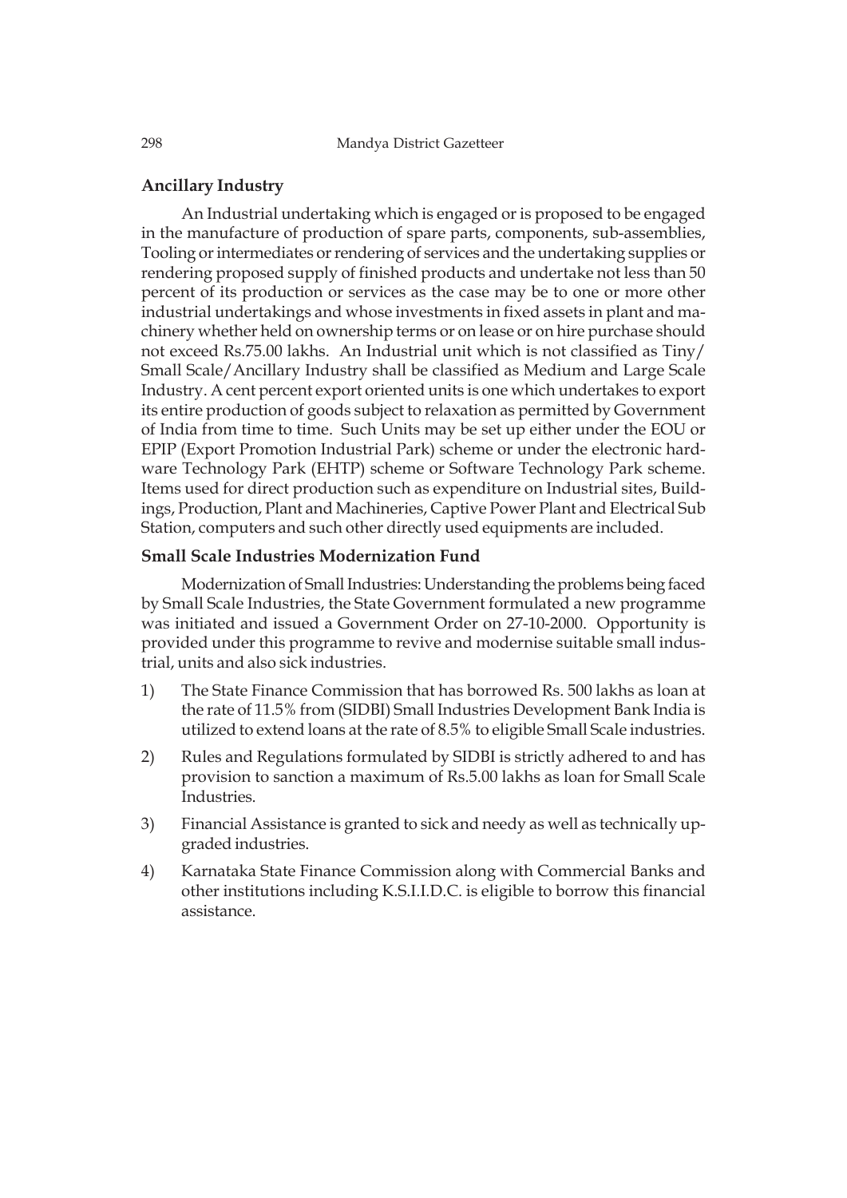## Ancillary Industry

An Industrial undertaking which is engaged or is proposed to be engaged in the manufacture of production of spare parts, components, sub-assemblies, Tooling or intermediates or rendering of services and the undertaking supplies or rendering proposed supply of finished products and undertake not less than 50 percent of its production or services as the case may be to one or more other industrial undertakings and whose investments in fixed assets in plant and machinery whether held on ownership terms or on lease or on hire purchase should not exceed Rs.75.00 lakhs. An Industrial unit which is not classified as Tiny/ Small Scale/Ancillary Industry shall be classified as Medium and Large Scale Industry. A cent percent export oriented units is one which undertakes to export its entire production of goods subject to relaxation as permitted by Government of India from time to time. Such Units may be set up either under the EOU or EPIP (Export Promotion Industrial Park) scheme or under the electronic hardware Technology Park (EHTP) scheme or Software Technology Park scheme. Items used for direct production such as expenditure on Industrial sites, Buildings, Production, Plant and Machineries, Captive Power Plant and Electrical Sub Station, computers and such other directly used equipments are included.

## Small Scale Industries Modernization Fund

Modernization of Small Industries: Understanding the problems being faced by Small Scale Industries, the State Government formulated a new programme was initiated and issued a Government Order on 27-10-2000. Opportunity is provided under this programme to revive and modernise suitable small industrial, units and also sick industries.

1) The State Finance Commission that has borrowed Rs. 500 lakhs as loan at the rate of 11.5% from (SIDBI) Small Industries Development Bank India is utilized to extend loans at the rate of 8.5% to eligible Small Scale industries.
2) Rules and Regulations formulated by SIDBI is strictly adhered to and has provision to sanction a maximum of Rs.5.00 lakhs as loan for Small Scale Industries.
3) Financial Assistance is granted to sick and needy as well as technically upgraded industries.
4) Karnataka State Finance Commission along with Commercial Banks and other institutions including K.S.I.I.D.C. is eligible to borrow this financial assistance.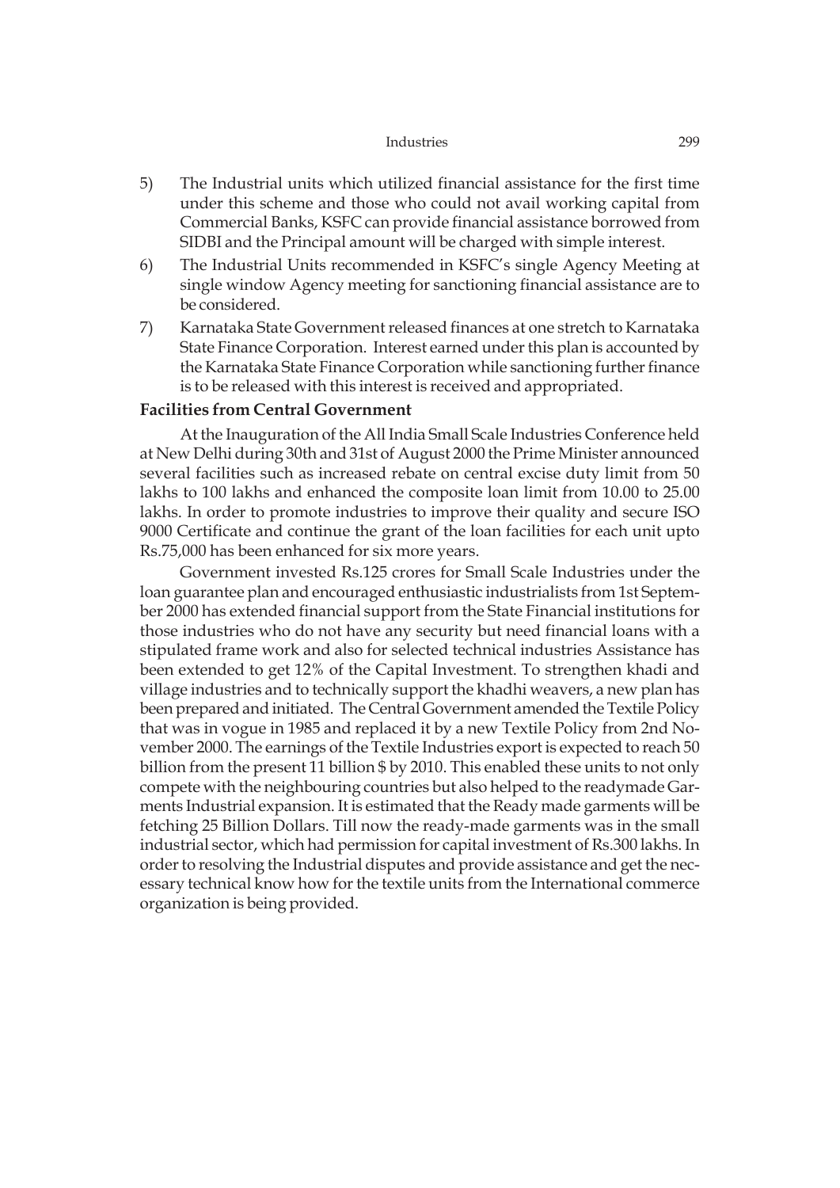5) The Industrial units which utilized financial assistance for the first time under this scheme and those who could not avail working capital from Commercial Banks, KSFC can provide financial assistance borrowed from SIDBI and the Principal amount will be charged with simple interest.

6) The Industrial Units recommended in KSFC's single Agency Meeting at single window Agency meeting for sanctioning financial assistance are to be considered.

7) Karnataka State Government released finances at one stretch to Karnataka State Finance Corporation. Interest earned under this plan is accounted by the Karnataka State Finance Corporation while sanctioning further finance is to be released with this interest is received and appropriated.

**Facilities from Central Government**

At the Inauguration of the All India Small Scale Industries Conference held at New Delhi during 30th and 31st of August 2000 the Prime Minister announced several facilities such as increased rebate on central excise duty limit from 50 lakhs to 100 lakhs and enhanced the composite loan limit from 10.00 to 25.00 lakhs. In order to promote industries to improve their quality and secure ISO 9000 Certificate and continue the grant of the loan facilities for each unit upto Rs.75,000 has been enhanced for six more years.

Government invested Rs.125 crores for Small Scale Industries under the loan guarantee plan and encouraged enthusiastic industrialists from 1st September 2000 has extended financial support from the State Financial institutions for those industries who do not have any security but need financial loans with a stipulated frame work and also for selected technical industries Assistance has been extended to get 12% of the Capital Investment. To strengthen khadi and village industries and to technically support the khadhi weavers, a new plan has been prepared and initiated. The Central Government amended the Textile Policy that was in vogue in 1985 and replaced it by a new Textile Policy from 2nd November 2000. The earnings of the Textile Industries export is expected to reach 50 billion from the present 11 billion $ by 2010. This enabled these units to not only compete with the neighbouring countries but also helped to the readymade Garments Industrial expansion. It is estimated that the Ready made garments will be fetching 25 Billion Dollars. Till now the ready-made garments was in the small industrial sector, which had permission for capital investment of Rs.300 lakhs. In order to resolving the Industrial disputes and provide assistance and get the necessary technical know how for the textile units from the International commerce organization is being provided.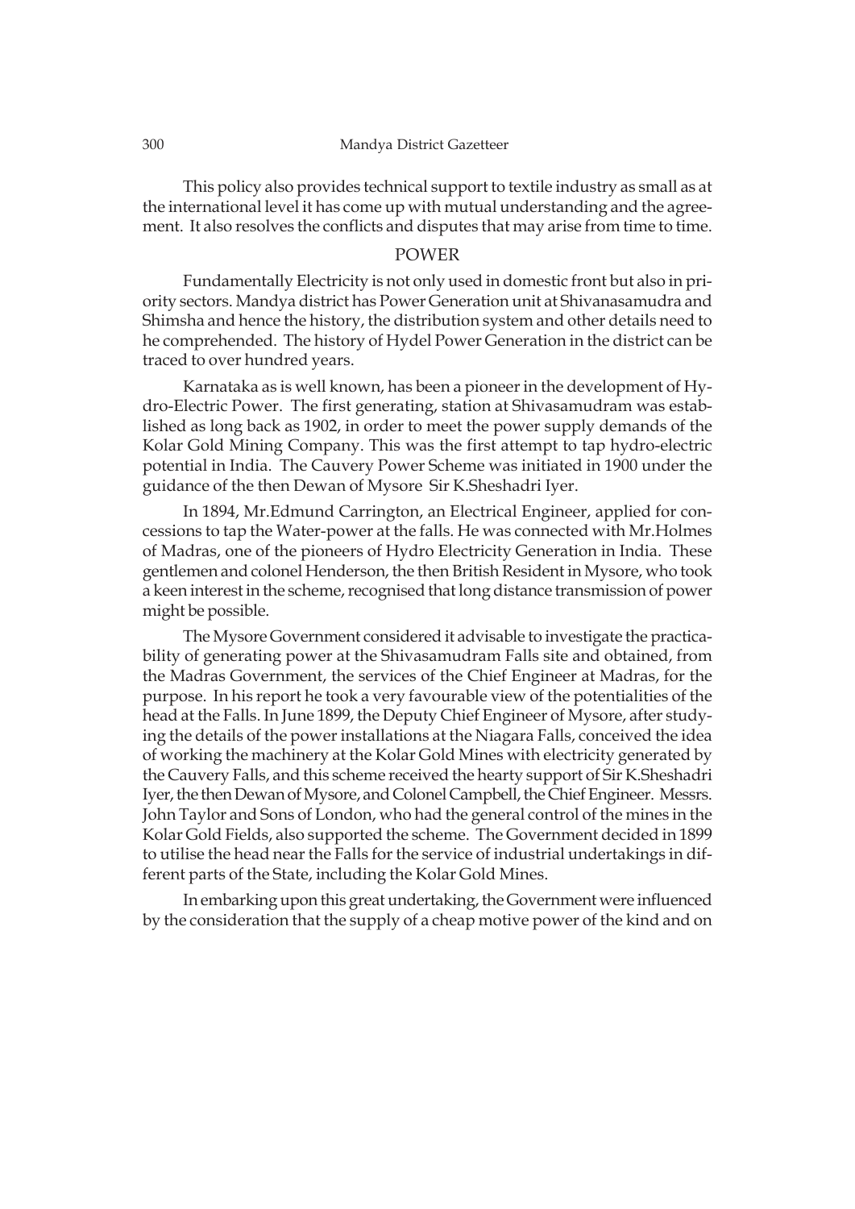This policy also provides technical support to textile industry as small as at the international level it has come up with mutual understanding and the agreement. It also resolves the conflicts and disputes that may arise from time to time.

## POWER

Fundamentally Electricity is not only used in domestic front but also in priority sectors. Mandya district has Power Generation unit at Shivanasamudra and Shimsha and hence the history, the distribution system and other details need to he comprehended. The history of Hydel Power Generation in the district can be traced to over hundred years.

Karnataka as is well known, has been a pioneer in the development of Hydro-Electric Power. The first generating, station at Shivasamudram was established as long back as 1902, in order to meet the power supply demands of the Kolar Gold Mining Company. This was the first attempt to tap hydro-electric potential in India. The Cauvery Power Scheme was initiated in 1900 under the guidance of the then Dewan of Mysore Sir K.Sheshadri Iyer.

In 1894, Mr.Edmund Carrington, an Electrical Engineer, applied for concessions to tap the Water-power at the falls. He was connected with Mr.Holmes of Madras, one of the pioneers of Hydro Electricity Generation in India. These gentlemen and colonel Henderson, the then British Resident in Mysore, who took a keen interest in the scheme, recognised that long distance transmission of power might be possible.

The Mysore Government considered it advisable to investigate the practicability of generating power at the Shivasamudram Falls site and obtained, from the Madras Government, the services of the Chief Engineer at Madras, for the purpose. In his report he took a very favourable view of the potentialities of the head at the Falls. In June 1899, the Deputy Chief Engineer of Mysore, after studying the details of the power installations at the Niagara Falls, conceived the idea of working the machinery at the Kolar Gold Mines with electricity generated by the Cauvery Falls, and this scheme received the hearty support of Sir K.Sheshadri Iyer, the then Dewan of Mysore, and Colonel Campbell, the Chief Engineer. Messrs. John Taylor and Sons of London, who had the general control of the mines in the Kolar Gold Fields, also supported the scheme. The Government decided in 1899 to utilise the head near the Falls for the service of industrial undertakings in different parts of the State, including the Kolar Gold Mines.

In embarking upon this great undertaking, the Government were influenced by the consideration that the supply of a cheap motive power of the kind and on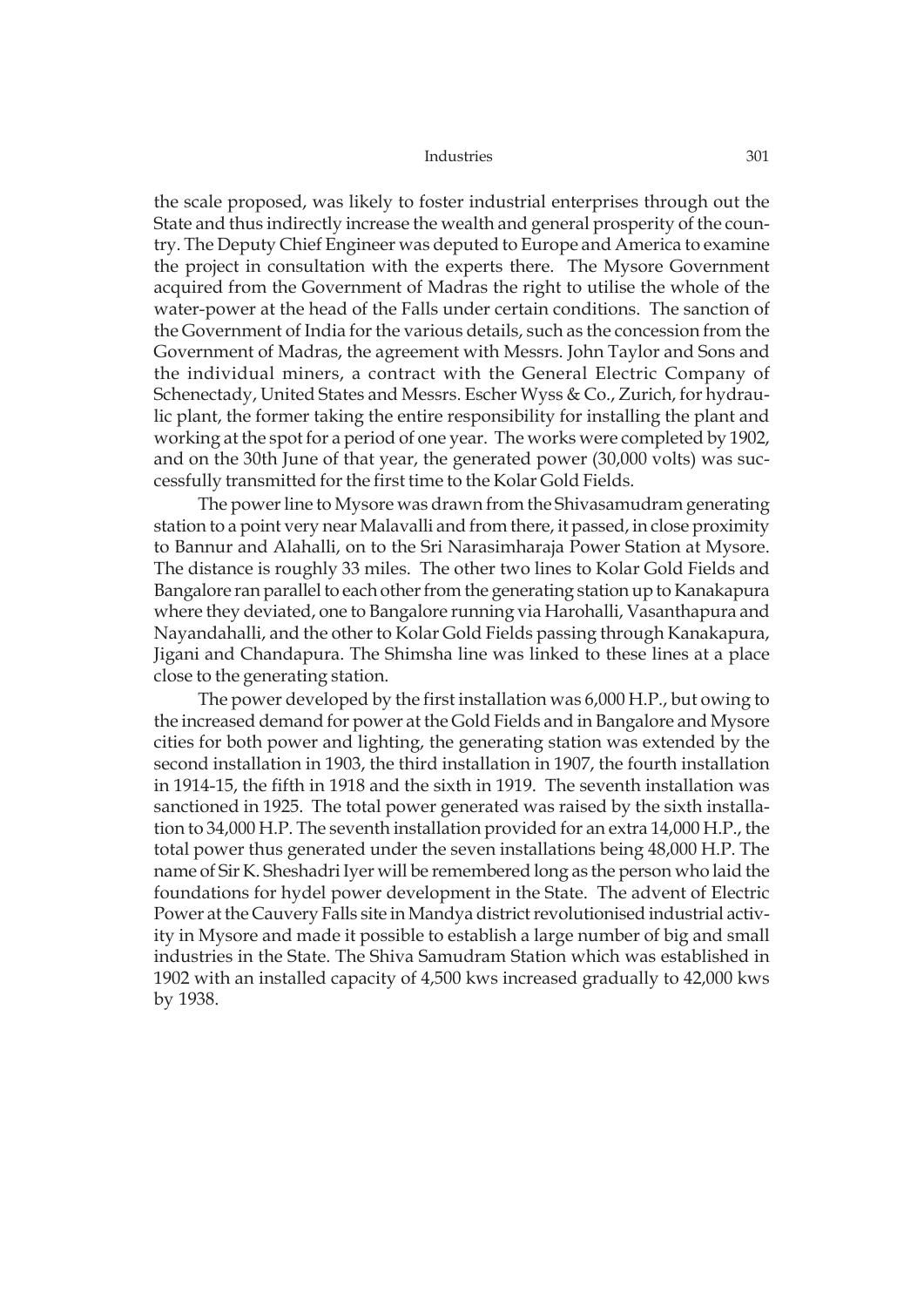the scale proposed, was likely to foster industrial enterprises through out the State and thus indirectly increase the wealth and general prosperity of the country. The Deputy Chief Engineer was deputed to Europe and America to examine the project in consultation with the experts there. The Mysore Government acquired from the Government of Madras the right to utilise the whole of the water-power at the head of the Falls under certain conditions. The sanction of the Government of India for the various details, such as the concession from the Government of Madras, the agreement with Messrs. John Taylor and Sons and the individual miners, a contract with the General Electric Company of Schenectady, United States and Messrs. Escher Wyss & Co., Zurich, for hydraulic plant, the former taking the entire responsibility for installing the plant and working at the spot for a period of one year. The works were completed by 1902, and on the 30th June of that year, the generated power (30,000 volts) was successfully transmitted for the first time to the Kolar Gold Fields.

The power line to Mysore was drawn from the Shivasamudram generating station to a point very near Malavalli and from there, it passed, in close proximity to Bannur and Alahalli, on to the Sri Narasimharaja Power Station at Mysore. The distance is roughly 33 miles. The other two lines to Kolar Gold Fields and Bangalore ran parallel to each other from the generating station up to Kanakapura where they deviated, one to Bangalore running via Harohalli, Vasanthapura and Nayandahalli, and the other to Kolar Gold Fields passing through Kanakapura, Jigani and Chandapura. The Shimsha line was linked to these lines at a place close to the generating station.

The power developed by the first installation was 6,000 H.P., but owing to the increased demand for power at the Gold Fields and in Bangalore and Mysore cities for both power and lighting, the generating station was extended by the second installation in 1903, the third installation in 1907, the fourth installation in 1914-15, the fifth in 1918 and the sixth in 1919. The seventh installation was sanctioned in 1925. The total power generated was raised by the sixth installation to 34,000 H.P. The seventh installation provided for an extra 14,000 H.P., the total power thus generated under the seven installations being 48,000 H.P. The name of Sir K. Sheshadri Iyer will be remembered long as the person who laid the foundations for hydel power development in the State. The advent of Electric Power at the Cauvery Falls site in Mandya district revolutionised industrial activity in Mysore and made it possible to establish a large number of big and small industries in the State. The Shiva Samudram Station which was established in 1902 with an installed capacity of 4,500 kws increased gradually to 42,000 kws by 1938.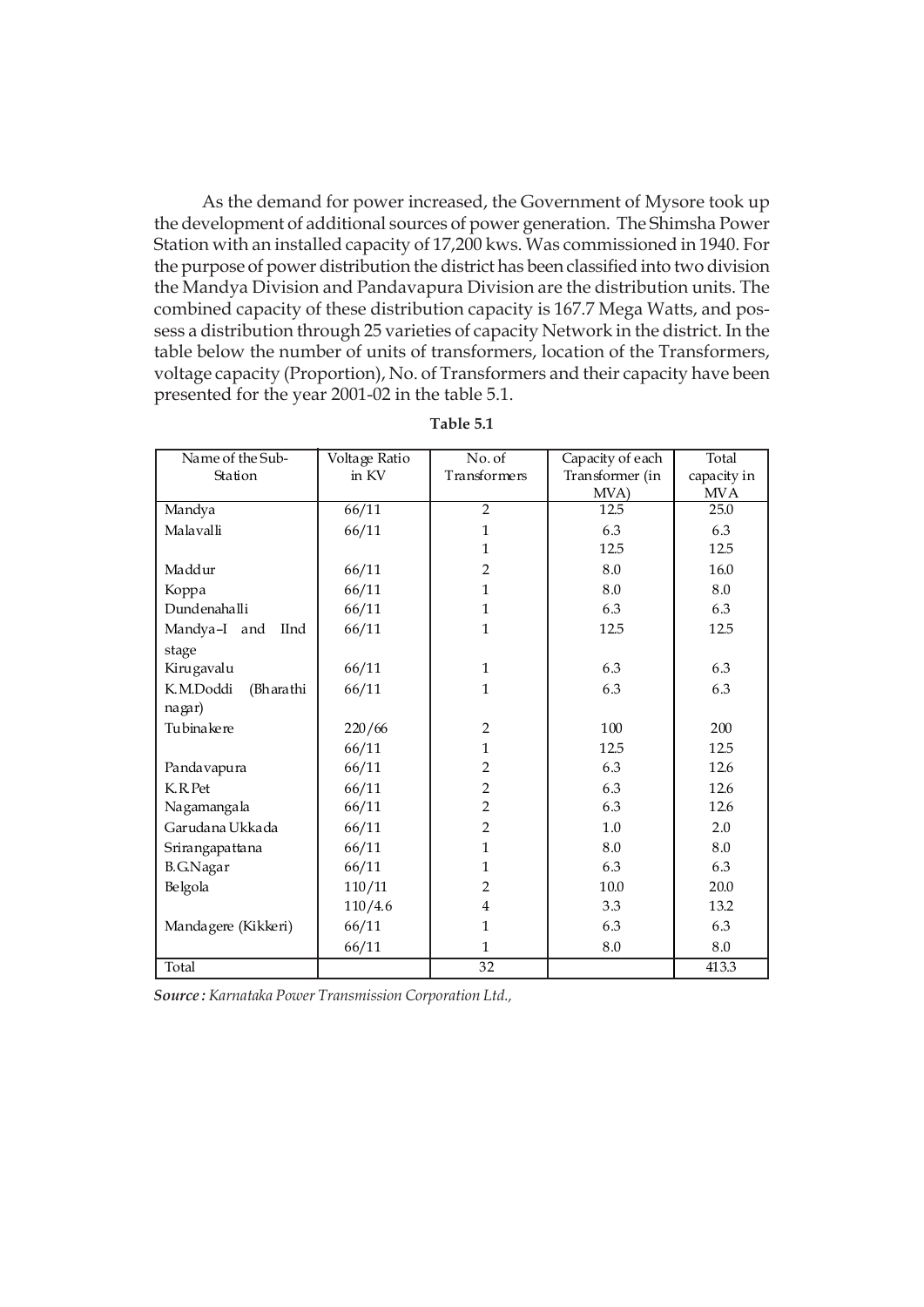As the demand for power increased, the Government of Mysore took up the development of additional sources of power generation. The Shimsha Power Station with an installed capacity of 17,200 kws. Was commissioned in 1940. For the purpose of power distribution the district has been classified into two division the Mandya Division and Pandavapura Division are the distribution units. The combined capacity of these distribution capacity is 167.7 Mega Watts, and possess a distribution through 25 varieties of capacity Network in the district. In the table below the number of units of transformers, location of the Transformers, voltage capacity (Proportion), No. of Transformers and their capacity have been presented for the year 2001-02 in the table 5.1.

**Table 5.1**

| Name of the Sub-Station | Voltage Ratio in KV | No. of Transformers | Capacity of each Transformer (in MVA) | Total capacity in MVA |
|---|---|---|---|---|
| Mandya | 66/11 | 2 | 12.5 | 25.0 |
| Malavalli | 66/11 | 1 | 6.3 | 6.3 |
| | | 1 | 12.5 | 12.5 |
| Maddur | 66/11 | 2 | 8.0 | 16.0 |
| Koppa | 66/11 | 1 | 8.0 | 8.0 |
| Dundenahalli | 66/11 | 1 | 6.3 | 6.3 |
| Mandya–I and IInd stage | 66/11 | 1 | 12.5 | 12.5 |
| Kirugavalu | 66/11 | 1 | 6.3 | 6.3 |
| K.M.Doddi (Bharathi nagar) | 66/11 | 1 | 6.3 | 6.3 |
| Tubinakere | 220/66 | 2 | 100 | 200 |
| | 66/11 | 1 | 12.5 | 12.5 |
| Pandavapura | 66/11 | 2 | 6.3 | 12.6 |
| K.R.Pet | 66/11 | 2 | 6.3 | 12.6 |
| Nagamangala | 66/11 | 2 | 6.3 | 12.6 |
| Garudana Ukkada | 66/11 | 2 | 1.0 | 2.0 |
| Srirangapattana | 66/11 | 1 | 8.0 | 8.0 |
| B.G.Nagar | 66/11 | 1 | 6.3 | 6.3 |
| Belgola | 110/11 | 2 | 10.0 | 20.0 |
| | 110/4.6 | 4 | 3.3 | 13.2 |
| Mandagere (Kikkeri) | 66/11 | 1 | 6.3 | 6.3 |
| | 66/11 | 1 | 8.0 | 8.0 |
| Total | | 32 | | 413.3 |

***Source :*** *Karnataka Power Transmission Corporation Ltd.,*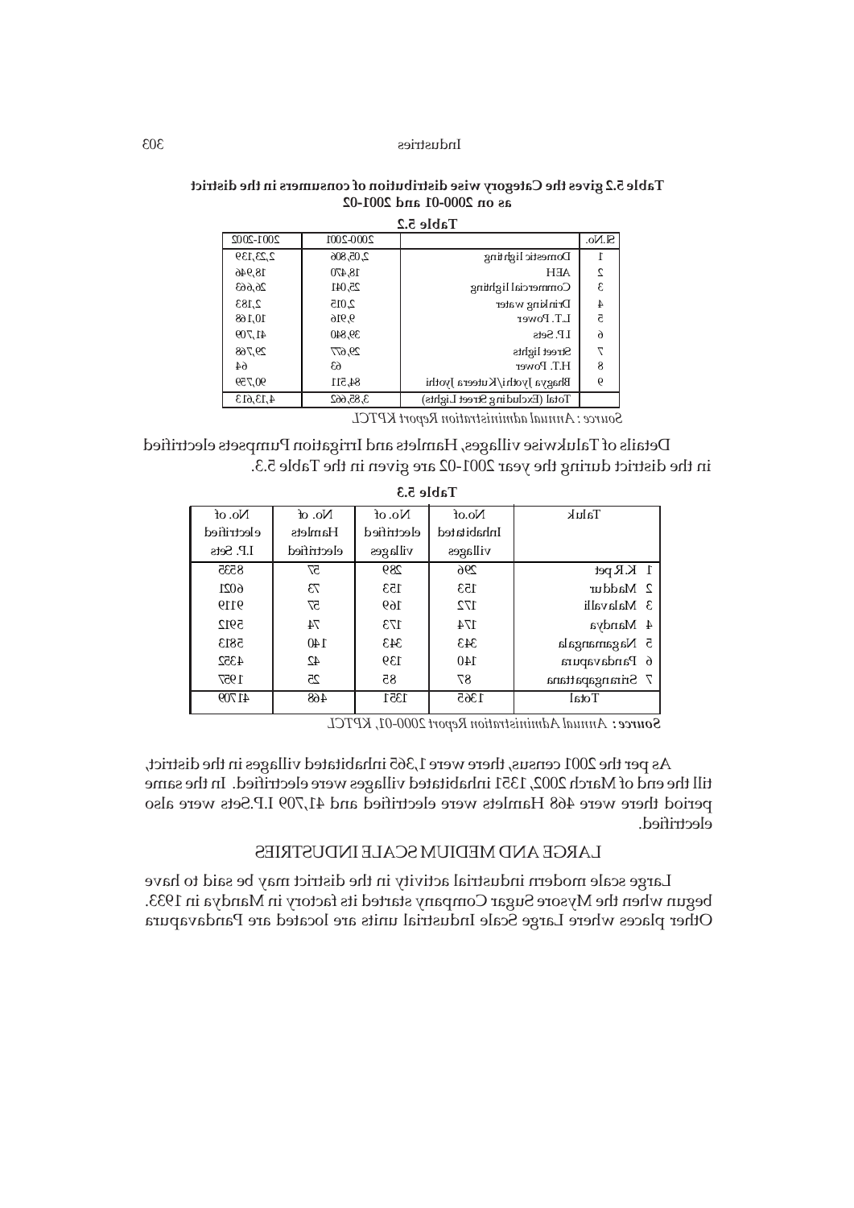**Table 5.2 gives the Category wise distribution of consumers in the district as on 2000-01 and 2001-02**

**Table 5.2**

| Sl.No. | | 2000-2001 | 2001-2002 |
|---|---|---|---|
| 1 | Domestic lighting | 2,05,806 | 2,23,139 |
| 2 | AEH | 18,470 | 18,946 |
| 3 | Commercial lighting | 25,041 | 26,663 |
| 4 | Drinking water | 2,015 | 2,183 |
| 5 | L.T. Power | 9,916 | 10,168 |
| 6 | I.P. Sets | 39,840 | 41,709 |
| 7 | Street lights | 29,677 | 29,768 |
| 8 | H.T. Power | 63 | 64 |
| 9 | Bhagya Jyothi/Kuteera Jyothi | 84,511 | 90,759 |
| | Total (Excluding Street Lights) | 3,85,662 | 4,13,613 |

Source : Annual administration Report KPTCL

Details of Talukwise villages, Hamlets and Irrigation Pumpsets electrified in the district during the year 2001-02 are given in the Table 5.3.

**Table 5.3**

| Taluk | No.of Inhabitated villages | No. of electrified villages | No. of Hamlets electrified | No. of electrified I.P. Sets |
|---|---|---|---|---|
| 1 K.R.pet | 296 | 289 | 57 | 8335 |
| 2 Maddur | 153 | 153 | 73 | 6021 |
| 3 Malavalli | 172 | 169 | 57 | 9119 |
| 4 Mandya | 174 | 173 | 74 | 5912 |
| 5 Nagamangala | 343 | 343 | 140 | 5813 |
| 6 Pandavapura | 140 | 139 | 42 | 4352 |
| 7 Srirangapattana | 87 | 85 | 25 | 1957 |
| Total | 1365 | 1351 | 468 | 41709 |

**Source :** *Annual Administration Report 2000-01, KPTCL*

As per the 2001 census, there were 1,365 inhabitated villages in the district, till the end of March 2002, 1351 inhabitated villages were electrified. In the same period there were 468 Hamlets were electrified and 41,709 I.P.Sets were also electrified.

## LARGE AND MEDIUM SCALE INDUSTRIES

Large scale modern industrial activity in the district may be said to have begun when the Mysore Sugar Company started its factory in Mandya in 1933. Other places where Large Scale Industrial units are located are Pandavapura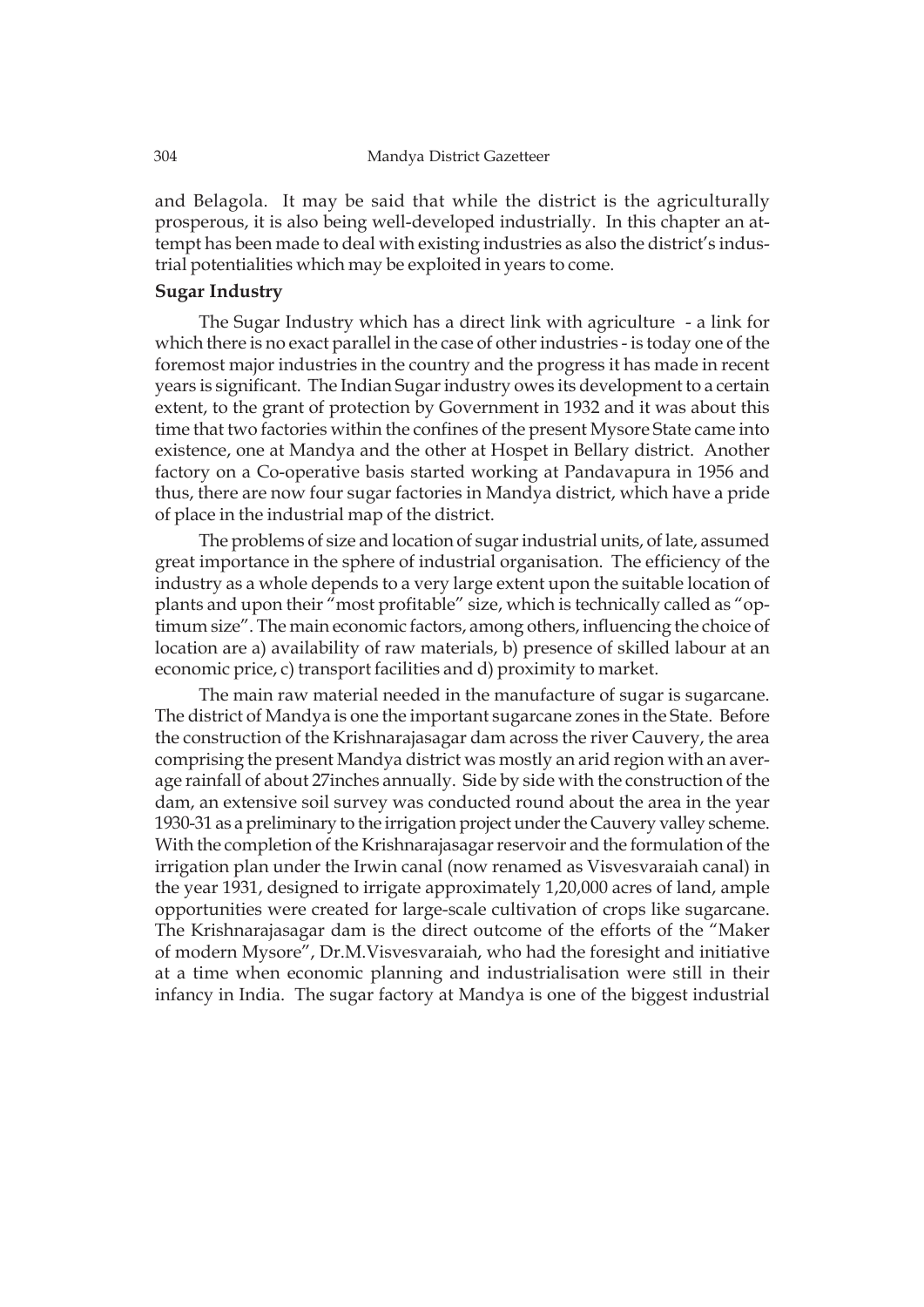and Belagola. It may be said that while the district is the agriculturally prosperous, it is also being well-developed industrially. In this chapter an attempt has been made to deal with existing industries as also the district's industrial potentialities which may be exploited in years to come.

**Sugar Industry**

The Sugar Industry which has a direct link with agriculture - a link for which there is no exact parallel in the case of other industries - is today one of the foremost major industries in the country and the progress it has made in recent years is significant. The Indian Sugar industry owes its development to a certain extent, to the grant of protection by Government in 1932 and it was about this time that two factories within the confines of the present Mysore State came into existence, one at Mandya and the other at Hospet in Bellary district. Another factory on a Co-operative basis started working at Pandavapura in 1956 and thus, there are now four sugar factories in Mandya district, which have a pride of place in the industrial map of the district.

The problems of size and location of sugar industrial units, of late, assumed great importance in the sphere of industrial organisation. The efficiency of the industry as a whole depends to a very large extent upon the suitable location of plants and upon their "most profitable" size, which is technically called as "optimum size". The main economic factors, among others, influencing the choice of location are a) availability of raw materials, b) presence of skilled labour at an economic price, c) transport facilities and d) proximity to market.

The main raw material needed in the manufacture of sugar is sugarcane. The district of Mandya is one the important sugarcane zones in the State. Before the construction of the Krishnarajasagar dam across the river Cauvery, the area comprising the present Mandya district was mostly an arid region with an average rainfall of about 27inches annually. Side by side with the construction of the dam, an extensive soil survey was conducted round about the area in the year 1930-31 as a preliminary to the irrigation project under the Cauvery valley scheme. With the completion of the Krishnarajasagar reservoir and the formulation of the irrigation plan under the Irwin canal (now renamed as Visvesvaraiah canal) in the year 1931, designed to irrigate approximately 1,20,000 acres of land, ample opportunities were created for large-scale cultivation of crops like sugarcane. The Krishnarajasagar dam is the direct outcome of the efforts of the "Maker of modern Mysore", Dr.M.Visvesvaraiah, who had the foresight and initiative at a time when economic planning and industrialisation were still in their infancy in India. The sugar factory at Mandya is one of the biggest industrial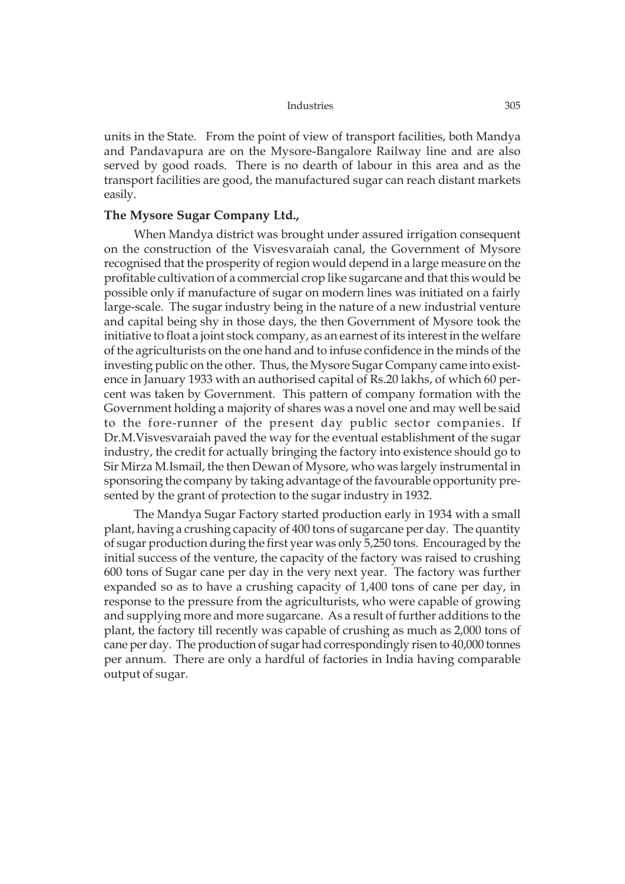units in the State. From the point of view of transport facilities, both Mandya and Pandavapura are on the Mysore-Bangalore Railway line and are also served by good roads. There is no dearth of labour in this area and as the transport facilities are good, the manufactured sugar can reach distant markets easily.

**The Mysore Sugar Company Ltd.,**

When Mandya district was brought under assured irrigation consequent on the construction of the Visvesvaraiah canal, the Government of Mysore recognised that the prosperity of region would depend in a large measure on the profitable cultivation of a commercial crop like sugarcane and that this would be possible only if manufacture of sugar on modern lines was initiated on a fairly large-scale. The sugar industry being in the nature of a new industrial venture and capital being shy in those days, the then Government of Mysore took the initiative to float a joint stock company, as an earnest of its interest in the welfare of the agriculturists on the one hand and to infuse confidence in the minds of the investing public on the other. Thus, the Mysore Sugar Company came into existence in January 1933 with an authorised capital of Rs.20 lakhs, of which 60 percent was taken by Government. This pattern of company formation with the Government holding a majority of shares was a novel one and may well be said to the fore-runner of the present day public sector companies. If Dr.M.Visvesvaraiah paved the way for the eventual establishment of the sugar industry, the credit for actually bringing the factory into existence should go to Sir Mirza M.Ismail, the then Dewan of Mysore, who was largely instrumental in sponsoring the company by taking advantage of the favourable opportunity presented by the grant of protection to the sugar industry in 1932.

The Mandya Sugar Factory started production early in 1934 with a small plant, having a crushing capacity of 400 tons of sugarcane per day. The quantity of sugar production during the first year was only 5,250 tons. Encouraged by the initial success of the venture, the capacity of the factory was raised to crushing 600 tons of Sugar cane per day in the very next year. The factory was further expanded so as to have a crushing capacity of 1,400 tons of cane per day, in response to the pressure from the agriculturists, who were capable of growing and supplying more and more sugarcane. As a result of further additions to the plant, the factory till recently was capable of crushing as much as 2,000 tons of cane per day. The production of sugar had correspondingly risen to 40,000 tonnes per annum. There are only a hardful of factories in India having comparable output of sugar.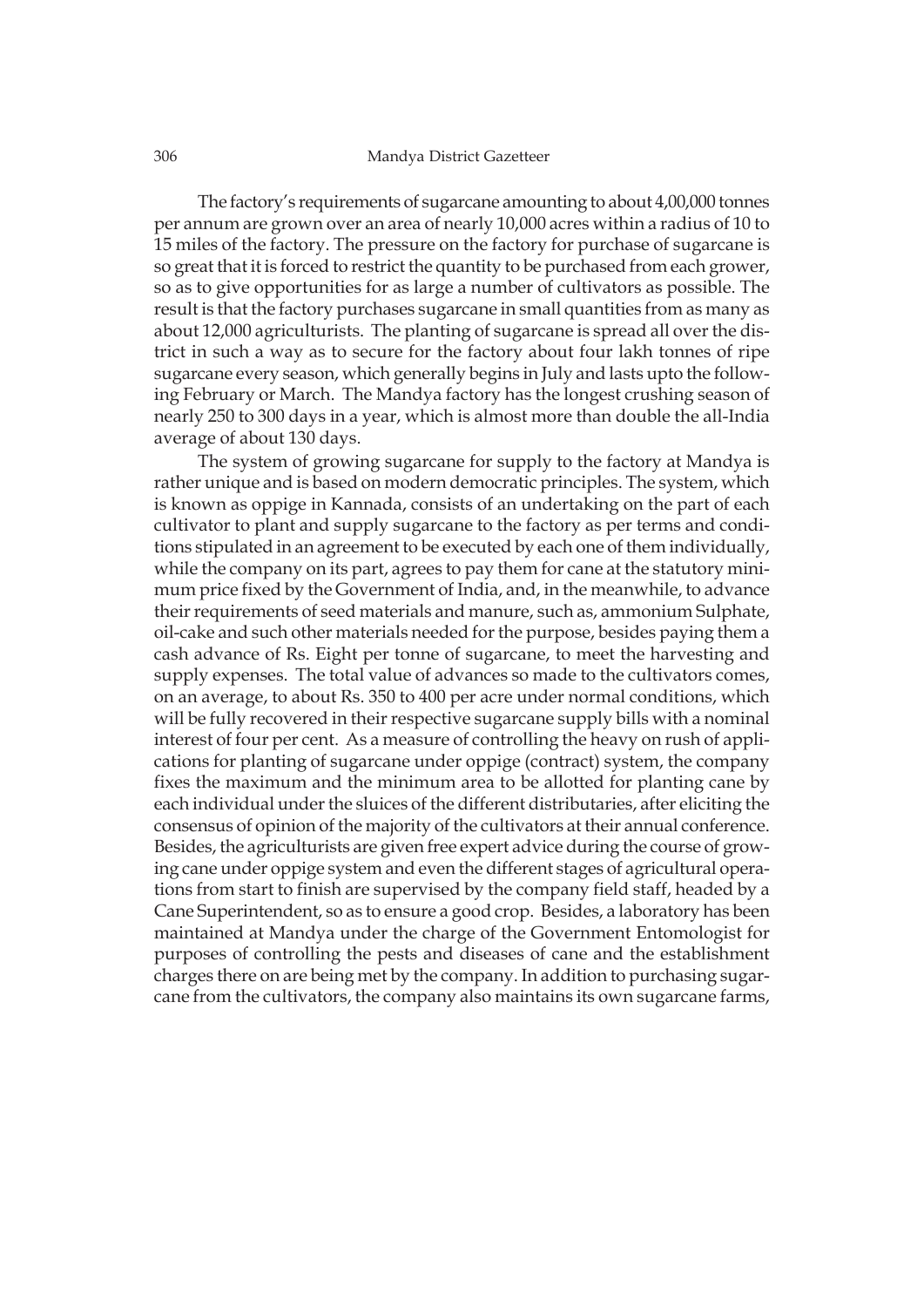The factory's requirements of sugarcane amounting to about 4,00,000 tonnes per annum are grown over an area of nearly 10,000 acres within a radius of 10 to 15 miles of the factory. The pressure on the factory for purchase of sugarcane is so great that it is forced to restrict the quantity to be purchased from each grower, so as to give opportunities for as large a number of cultivators as possible. The result is that the factory purchases sugarcane in small quantities from as many as about 12,000 agriculturists. The planting of sugarcane is spread all over the district in such a way as to secure for the factory about four lakh tonnes of ripe sugarcane every season, which generally begins in July and lasts upto the following February or March. The Mandya factory has the longest crushing season of nearly 250 to 300 days in a year, which is almost more than double the all-India average of about 130 days.

The system of growing sugarcane for supply to the factory at Mandya is rather unique and is based on modern democratic principles. The system, which is known as oppige in Kannada, consists of an undertaking on the part of each cultivator to plant and supply sugarcane to the factory as per terms and conditions stipulated in an agreement to be executed by each one of them individually, while the company on its part, agrees to pay them for cane at the statutory minimum price fixed by the Government of India, and, in the meanwhile, to advance their requirements of seed materials and manure, such as, ammonium Sulphate, oil-cake and such other materials needed for the purpose, besides paying them a cash advance of Rs. Eight per tonne of sugarcane, to meet the harvesting and supply expenses. The total value of advances so made to the cultivators comes, on an average, to about Rs. 350 to 400 per acre under normal conditions, which will be fully recovered in their respective sugarcane supply bills with a nominal interest of four per cent. As a measure of controlling the heavy on rush of applications for planting of sugarcane under oppige (contract) system, the company fixes the maximum and the minimum area to be allotted for planting cane by each individual under the sluices of the different distributaries, after eliciting the consensus of opinion of the majority of the cultivators at their annual conference. Besides, the agriculturists are given free expert advice during the course of growing cane under oppige system and even the different stages of agricultural operations from start to finish are supervised by the company field staff, headed by a Cane Superintendent, so as to ensure a good crop. Besides, a laboratory has been maintained at Mandya under the charge of the Government Entomologist for purposes of controlling the pests and diseases of cane and the establishment charges there on are being met by the company. In addition to purchasing sugarcane from the cultivators, the company also maintains its own sugarcane farms,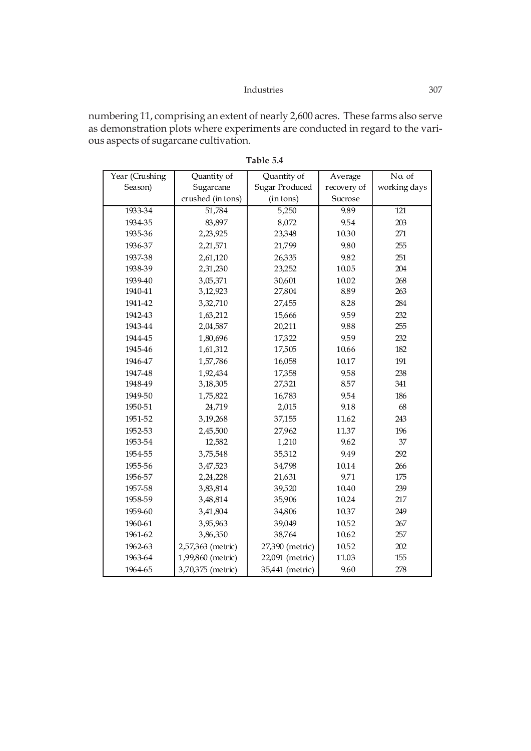numbering 11, comprising an extent of nearly 2,600 acres. These farms also serve as demonstration plots where experiments are conducted in regard to the various aspects of sugarcane cultivation.

**Table 5.4**

| Year (Crushing Season) | Quantity of Sugarcane crushed (in tons) | Quantity of Sugar Produced (in tons) | Average recovery of Sucrose | No. of working days |
|---|---|---|---|---|
| 1933-34 | 51,784 | 5,250 | 9.89 | 121 |
| 1934-35 | 83,897 | 8,072 | 9.54 | 203 |
| 1935-36 | 2,23,925 | 23,348 | 10.30 | 271 |
| 1936-37 | 2,21,571 | 21,799 | 9.80 | 255 |
| 1937-38 | 2,61,120 | 26,335 | 9.82 | 251 |
| 1938-39 | 2,31,230 | 23,252 | 10.05 | 204 |
| 1939-40 | 3,05,371 | 30,601 | 10.02 | 268 |
| 1940-41 | 3,12,923 | 27,804 | 8.89 | 263 |
| 1941-42 | 3,32,710 | 27,455 | 8.28 | 284 |
| 1942-43 | 1,63,212 | 15,666 | 9.59 | 232 |
| 1943-44 | 2,04,587 | 20,211 | 9.88 | 255 |
| 1944-45 | 1,80,696 | 17,322 | 9.59 | 232 |
| 1945-46 | 1,61,312 | 17,505 | 10.66 | 182 |
| 1946-47 | 1,57,786 | 16,058 | 10.17 | 191 |
| 1947-48 | 1,92,434 | 17,358 | 9.58 | 238 |
| 1948-49 | 3,18,305 | 27,321 | 8.57 | 341 |
| 1949-50 | 1,75,822 | 16,783 | 9.54 | 186 |
| 1950-51 | 24,719 | 2,015 | 9.18 | 68 |
| 1951-52 | 3,19,268 | 37,155 | 11.62 | 243 |
| 1952-53 | 2,45,500 | 27,962 | 11.37 | 196 |
| 1953-54 | 12,582 | 1,210 | 9.62 | 37 |
| 1954-55 | 3,75,548 | 35,312 | 9.49 | 292 |
| 1955-56 | 3,47,523 | 34,798 | 10.14 | 266 |
| 1956-57 | 2,24,228 | 21,631 | 9.71 | 175 |
| 1957-58 | 3,83,814 | 39,520 | 10.40 | 239 |
| 1958-59 | 3,48,814 | 35,906 | 10.24 | 217 |
| 1959-60 | 3,41,804 | 34,806 | 10.37 | 249 |
| 1960-61 | 3,95,963 | 39,049 | 10.52 | 267 |
| 1961-62 | 3,86,350 | 38,764 | 10.62 | 257 |
| 1962-63 | 2,57,363 (metric) | 27,390 (metric) | 10.52 | 202 |
| 1963-64 | 1,99,860 (metric) | 22,091 (metric) | 11.03 | 155 |
| 1964-65 | 3,70,375 (metric) | 35,441 (metric) | 9.60 | 278 |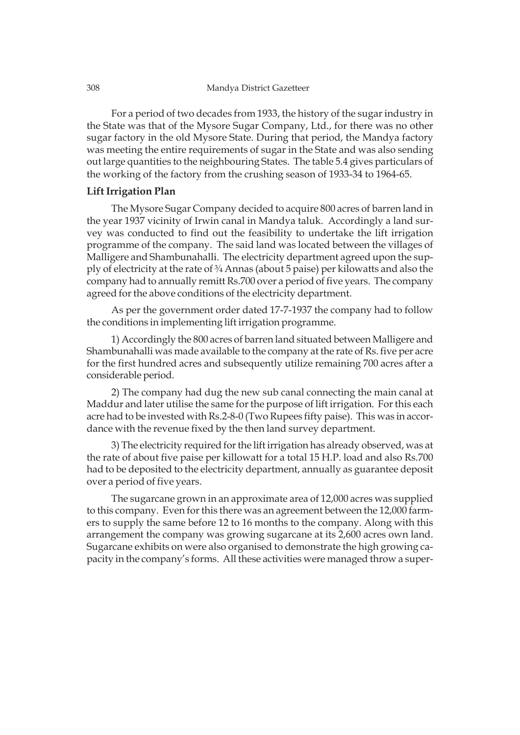For a period of two decades from 1933, the history of the sugar industry in the State was that of the Mysore Sugar Company, Ltd., for there was no other sugar factory in the old Mysore State. During that period, the Mandya factory was meeting the entire requirements of sugar in the State and was also sending out large quantities to the neighbouring States. The table 5.4 gives particulars of the working of the factory from the crushing season of 1933-34 to 1964-65.

**Lift Irrigation Plan**

The Mysore Sugar Company decided to acquire 800 acres of barren land in the year 1937 vicinity of Irwin canal in Mandya taluk. Accordingly a land survey was conducted to find out the feasibility to undertake the lift irrigation programme of the company. The said land was located between the villages of Malligere and Shambunahalli. The electricity department agreed upon the supply of electricity at the rate of ¾ Annas (about 5 paise) per kilowatts and also the company had to annually remitt Rs.700 over a period of five years. The company agreed for the above conditions of the electricity department.

As per the government order dated 17-7-1937 the company had to follow the conditions in implementing lift irrigation programme.

1) Accordingly the 800 acres of barren land situated between Malligere and Shambunahalli was made available to the company at the rate of Rs. five per acre for the first hundred acres and subsequently utilize remaining 700 acres after a considerable period.

2) The company had dug the new sub canal connecting the main canal at Maddur and later utilise the same for the purpose of lift irrigation. For this each acre had to be invested with Rs.2-8-0 (Two Rupees fifty paise). This was in accordance with the revenue fixed by the then land survey department.

3) The electricity required for the lift irrigation has already observed, was at the rate of about five paise per killowatt for a total 15 H.P. load and also Rs.700 had to be deposited to the electricity department, annually as guarantee deposit over a period of five years.

The sugarcane grown in an approximate area of 12,000 acres was supplied to this company. Even for this there was an agreement between the 12,000 farmers to supply the same before 12 to 16 months to the company. Along with this arrangement the company was growing sugarcane at its 2,600 acres own land. Sugarcane exhibits on were also organised to demonstrate the high growing capacity in the company's forms. All these activities were managed throw a super-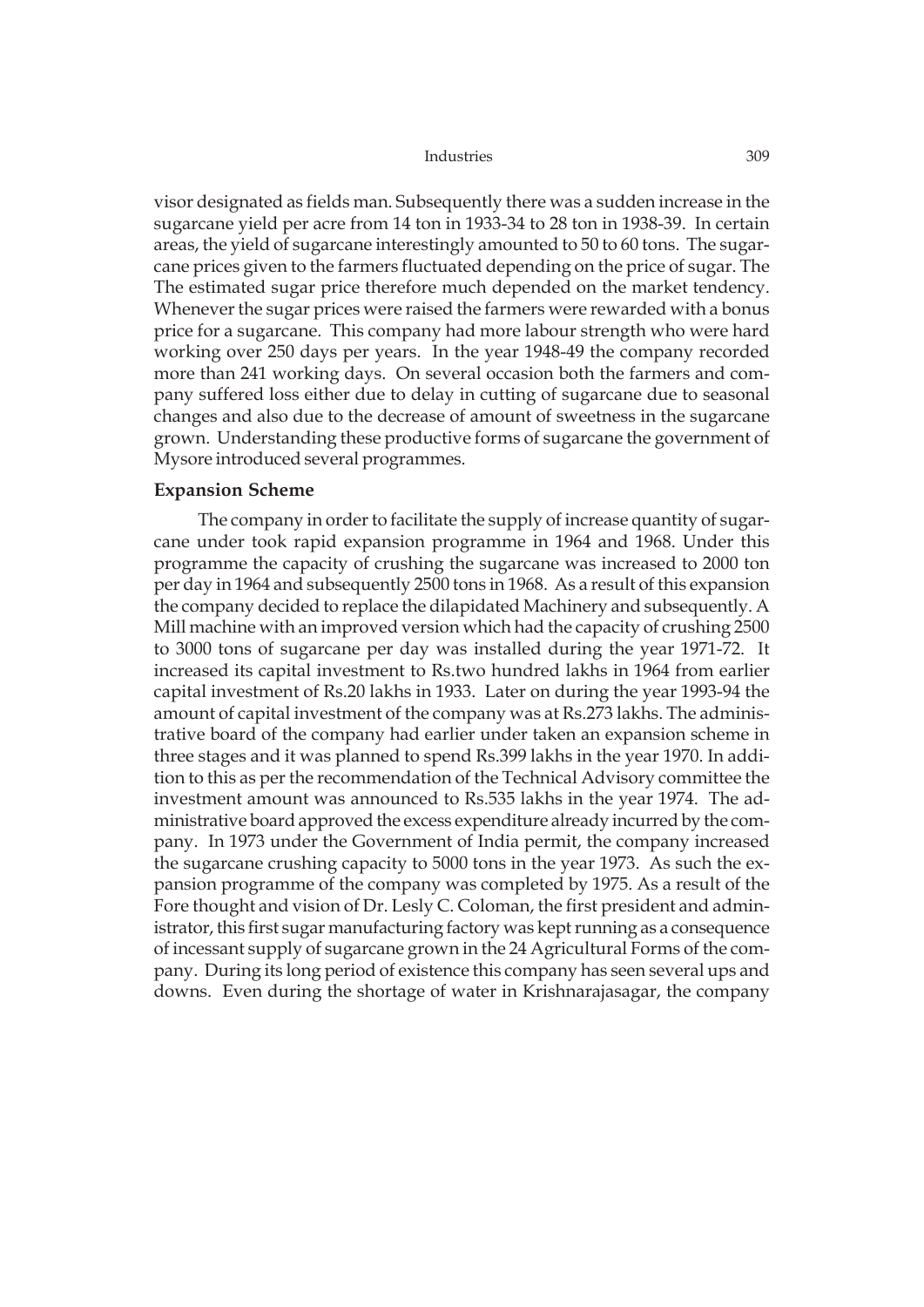visor designated as fields man. Subsequently there was a sudden increase in the sugarcane yield per acre from 14 ton in 1933-34 to 28 ton in 1938-39. In certain areas, the yield of sugarcane interestingly amounted to 50 to 60 tons. The sugarcane prices given to the farmers fluctuated depending on the price of sugar. The The estimated sugar price therefore much depended on the market tendency. Whenever the sugar prices were raised the farmers were rewarded with a bonus price for a sugarcane. This company had more labour strength who were hard working over 250 days per years. In the year 1948-49 the company recorded more than 241 working days. On several occasion both the farmers and company suffered loss either due to delay in cutting of sugarcane due to seasonal changes and also due to the decrease of amount of sweetness in the sugarcane grown. Understanding these productive forms of sugarcane the government of Mysore introduced several programmes.

### Expansion Scheme

The company in order to facilitate the supply of increase quantity of sugarcane under took rapid expansion programme in 1964 and 1968. Under this programme the capacity of crushing the sugarcane was increased to 2000 ton per day in 1964 and subsequently 2500 tons in 1968. As a result of this expansion the company decided to replace the dilapidated Machinery and subsequently. A Mill machine with an improved version which had the capacity of crushing 2500 to 3000 tons of sugarcane per day was installed during the year 1971-72. It increased its capital investment to Rs.two hundred lakhs in 1964 from earlier capital investment of Rs.20 lakhs in 1933. Later on during the year 1993-94 the amount of capital investment of the company was at Rs.273 lakhs. The administrative board of the company had earlier under taken an expansion scheme in three stages and it was planned to spend Rs.399 lakhs in the year 1970. In addition to this as per the recommendation of the Technical Advisory committee the investment amount was announced to Rs.535 lakhs in the year 1974. The administrative board approved the excess expenditure already incurred by the company. In 1973 under the Government of India permit, the company increased the sugarcane crushing capacity to 5000 tons in the year 1973. As such the expansion programme of the company was completed by 1975. As a result of the Fore thought and vision of Dr. Lesly C. Coloman, the first president and administrator, this first sugar manufacturing factory was kept running as a consequence of incessant supply of sugarcane grown in the 24 Agricultural Forms of the company. During its long period of existence this company has seen several ups and downs. Even during the shortage of water in Krishnarajasagar, the company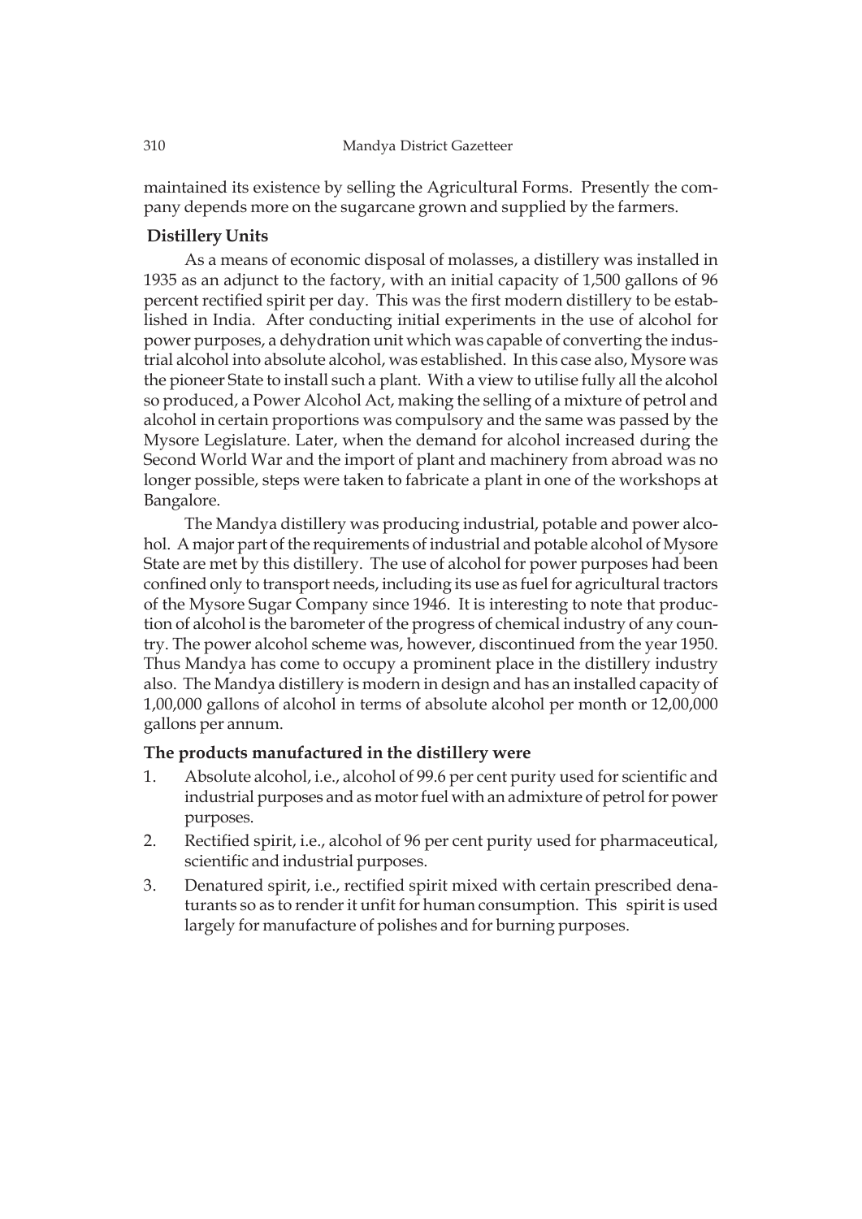maintained its existence by selling the Agricultural Forms. Presently the company depends more on the sugarcane grown and supplied by the farmers.

### Distillery Units

As a means of economic disposal of molasses, a distillery was installed in 1935 as an adjunct to the factory, with an initial capacity of 1,500 gallons of 96 percent rectified spirit per day. This was the first modern distillery to be established in India. After conducting initial experiments in the use of alcohol for power purposes, a dehydration unit which was capable of converting the industrial alcohol into absolute alcohol, was established. In this case also, Mysore was the pioneer State to install such a plant. With a view to utilise fully all the alcohol so produced, a Power Alcohol Act, making the selling of a mixture of petrol and alcohol in certain proportions was compulsory and the same was passed by the Mysore Legislature. Later, when the demand for alcohol increased during the Second World War and the import of plant and machinery from abroad was no longer possible, steps were taken to fabricate a plant in one of the workshops at Bangalore.

The Mandya distillery was producing industrial, potable and power alcohol. A major part of the requirements of industrial and potable alcohol of Mysore State are met by this distillery. The use of alcohol for power purposes had been confined only to transport needs, including its use as fuel for agricultural tractors of the Mysore Sugar Company since 1946. It is interesting to note that production of alcohol is the barometer of the progress of chemical industry of any country. The power alcohol scheme was, however, discontinued from the year 1950. Thus Mandya has come to occupy a prominent place in the distillery industry also. The Mandya distillery is modern in design and has an installed capacity of 1,00,000 gallons of alcohol in terms of absolute alcohol per month or 12,00,000 gallons per annum.

### The products manufactured in the distillery were

1. Absolute alcohol, i.e., alcohol of 99.6 per cent purity used for scientific and industrial purposes and as motor fuel with an admixture of petrol for power purposes.
2. Rectified spirit, i.e., alcohol of 96 per cent purity used for pharmaceutical, scientific and industrial purposes.
3. Denatured spirit, i.e., rectified spirit mixed with certain prescribed denaturants so as to render it unfit for human consumption. This spirit is used largely for manufacture of polishes and for burning purposes.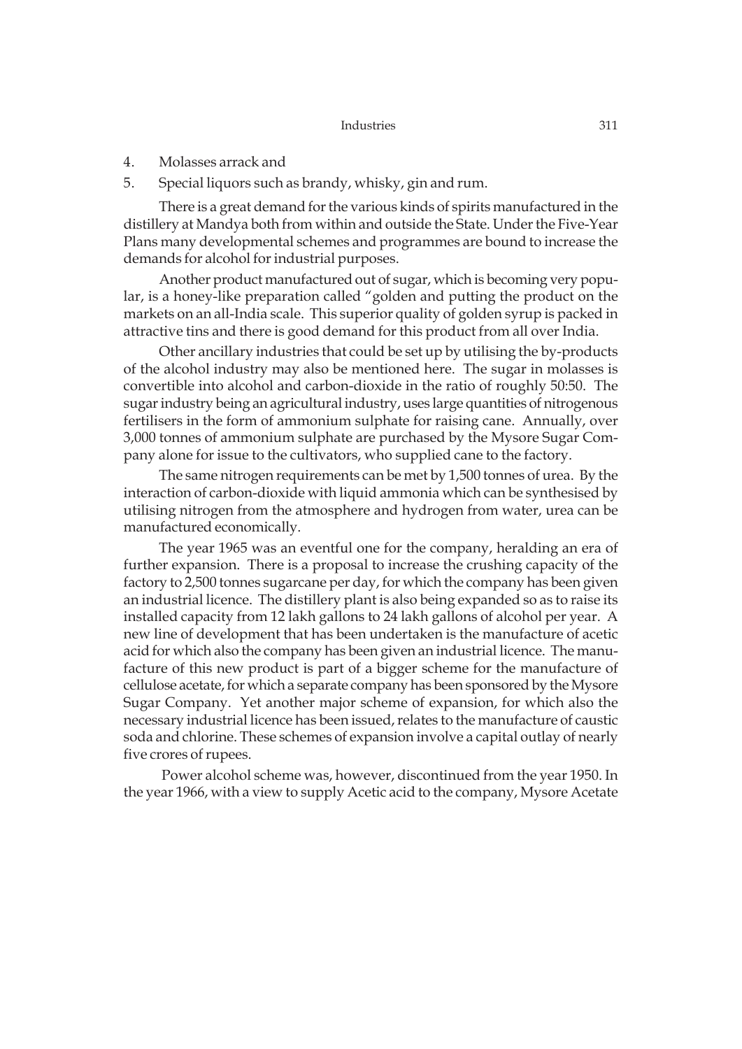4. Molasses arrack and
5. Special liquors such as brandy, whisky, gin and rum.

There is a great demand for the various kinds of spirits manufactured in the distillery at Mandya both from within and outside the State. Under the Five-Year Plans many developmental schemes and programmes are bound to increase the demands for alcohol for industrial purposes.

Another product manufactured out of sugar, which is becoming very popular, is a honey-like preparation called "golden and putting the product on the markets on an all-India scale. This superior quality of golden syrup is packed in attractive tins and there is good demand for this product from all over India.

Other ancillary industries that could be set up by utilising the by-products of the alcohol industry may also be mentioned here. The sugar in molasses is convertible into alcohol and carbon-dioxide in the ratio of roughly 50:50. The sugar industry being an agricultural industry, uses large quantities of nitrogenous fertilisers in the form of ammonium sulphate for raising cane. Annually, over 3,000 tonnes of ammonium sulphate are purchased by the Mysore Sugar Company alone for issue to the cultivators, who supplied cane to the factory.

The same nitrogen requirements can be met by 1,500 tonnes of urea. By the interaction of carbon-dioxide with liquid ammonia which can be synthesised by utilising nitrogen from the atmosphere and hydrogen from water, urea can be manufactured economically.

The year 1965 was an eventful one for the company, heralding an era of further expansion. There is a proposal to increase the crushing capacity of the factory to 2,500 tonnes sugarcane per day, for which the company has been given an industrial licence. The distillery plant is also being expanded so as to raise its installed capacity from 12 lakh gallons to 24 lakh gallons of alcohol per year. A new line of development that has been undertaken is the manufacture of acetic acid for which also the company has been given an industrial licence. The manufacture of this new product is part of a bigger scheme for the manufacture of cellulose acetate, for which a separate company has been sponsored by the Mysore Sugar Company. Yet another major scheme of expansion, for which also the necessary industrial licence has been issued, relates to the manufacture of caustic soda and chlorine. These schemes of expansion involve a capital outlay of nearly five crores of rupees.

Power alcohol scheme was, however, discontinued from the year 1950. In the year 1966, with a view to supply Acetic acid to the company, Mysore Acetate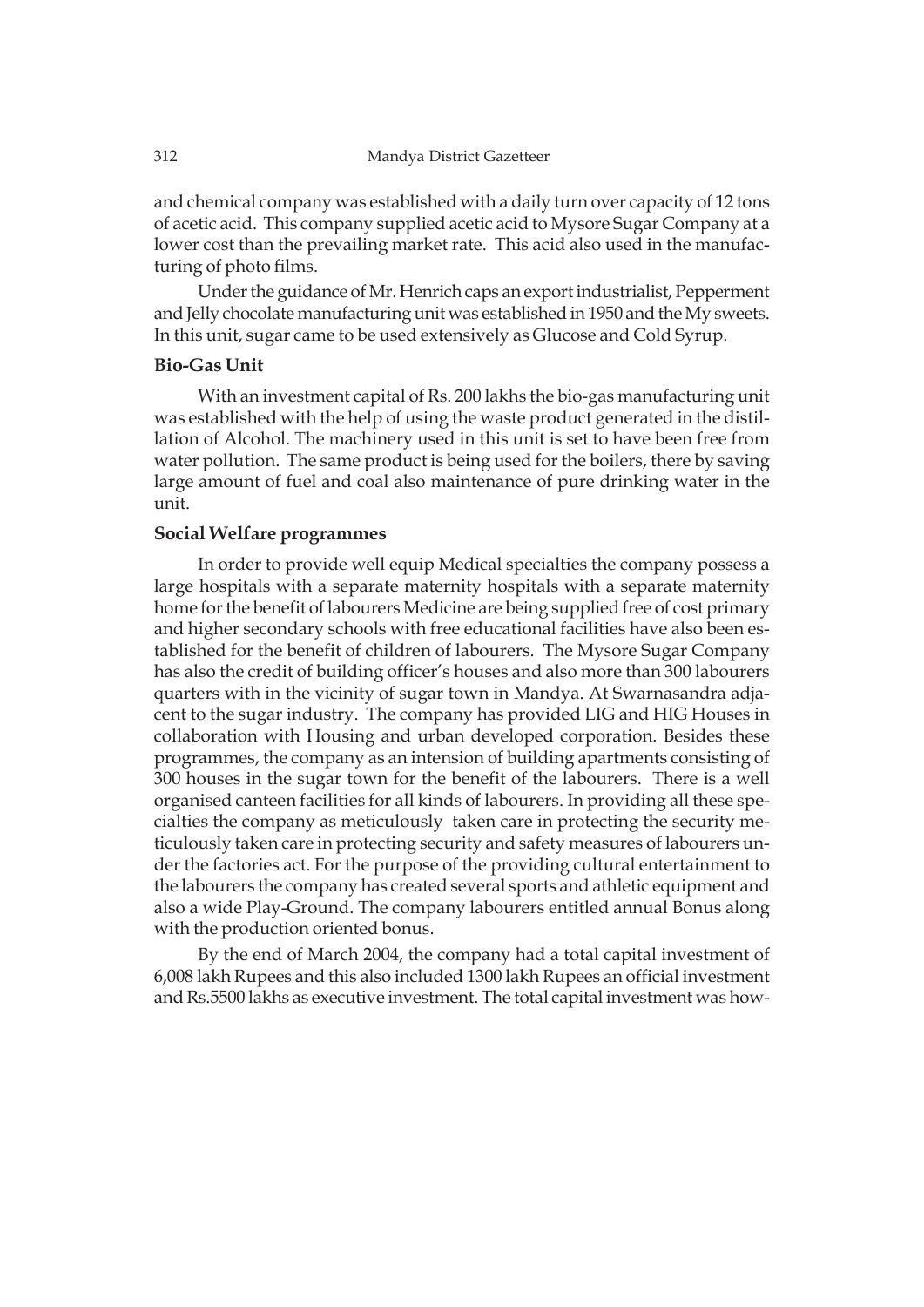and chemical company was established with a daily turn over capacity of 12 tons of acetic acid. This company supplied acetic acid to Mysore Sugar Company at a lower cost than the prevailing market rate. This acid also used in the manufacturing of photo films.

Under the guidance of Mr. Henrich caps an export industrialist, Pepperment and Jelly chocolate manufacturing unit was established in 1950 and the My sweets. In this unit, sugar came to be used extensively as Glucose and Cold Syrup.

### Bio-Gas Unit

With an investment capital of Rs. 200 lakhs the bio-gas manufacturing unit was established with the help of using the waste product generated in the distillation of Alcohol. The machinery used in this unit is set to have been free from water pollution. The same product is being used for the boilers, there by saving large amount of fuel and coal also maintenance of pure drinking water in the unit.

### Social Welfare programmes

In order to provide well equip Medical specialties the company possess a large hospitals with a separate maternity hospitals with a separate maternity home for the benefit of labourers Medicine are being supplied free of cost primary and higher secondary schools with free educational facilities have also been established for the benefit of children of labourers. The Mysore Sugar Company has also the credit of building officer's houses and also more than 300 labourers quarters with in the vicinity of sugar town in Mandya. At Swarnasandra adjacent to the sugar industry. The company has provided LIG and HIG Houses in collaboration with Housing and urban developed corporation. Besides these programmes, the company as an intension of building apartments consisting of 300 houses in the sugar town for the benefit of the labourers. There is a well organised canteen facilities for all kinds of labourers. In providing all these specialties the company as meticulously taken care in protecting the security meticulously taken care in protecting security and safety measures of labourers under the factories act. For the purpose of the providing cultural entertainment to the labourers the company has created several sports and athletic equipment and also a wide Play-Ground. The company labourers entitled annual Bonus along with the production oriented bonus.

By the end of March 2004, the company had a total capital investment of 6,008 lakh Rupees and this also included 1300 lakh Rupees an official investment and Rs.5500 lakhs as executive investment. The total capital investment was how-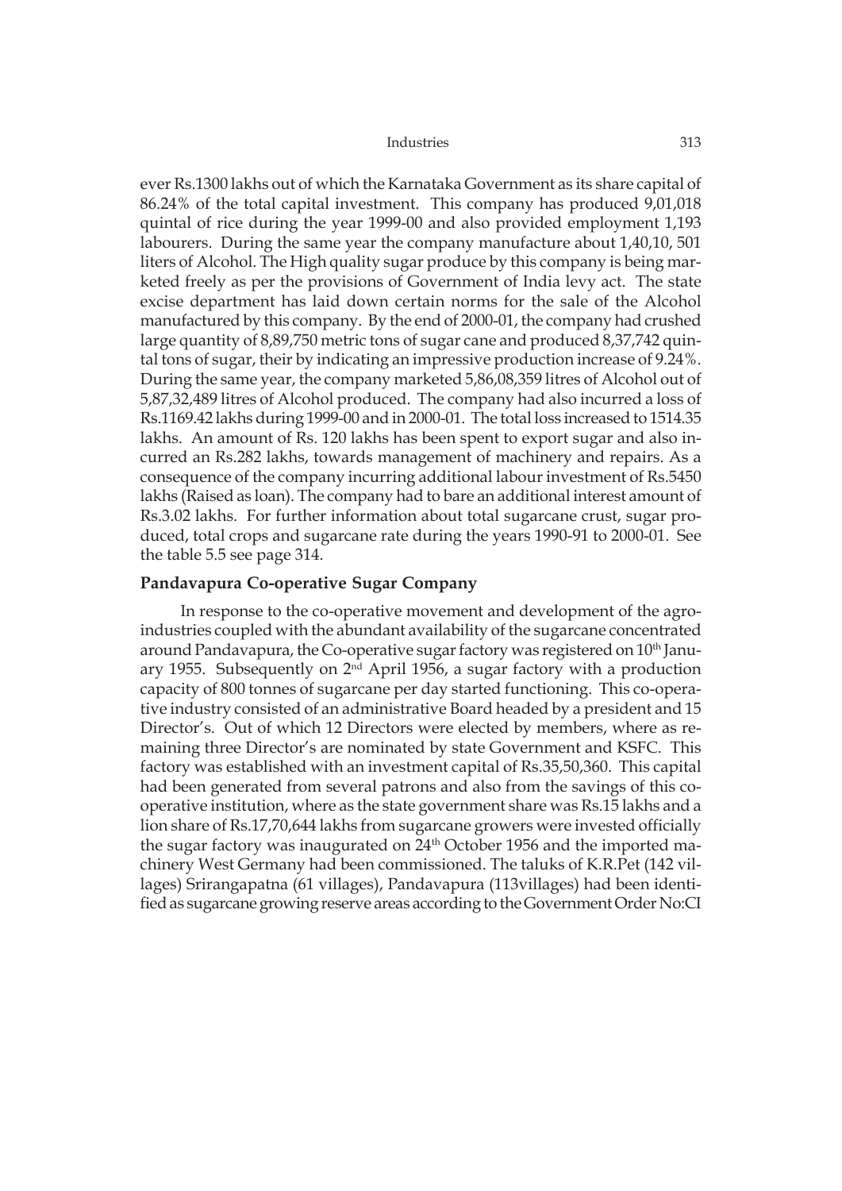ever Rs.1300 lakhs out of which the Karnataka Government as its share capital of 86.24% of the total capital investment. This company has produced 9,01,018 quintal of rice during the year 1999-00 and also provided employment 1,193 labourers. During the same year the company manufacture about 1,40,10, 501 liters of Alcohol. The High quality sugar produce by this company is being marketed freely as per the provisions of Government of India levy act. The state excise department has laid down certain norms for the sale of the Alcohol manufactured by this company. By the end of 2000-01, the company had crushed large quantity of 8,89,750 metric tons of sugar cane and produced 8,37,742 quintal tons of sugar, their by indicating an impressive production increase of 9.24%. During the same year, the company marketed 5,86,08,359 litres of Alcohol out of 5,87,32,489 litres of Alcohol produced. The company had also incurred a loss of Rs.1169.42 lakhs during 1999-00 and in 2000-01. The total loss increased to 1514.35 lakhs. An amount of Rs. 120 lakhs has been spent to export sugar and also incurred an Rs.282 lakhs, towards management of machinery and repairs. As a consequence of the company incurring additional labour investment of Rs.5450 lakhs (Raised as loan). The company had to bare an additional interest amount of Rs.3.02 lakhs. For further information about total sugarcane crust, sugar produced, total crops and sugarcane rate during the years 1990-91 to 2000-01. See the table 5.5 see page 314.

## Pandavapura Co-operative Sugar Company

In response to the co-operative movement and development of the agro-industries coupled with the abundant availability of the sugarcane concentrated around Pandavapura, the Co-operative sugar factory was registered on 10th January 1955. Subsequently on 2nd April 1956, a sugar factory with a production capacity of 800 tonnes of sugarcane per day started functioning. This co-operative industry consisted of an administrative Board headed by a president and 15 Director's. Out of which 12 Directors were elected by members, where as remaining three Director's are nominated by state Government and KSFC. This factory was established with an investment capital of Rs.35,50,360. This capital had been generated from several patrons and also from the savings of this co-operative institution, where as the state government share was Rs.15 lakhs and a lion share of Rs.17,70,644 lakhs from sugarcane growers were invested officially the sugar factory was inaugurated on 24th October 1956 and the imported machinery West Germany had been commissioned. The taluks of K.R.Pet (142 villages) Srirangapatna (61 villages), Pandavapura (113villages) had been identified as sugarcane growing reserve areas according to the Government Order No:CI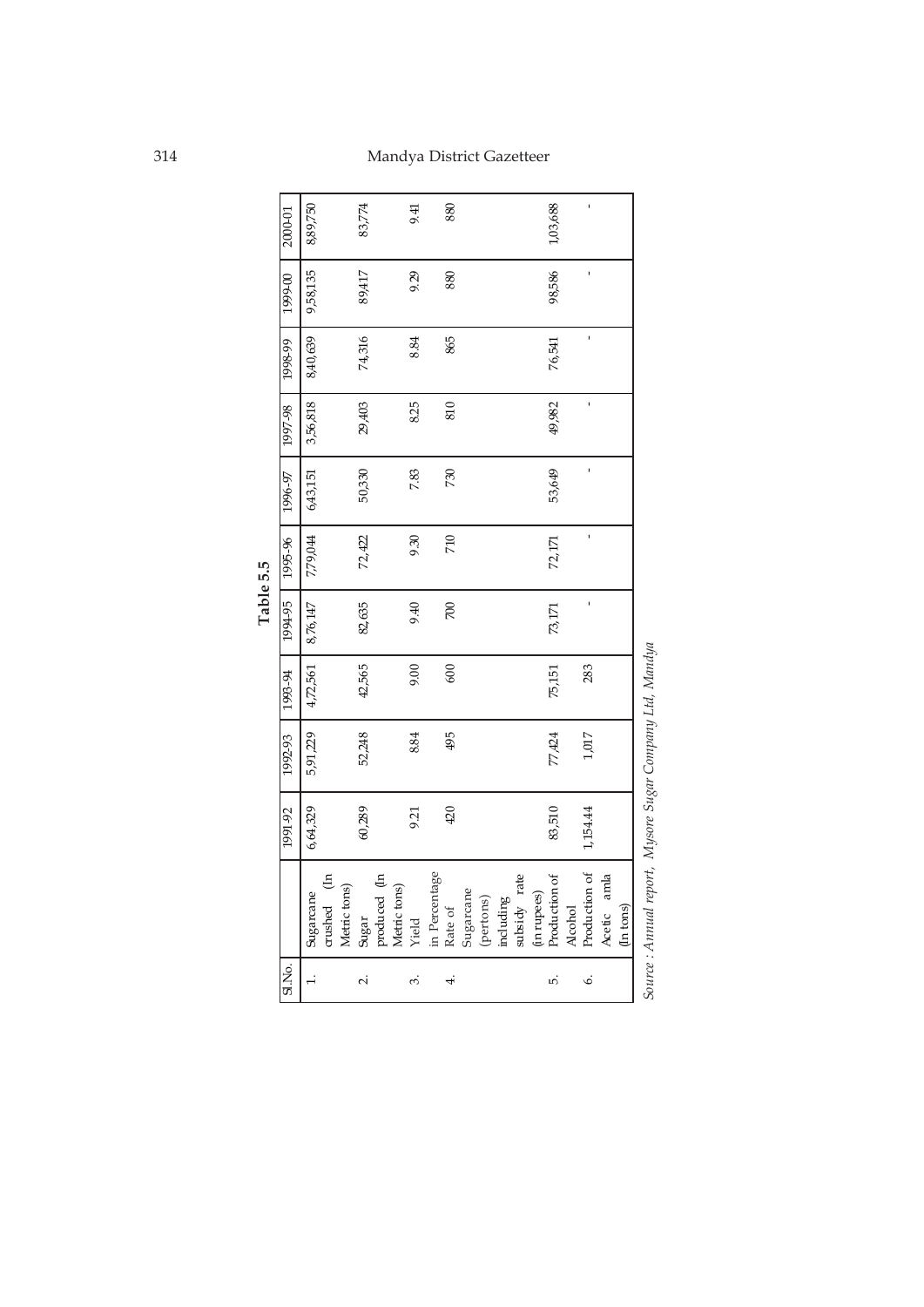**Table 5.5**

| Sl.No. | | 1991-92 | 1992-93 | 1993-94 | 1994-95 | 1995-96 | 1996-97 | 1997-98 | 1998-99 | 1999-00 | 2000-01 |
|---|---|---|---|---|---|---|---|---|---|---|---|
| 1. | Sugarcane crushed (In Metric tons) | 6,64,329 | 5,91,229 | 4,72,561 | 8,76,147 | 7,79,044 | 6,43,151 | 3,56,818 | 8,40,639 | 9,58,135 | 8,89,750 |
| 2. | Sugar produced (In Metric tons) | 60,289 | 52,248 | 42,565 | 82,635 | 72,422 | 50,330 | 29,403 | 74,316 | 89,417 | 83,774 |
| 3. | Yield in Percentage | 9.21 | 8.84 | 9.00 | 9.40 | 9.30 | 7.83 | 8.25 | 8.84 | 9.29 | 9.41 |
| 4. | Rate of Sugarcane (pertons) including subsidy rate (in rupees) | 420 | 495 | 600 | 700 | 710 | 730 | 810 | 865 | 880 | 880 |
| 5. | Production of Alcohol | 83,510 | 77,424 | 75,151 | 73,171 | 72,171 | 53,649 | 49,982 | 76,541 | 98,586 | 1,03,688 |
| 6. | Production of Acetic amla (In tons) | 1,154.44 | 1,017 | 283 | - | - | - | - | - | - | - |

*Source : Annual report, Mysore Sugar Company Ltd, Mandya*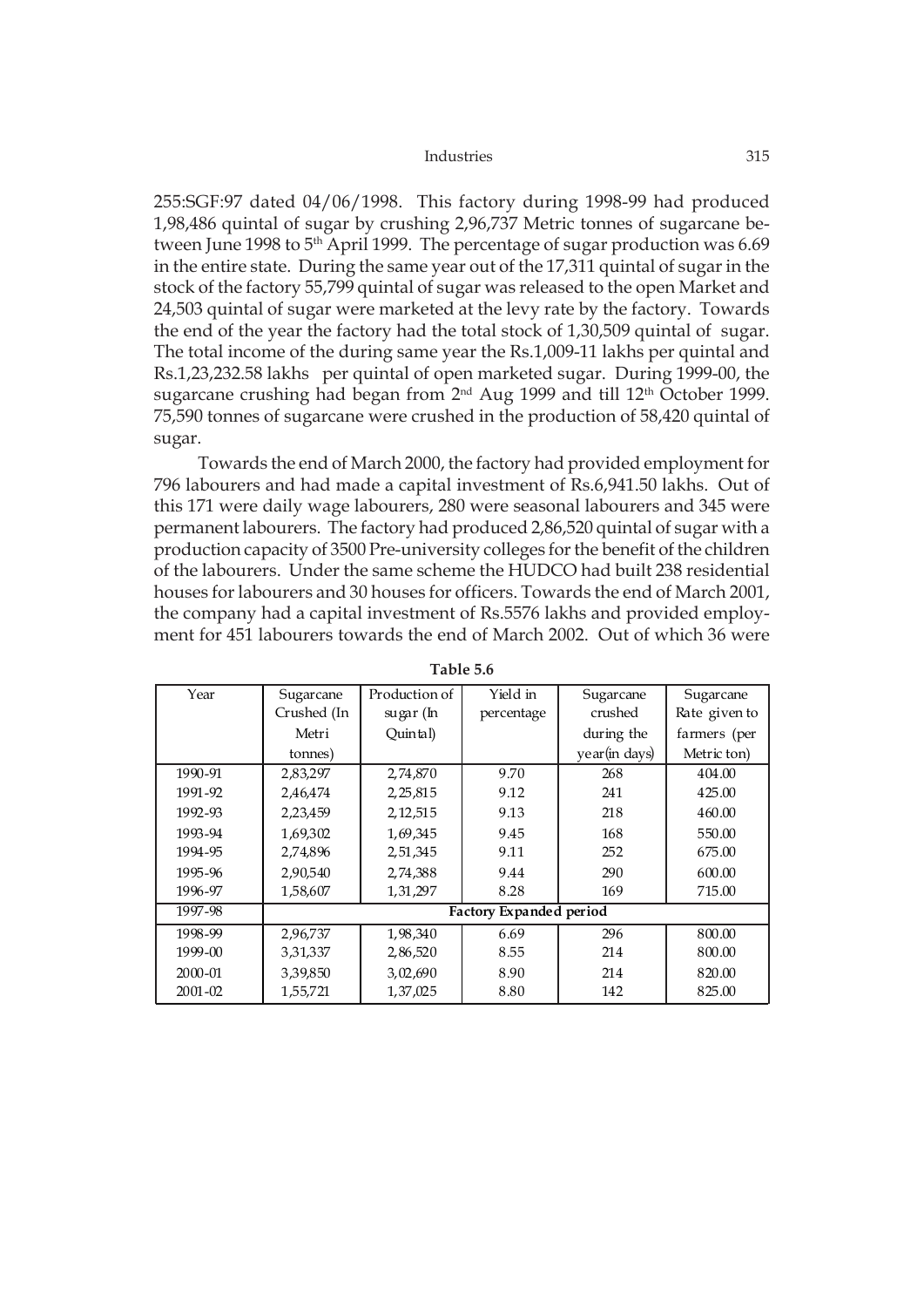255:SGF:97 dated 04/06/1998. This factory during 1998-99 had produced 1,98,486 quintal of sugar by crushing 2,96,737 Metric tonnes of sugarcane between June 1998 to 5th April 1999. The percentage of sugar production was 6.69 in the entire state. During the same year out of the 17,311 quintal of sugar in the stock of the factory 55,799 quintal of sugar was released to the open Market and 24,503 quintal of sugar were marketed at the levy rate by the factory. Towards the end of the year the factory had the total stock of 1,30,509 quintal of sugar. The total income of the during same year the Rs.1,009-11 lakhs per quintal and Rs.1,23,232.58 lakhs per quintal of open marketed sugar. During 1999-00, the sugarcane crushing had began from 2nd Aug 1999 and till 12th October 1999. 75,590 tonnes of sugarcane were crushed in the production of 58,420 quintal of sugar.

Towards the end of March 2000, the factory had provided employment for 796 labourers and had made a capital investment of Rs.6,941.50 lakhs. Out of this 171 were daily wage labourers, 280 were seasonal labourers and 345 were permanent labourers. The factory had produced 2,86,520 quintal of sugar with a production capacity of 3500 Pre-university colleges for the benefit of the children of the labourers. Under the same scheme the HUDCO had built 238 residential houses for labourers and 30 houses for officers. Towards the end of March 2001, the company had a capital investment of Rs.5576 lakhs and provided employment for 451 labourers towards the end of March 2002. Out of which 36 were

**Table 5.6**

| Year | Sugarcane Crushed (In Metri tonnes) | Production of sugar (In Quintal) | Yield in percentage | Sugarcane crushed during the year(in days) | Sugarcane Rate given to farmers (per Metric ton) |
|---|---|---|---|---|---|
| 1990-91 | 2,83,297 | 2,74,870 | 9.70 | 268 | 404.00 |
| 1991-92 | 2,46,474 | 2,25,815 | 9.12 | 241 | 425.00 |
| 1992-93 | 2,23,459 | 2,12,515 | 9.13 | 218 | 460.00 |
| 1993-94 | 1,69,302 | 1,69,345 | 9.45 | 168 | 550.00 |
| 1994-95 | 2,74,896 | 2,51,345 | 9.11 | 252 | 675.00 |
| 1995-96 | 2,90,540 | 2,74,388 | 9.44 | 290 | 600.00 |
| 1996-97 | 1,58,607 | 1,31,297 | 8.28 | 169 | 715.00 |
| 1997-98 | Factory Expanded period | | | | |
| 1998-99 | 2,96,737 | 1,98,340 | 6.69 | 296 | 800.00 |
| 1999-00 | 3,31,337 | 2,86,520 | 8.55 | 214 | 800.00 |
| 2000-01 | 3,39,850 | 3,02,690 | 8.90 | 214 | 820.00 |
| 2001-02 | 1,55,721 | 1,37,025 | 8.80 | 142 | 825.00 |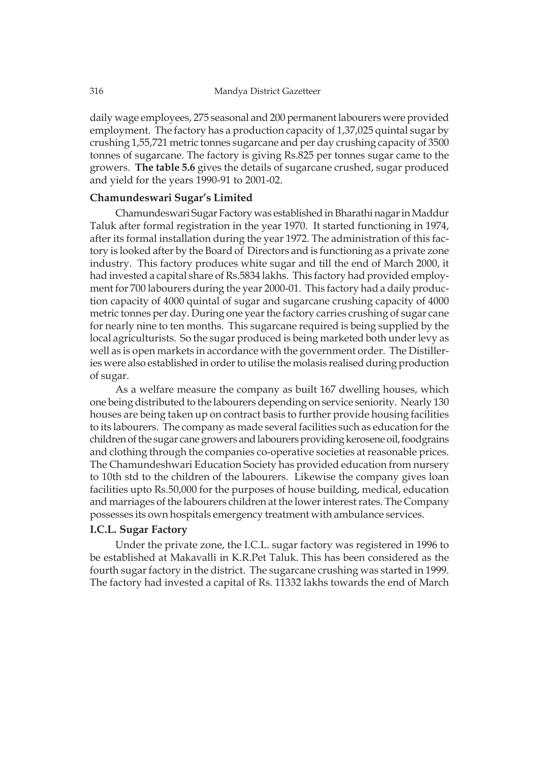daily wage employees, 275 seasonal and 200 permanent labourers were provided employment. The factory has a production capacity of 1,37,025 quintal sugar by crushing 1,55,721 metric tonnes sugarcane and per day crushing capacity of 3500 tonnes of sugarcane. The factory is giving Rs.825 per tonnes sugar came to the growers. **The table 5.6** gives the details of sugarcane crushed, sugar produced and yield for the years 1990-91 to 2001-02.

### Chamundeswari Sugar's Limited

Chamundeswari Sugar Factory was established in Bharathi nagar in Maddur Taluk after formal registration in the year 1970. It started functioning in 1974, after its formal installation during the year 1972. The administration of this factory is looked after by the Board of Directors and is functioning as a private zone industry. This factory produces white sugar and till the end of March 2000, it had invested a capital share of Rs.5834 lakhs. This factory had provided employment for 700 labourers during the year 2000-01. This factory had a daily production capacity of 4000 quintal of sugar and sugarcane crushing capacity of 4000 metric tonnes per day. During one year the factory carries crushing of sugar cane for nearly nine to ten months. This sugarcane required is being supplied by the local agriculturists. So the sugar produced is being marketed both under levy as well as is open markets in accordance with the government order. The Distilleries were also established in order to utilise the molasis realised during production of sugar.

As a welfare measure the company as built 167 dwelling houses, which one being distributed to the labourers depending on service seniority. Nearly 130 houses are being taken up on contract basis to further provide housing facilities to its labourers. The company as made several facilities such as education for the children of the sugar cane growers and labourers providing kerosene oil, foodgrains and clothing through the companies co-operative societies at reasonable prices. The Chamundeshwari Education Society has provided education from nursery to 10th std to the children of the labourers. Likewise the company gives loan facilities upto Rs.50,000 for the purposes of house building, medical, education and marriages of the labourers children at the lower interest rates. The Company possesses its own hospitals emergency treatment with ambulance services.

### I.C.L. Sugar Factory

Under the private zone, the I.C.L. sugar factory was registered in 1996 to be established at Makavalli in K.R.Pet Taluk. This has been considered as the fourth sugar factory in the district. The sugarcane crushing was started in 1999. The factory had invested a capital of Rs. 11332 lakhs towards the end of March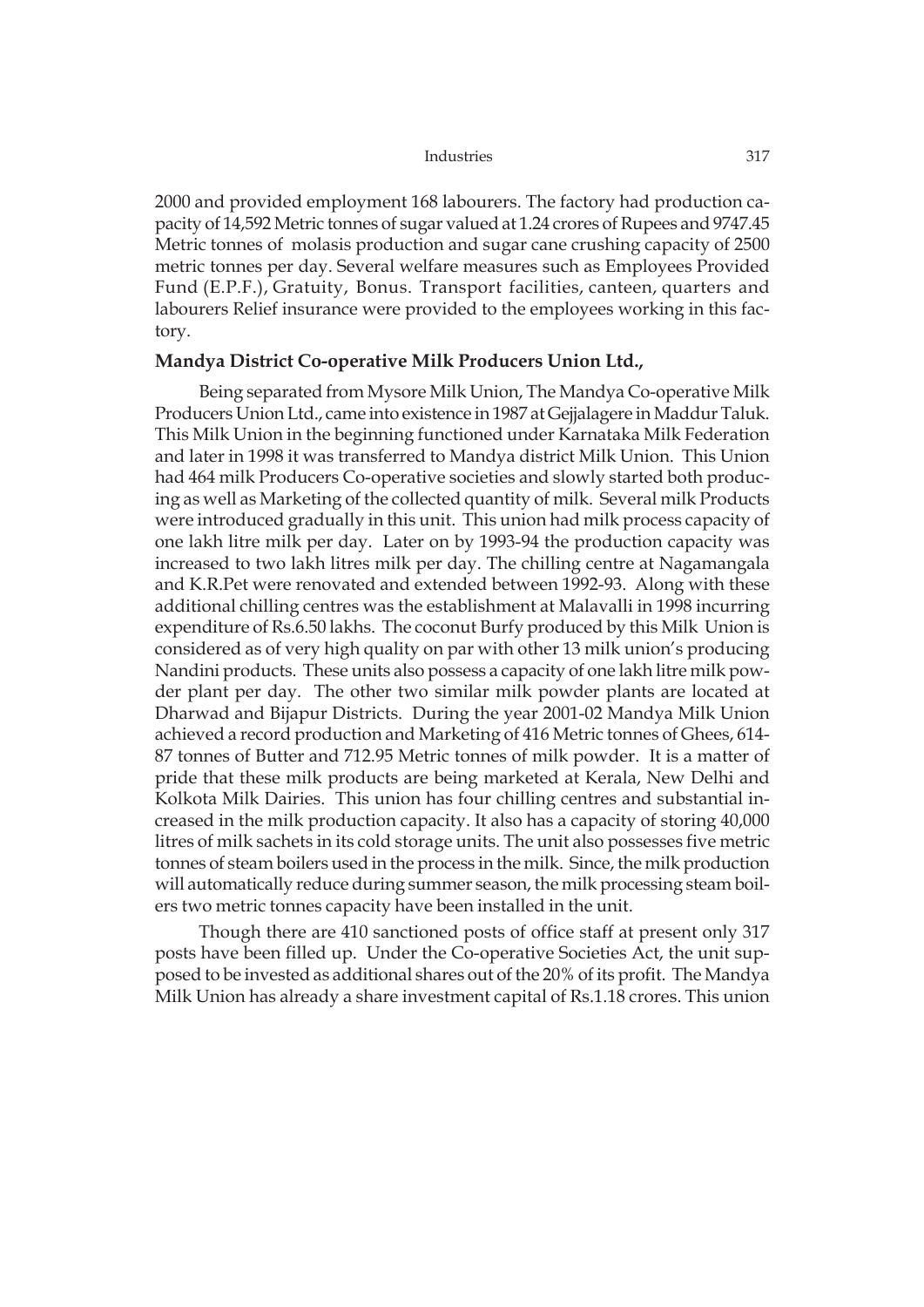2000 and provided employment 168 labourers. The factory had production capacity of 14,592 Metric tonnes of sugar valued at 1.24 crores of Rupees and 9747.45 Metric tonnes of molasis production and sugar cane crushing capacity of 2500 metric tonnes per day. Several welfare measures such as Employees Provided Fund (E.P.F.), Gratuity, Bonus. Transport facilities, canteen, quarters and labourers Relief insurance were provided to the employees working in this factory.

**Mandya District Co-operative Milk Producers Union Ltd.,**

Being separated from Mysore Milk Union, The Mandya Co-operative Milk Producers Union Ltd., came into existence in 1987 at Gejjalagere in Maddur Taluk. This Milk Union in the beginning functioned under Karnataka Milk Federation and later in 1998 it was transferred to Mandya district Milk Union. This Union had 464 milk Producers Co-operative societies and slowly started both producing as well as Marketing of the collected quantity of milk. Several milk Products were introduced gradually in this unit. This union had milk process capacity of one lakh litre milk per day. Later on by 1993-94 the production capacity was increased to two lakh litres milk per day. The chilling centre at Nagamangala and K.R.Pet were renovated and extended between 1992-93. Along with these additional chilling centres was the establishment at Malavalli in 1998 incurring expenditure of Rs.6.50 lakhs. The coconut Burfy produced by this Milk Union is considered as of very high quality on par with other 13 milk union's producing Nandini products. These units also possess a capacity of one lakh litre milk powder plant per day. The other two similar milk powder plants are located at Dharwad and Bijapur Districts. During the year 2001-02 Mandya Milk Union achieved a record production and Marketing of 416 Metric tonnes of Ghees, 614-87 tonnes of Butter and 712.95 Metric tonnes of milk powder. It is a matter of pride that these milk products are being marketed at Kerala, New Delhi and Kolkota Milk Dairies. This union has four chilling centres and substantial increased in the milk production capacity. It also has a capacity of storing 40,000 litres of milk sachets in its cold storage units. The unit also possesses five metric tonnes of steam boilers used in the process in the milk. Since, the milk production will automatically reduce during summer season, the milk processing steam boilers two metric tonnes capacity have been installed in the unit.

Though there are 410 sanctioned posts of office staff at present only 317 posts have been filled up. Under the Co-operative Societies Act, the unit supposed to be invested as additional shares out of the 20% of its profit. The Mandya Milk Union has already a share investment capital of Rs.1.18 crores. This union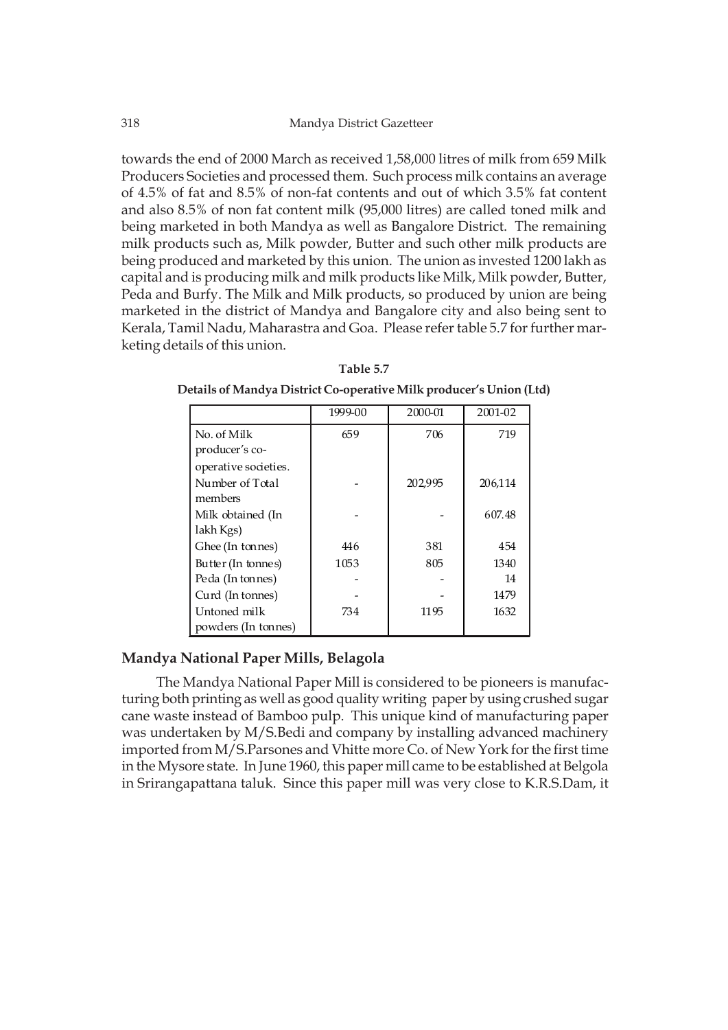towards the end of 2000 March as received 1,58,000 litres of milk from 659 Milk Producers Societies and processed them. Such process milk contains an average of 4.5% of fat and 8.5% of non-fat contents and out of which 3.5% fat content and also 8.5% of non fat content milk (95,000 litres) are called toned milk and being marketed in both Mandya as well as Bangalore District. The remaining milk products such as, Milk powder, Butter and such other milk products are being produced and marketed by this union. The union as invested 1200 lakh as capital and is producing milk and milk products like Milk, Milk powder, Butter, Peda and Burfy. The Milk and Milk products, so produced by union are being marketed in the district of Mandya and Bangalore city and also being sent to Kerala, Tamil Nadu, Maharastra and Goa. Please refer table 5.7 for further marketing details of this union.

**Table 5.7**

**Details of Mandya District Co-operative Milk producer's Union (Ltd)**

| | 1999-00 | 2000-01 | 2001-02 |
|---|---|---|---|
| No. of Milk producer's co-operative societies. | 659 | 706 | 719 |
| Number of Total members | - | 202,995 | 206,114 |
| Milk obtained (In lakh Kgs) | - | - | 607.48 |
| Ghee (In tonnes) | 446 | 381 | 454 |
| Butter (In tonnes) | 1053 | 805 | 1340 |
| Peda (In tonnes) | - | - | 14 |
| Curd (In tonnes) | - | - | 1479 |
| Untoned milk powders (In tonnes) | 734 | 1195 | 1632 |

## Mandya National Paper Mills, Belagola

The Mandya National Paper Mill is considered to be pioneers is manufacturing both printing as well as good quality writing paper by using crushed sugar cane waste instead of Bamboo pulp. This unique kind of manufacturing paper was undertaken by M/S.Bedi and company by installing advanced machinery imported from M/S.Parsones and Vhitte more Co. of New York for the first time in the Mysore state. In June 1960, this paper mill came to be established at Belgola in Srirangapattana taluk. Since this paper mill was very close to K.R.S.Dam, it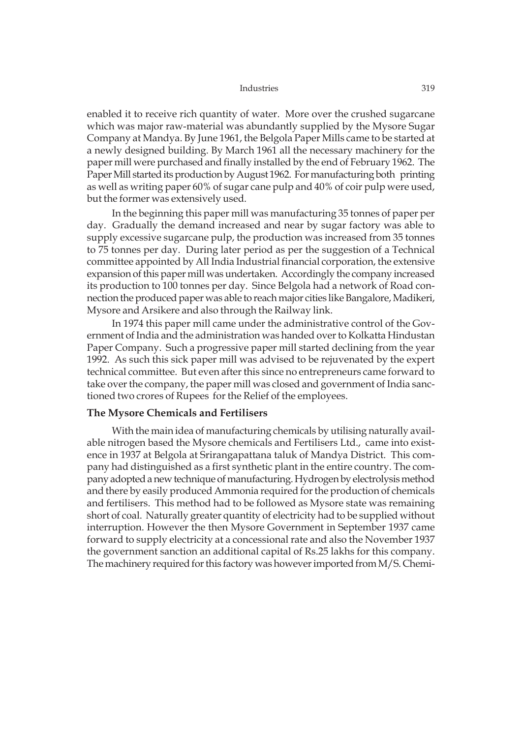enabled it to receive rich quantity of water. More over the crushed sugarcane which was major raw-material was abundantly supplied by the Mysore Sugar Company at Mandya. By June 1961, the Belgola Paper Mills came to be started at a newly designed building. By March 1961 all the necessary machinery for the paper mill were purchased and finally installed by the end of February 1962. The Paper Mill started its production by August 1962. For manufacturing both printing as well as writing paper 60% of sugar cane pulp and 40% of coir pulp were used, but the former was extensively used.

In the beginning this paper mill was manufacturing 35 tonnes of paper per day. Gradually the demand increased and near by sugar factory was able to supply excessive sugarcane pulp, the production was increased from 35 tonnes to 75 tonnes per day. During later period as per the suggestion of a Technical committee appointed by All India Industrial financial corporation, the extensive expansion of this paper mill was undertaken. Accordingly the company increased its production to 100 tonnes per day. Since Belgola had a network of Road connection the produced paper was able to reach major cities like Bangalore, Madikeri, Mysore and Arsikere and also through the Railway link.

In 1974 this paper mill came under the administrative control of the Government of India and the administration was handed over to Kolkatta Hindustan Paper Company. Such a progressive paper mill started declining from the year 1992. As such this sick paper mill was advised to be rejuvenated by the expert technical committee. But even after this since no entrepreneurs came forward to take over the company, the paper mill was closed and government of India sanctioned two crores of Rupees for the Relief of the employees.

### The Mysore Chemicals and Fertilisers

With the main idea of manufacturing chemicals by utilising naturally available nitrogen based the Mysore chemicals and Fertilisers Ltd., came into existence in 1937 at Belgola at Srirangapattana taluk of Mandya District. This company had distinguished as a first synthetic plant in the entire country. The company adopted a new technique of manufacturing. Hydrogen by electrolysis method and there by easily produced Ammonia required for the production of chemicals and fertilisers. This method had to be followed as Mysore state was remaining short of coal. Naturally greater quantity of electricity had to be supplied without interruption. However the then Mysore Government in September 1937 came forward to supply electricity at a concessional rate and also the November 1937 the government sanction an additional capital of Rs.25 lakhs for this company. The machinery required for this factory was however imported from M/S. Chemi-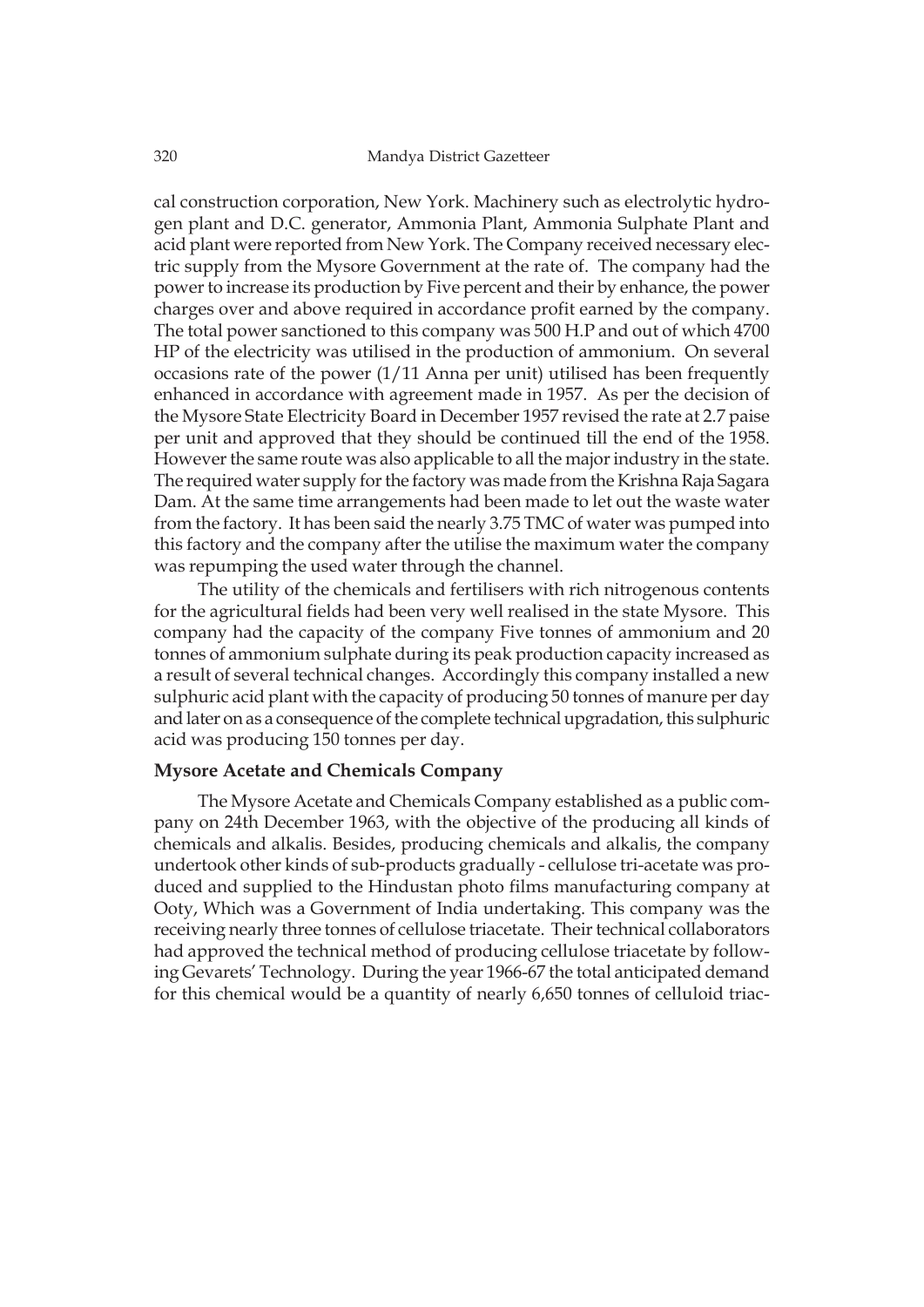cal construction corporation, New York. Machinery such as electrolytic hydrogen plant and D.C. generator, Ammonia Plant, Ammonia Sulphate Plant and acid plant were reported from New York. The Company received necessary electric supply from the Mysore Government at the rate of. The company had the power to increase its production by Five percent and their by enhance, the power charges over and above required in accordance profit earned by the company. The total power sanctioned to this company was 500 H.P and out of which 4700 HP of the electricity was utilised in the production of ammonium. On several occasions rate of the power (1/11 Anna per unit) utilised has been frequently enhanced in accordance with agreement made in 1957. As per the decision of the Mysore State Electricity Board in December 1957 revised the rate at 2.7 paise per unit and approved that they should be continued till the end of the 1958. However the same route was also applicable to all the major industry in the state. The required water supply for the factory was made from the Krishna Raja Sagara Dam. At the same time arrangements had been made to let out the waste water from the factory. It has been said the nearly 3.75 TMC of water was pumped into this factory and the company after the utilise the maximum water the company was repumping the used water through the channel.

The utility of the chemicals and fertilisers with rich nitrogenous contents for the agricultural fields had been very well realised in the state Mysore. This company had the capacity of the company Five tonnes of ammonium and 20 tonnes of ammonium sulphate during its peak production capacity increased as a result of several technical changes. Accordingly this company installed a new sulphuric acid plant with the capacity of producing 50 tonnes of manure per day and later on as a consequence of the complete technical upgradation, this sulphuric acid was producing 150 tonnes per day.

### Mysore Acetate and Chemicals Company

The Mysore Acetate and Chemicals Company established as a public company on 24th December 1963, with the objective of the producing all kinds of chemicals and alkalis. Besides, producing chemicals and alkalis, the company undertook other kinds of sub-products gradually - cellulose tri-acetate was produced and supplied to the Hindustan photo films manufacturing company at Ooty, Which was a Government of India undertaking. This company was the receiving nearly three tonnes of cellulose triacetate. Their technical collaborators had approved the technical method of producing cellulose triacetate by following Gevarets' Technology. During the year 1966-67 the total anticipated demand for this chemical would be a quantity of nearly 6,650 tonnes of celluloid triac-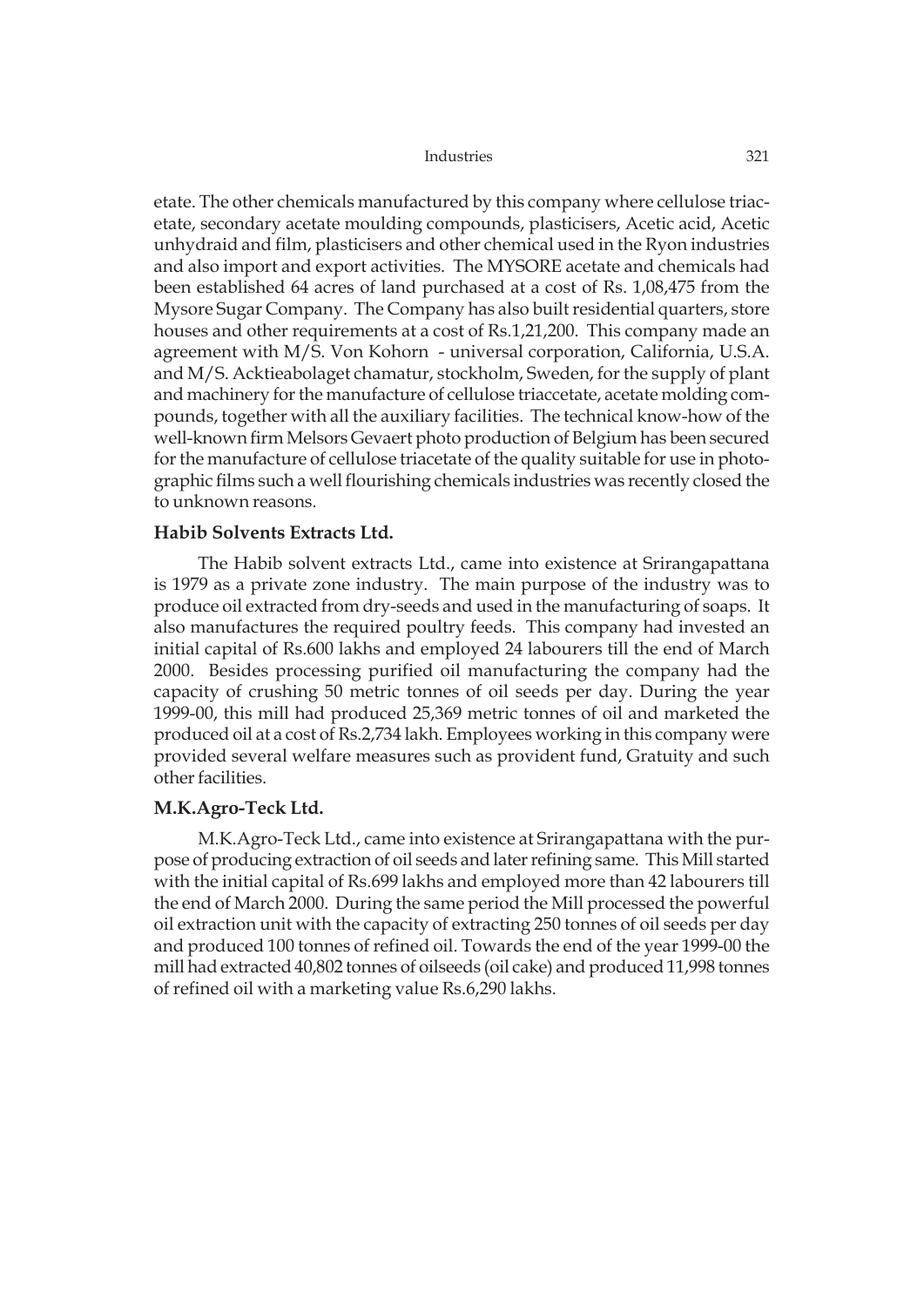etate. The other chemicals manufactured by this company where cellulose triacetate, secondary acetate moulding compounds, plasticisers, Acetic acid, Acetic unhydraid and film, plasticisers and other chemical used in the Ryon industries and also import and export activities. The MYSORE acetate and chemicals had been established 64 acres of land purchased at a cost of Rs. 1,08,475 from the Mysore Sugar Company. The Company has also built residential quarters, store houses and other requirements at a cost of Rs.1,21,200. This company made an agreement with M/S. Von Kohorn - universal corporation, California, U.S.A. and M/S. Acktieabolaget chamatur, stockholm, Sweden, for the supply of plant and machinery for the manufacture of cellulose triaccetate, acetate molding compounds, together with all the auxiliary facilities. The technical know-how of the well-known firm Melsors Gevaert photo production of Belgium has been secured for the manufacture of cellulose triacetate of the quality suitable for use in photographic films such a well flourishing chemicals industries was recently closed the to unknown reasons.

### Habib Solvents Extracts Ltd.

The Habib solvent extracts Ltd., came into existence at Srirangapattana is 1979 as a private zone industry. The main purpose of the industry was to produce oil extracted from dry-seeds and used in the manufacturing of soaps. It also manufactures the required poultry feeds. This company had invested an initial capital of Rs.600 lakhs and employed 24 labourers till the end of March 2000. Besides processing purified oil manufacturing the company had the capacity of crushing 50 metric tonnes of oil seeds per day. During the year 1999-00, this mill had produced 25,369 metric tonnes of oil and marketed the produced oil at a cost of Rs.2,734 lakh. Employees working in this company were provided several welfare measures such as provident fund, Gratuity and such other facilities.

### M.K.Agro-Teck Ltd.

M.K.Agro-Teck Ltd., came into existence at Srirangapattana with the purpose of producing extraction of oil seeds and later refining same. This Mill started with the initial capital of Rs.699 lakhs and employed more than 42 labourers till the end of March 2000. During the same period the Mill processed the powerful oil extraction unit with the capacity of extracting 250 tonnes of oil seeds per day and produced 100 tonnes of refined oil. Towards the end of the year 1999-00 the mill had extracted 40,802 tonnes of oilseeds (oil cake) and produced 11,998 tonnes of refined oil with a marketing value Rs.6,290 lakhs.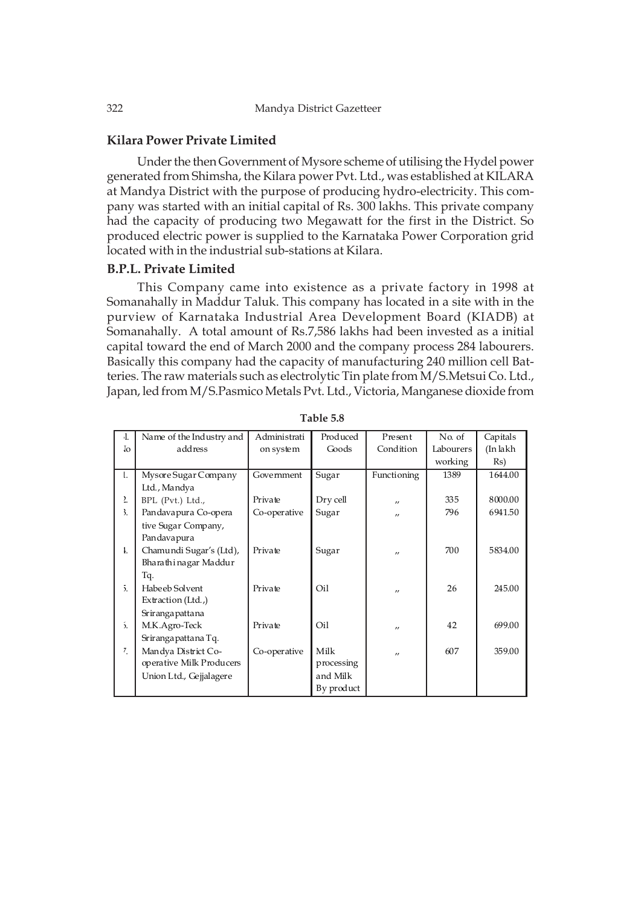### Kilara Power Private Limited

Under the then Government of Mysore scheme of utilising the Hydel power generated from Shimsha, the Kilara power Pvt. Ltd., was established at KILARA at Mandya District with the purpose of producing hydro-electricity. This company was started with an initial capital of Rs. 300 lakhs. This private company had the capacity of producing two Megawatt for the first in the District. So produced electric power is supplied to the Karnataka Power Corporation grid located with in the industrial sub-stations at Kilara.

### B.P.L. Private Limited

This Company came into existence as a private factory in 1998 at Somanahally in Maddur Taluk. This company has located in a site with in the purview of Karnataka Industrial Area Development Board (KIADB) at Somanahally. A total amount of Rs.7,586 lakhs had been invested as a initial capital toward the end of March 2000 and the company process 284 labourers. Basically this company had the capacity of manufacturing 240 million cell Batteries. The raw materials such as electrolytic Tin plate from M/S.Metsui Co. Ltd., Japan, led from M/S.Pasmico Metals Pvt. Ltd., Victoria, Manganese dioxide from

**Table 5.8**

| Sl. No | Name of the Industry and address | Administration system | Produced Goods | Present Condition | No. of Labourers working | Capitals (In lakh Rs) |
|---|---|---|---|---|---|---|
| 1. | Mysore Sugar Company Ltd., Mandya | Government | Sugar | Functioning | 1389 | 1644.00 |
| 2. | BPL (Pvt.) Ltd., | Private | Dry cell | " | 335 | 8000.00 |
| 3. | Pandavapura Co-operative Sugar Company, Pandavapura | Co-operative | Sugar | " | 796 | 6941.50 |
| 4. | Chamundi Sugar's (Ltd), Bharathi nagar Maddur Tq. | Private | Sugar | " | 700 | 5834.00 |
| 5. | Habeeb Solvent Extraction (Ltd.,) Srirangapattana | Private | Oil | " | 26 | 245.00 |
| 6. | M.K.Agro-Teck Srirangapattana Tq. | Private | Oil | " | 42 | 699.00 |
| 7. | Mandya District Co-operative Milk Producers Union Ltd., Gejjalagere | Co-operative | Milk processing and Milk By product | " | 607 | 359.00 |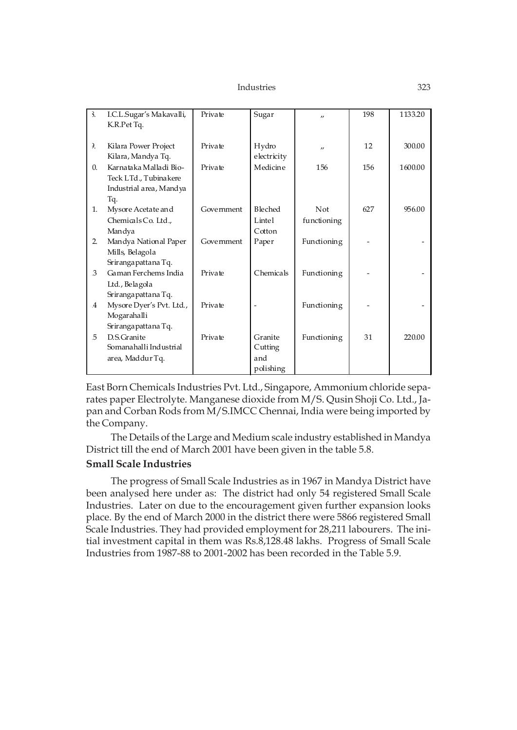| 3. | I.C.L.Sugar's Makavalli, K.R.Pet Tq. | Private | Sugar | " | 198 | 1133.20 |
|---|---|---|---|---|---|---|
| 9. | Kilara Power Project Kilara, Mandya Tq. | Private | Hydro electricity | " | 12 | 300.00 |
| 0. | Karnataka Malladi Bio-Teck LTd., Tubinakere Industrial area, Mandya Tq. | Private | Medicine | 156 | 156 | 1600.00 |
| 1. | Mysore Acetate and Chemicals Co. Ltd., Mandya | Government | Bleched Lintel Cotton | Not functioning | 627 | 956.00 |
| 2. | Mandya National Paper Mills, Belagola Srirangapattana Tq. | Government | Paper | Functioning | - | - |
| .3 | Gaman Ferchems India Ltd., Belagola Srirangapattana Tq. | Private | Chemicals | Functioning | - | - |
| .4 | Mysore Dyer's Pvt. Ltd., Mogarahalli Srirangapattana Tq. | Private | - | Functioning | - | - |
| .5 | D.S.Granite Somanahalli Industrial area, Maddur Tq. | Private | Granite Cutting and polishing | Functioning | 31 | 220.00 |

East Born Chemicals Industries Pvt. Ltd., Singapore, Ammonium chloride separates paper Electrolyte. Manganese dioxide from M/S. Qusin Shoji Co. Ltd., Japan and Corban Rods from M/S.IMCC Chennai, India were being imported by the Company.

The Details of the Large and Medium scale industry established in Mandya District till the end of March 2001 have been given in the table 5.8.

### Small Scale Industries

The progress of Small Scale Industries as in 1967 in Mandya District have been analysed here under as: The district had only 54 registered Small Scale Industries. Later on due to the encouragement given further expansion looks place. By the end of March 2000 in the district there were 5866 registered Small Scale Industries. They had provided employment for 28,211 labourers. The initial investment capital in them was Rs.8,128.48 lakhs. Progress of Small Scale Industries from 1987-88 to 2001-2002 has been recorded in the Table 5.9.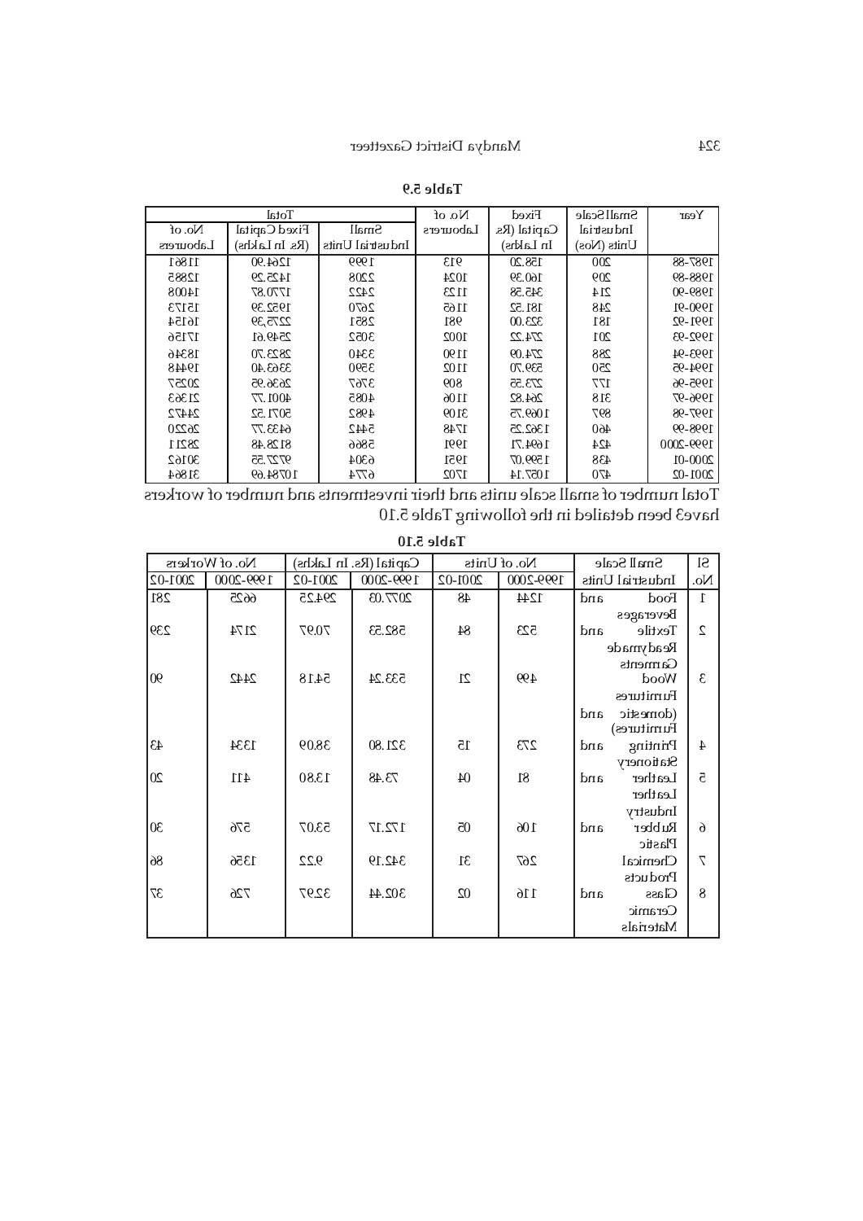**Table 5.9**

| Year | Small Scale Industrial Units (Nos) | Fixed Capital (Rs In Lakhs) | No. of Labourers | Total | | |
|---|---|---|---|---|---|---|
| | | | | Small Industrial Units | Fixed Capital (Rs. In Lakhs) | No. of Labourers |
| 1987-88 | 200 | 158.20 | 913 | 1999 | 1264.90 | 11861 |
| 1988-89 | 209 | 160.39 | 1024 | 2208 | 1425.29 | 12885 |
| 1989-90 | 214 | 345.58 | 1123 | 2422 | 1770.87 | 14008 |
| 1990-91 | 248 | 181.52 | 1165 | 2670 | 1952.39 | 15173 |
| 1991-92 | 181 | 323.00 | 981 | 2851 | 2275.39 | 16154 |
| 1992-93 | 201 | 274.22 | 1002 | 3052 | 2549.61 | 17156 |
| 1993-94 | 288 | 274.09 | 1190 | 3340 | 2823.70 | 18346 |
| 1994-95 | 250 | 539.70 | 1102 | 3590 | 3363.40 | 19448 |
| 1995-96 | 177 | 273.55 | 809 | 3767 | 3636.95 | 20257 |
| 1996-97 | 318 | 264.82 | 1106 | 4085 | 4001.77 | 21363 |
| 1997-98 | 897 | 1069.75 | 3109 | 4982 | 5071.52 | 24472 |
| 1998-99 | 460 | 1362.25 | 1748 | 5442 | 6433.77 | 26220 |
| 1999-2000 | 424 | 1694.71 | 1991 | 5866 | 8128.48 | 28211 |
| 2000-01 | 438 | 1599.07 | 1951 | 6304 | 9727.55 | 30162 |
| 2001-02 | 470 | 1057.14 | 1702 | 6774 | 10784.69 | 31864 |

Total number of small scale units and their investments and number of workers have3 been detailed in the following Table 5.10

**Table 5.10**

| Sl No. | Small Scale Industrial Units | No. of Units | | Capital (Rs. In Lakhs) | | No. of Workers | |
|---|---|---|---|---|---|---|---|
| | | 1999-2000 | 2001-02 | 1999-2000 | 2001-02 | 1999-2000 | 2001-02 |
| 1 | Food and Beverages | 1244 | 48 | 2077.03 | 294.25 | 6625 | 281 |
| 2 | Textile and Readymade Garments | 523 | 84 | 582.53 | 70.97 | 2174 | 239 |
| 3 | Wood Furnitures (domestic and Furnitures) | 499 | 21 | 533.24 | 54.18 | 2442 | 90 |
| 4 | Printing and Stationery | 273 | 15 | 321.80 | 38.09 | 1334 | 43 |
| 5 | Leather and Leather Industry | 81 | 04 | 73.48 | 13.80 | 411 | 20 |
| 6 | Rubber and Plastic | 106 | 05 | 172.17 | 53.07 | 576 | 30 |
| 7 | Chemical Products | 267 | 31 | 342.19 | 9.22 | 1356 | 86 |
| 8 | Glass and Ceramic Materials | 116 | 02 | 302.44 | 32.97 | 726 | 37 |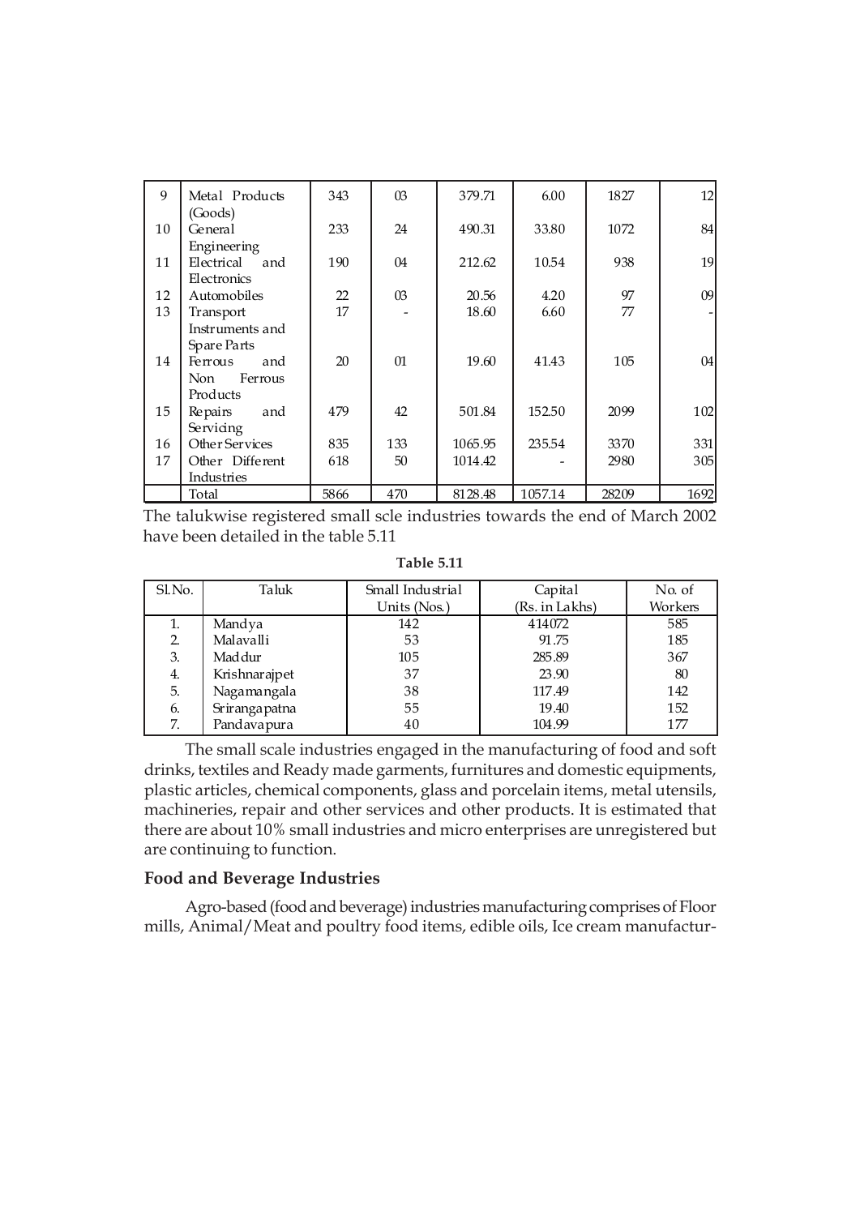| 9 | Metal Products (Goods) | 343 | 03 | 379.71 | 6.00 | 1827 | 12 |
|---|---|---|---|---|---|---|---|
| 10 | General Engineering | 233 | 24 | 490.31 | 33.80 | 1072 | 84 |
| 11 | Electrical and Electronics | 190 | 04 | 212.62 | 10.54 | 938 | 19 |
| 12 | Automobiles | 22 | 03 | 20.56 | 4.20 | 97 | 09 |
| 13 | Transport Instruments and Spare Parts | 17 | - | 18.60 | 6.60 | 77 | - |
| 14 | Ferrous and Non Ferrous Products | 20 | 01 | 19.60 | 41.43 | 105 | 04 |
| 15 | Repairs and Servicing | 479 | 42 | 501.84 | 152.50 | 2099 | 102 |
| 16 | Other Services | 835 | 133 | 1065.95 | 235.54 | 3370 | 331 |
| 17 | Other Different Industries | 618 | 50 | 1014.42 | - | 2980 | 305 |
| | Total | 5866 | 470 | 8128.48 | 1057.14 | 28209 | 1692 |

The talukwise registered small scle industries towards the end of March 2002 have been detailed in the table 5.11

**Table 5.11**

| Sl.No. | Taluk | Small Industrial Units (Nos.) | Capital (Rs. in Lakhs) | No. of Workers |
|---|---|---|---|---|
| 1. | Mandya | 142 | 414072 | 585 |
| 2. | Malavalli | 53 | 91.75 | 185 |
| 3. | Maddur | 105 | 285.89 | 367 |
| 4. | Krishnarajpet | 37 | 23.90 | 80 |
| 5. | Nagamangala | 38 | 117.49 | 142 |
| 6. | Srirangapatna | 55 | 19.40 | 152 |
| 7. | Pandavapura | 40 | 104.99 | 177 |

The small scale industries engaged in the manufacturing of food and soft drinks, textiles and Ready made garments, furnitures and domestic equipments, plastic articles, chemical components, glass and porcelain items, metal utensils, machineries, repair and other services and other products. It is estimated that there are about 10% small industries and micro enterprises are unregistered but are continuing to function.

**Food and Beverage Industries**

Agro-based (food and beverage) industries manufacturing comprises of Floor mills, Animal/Meat and poultry food items, edible oils, Ice cream manufactur-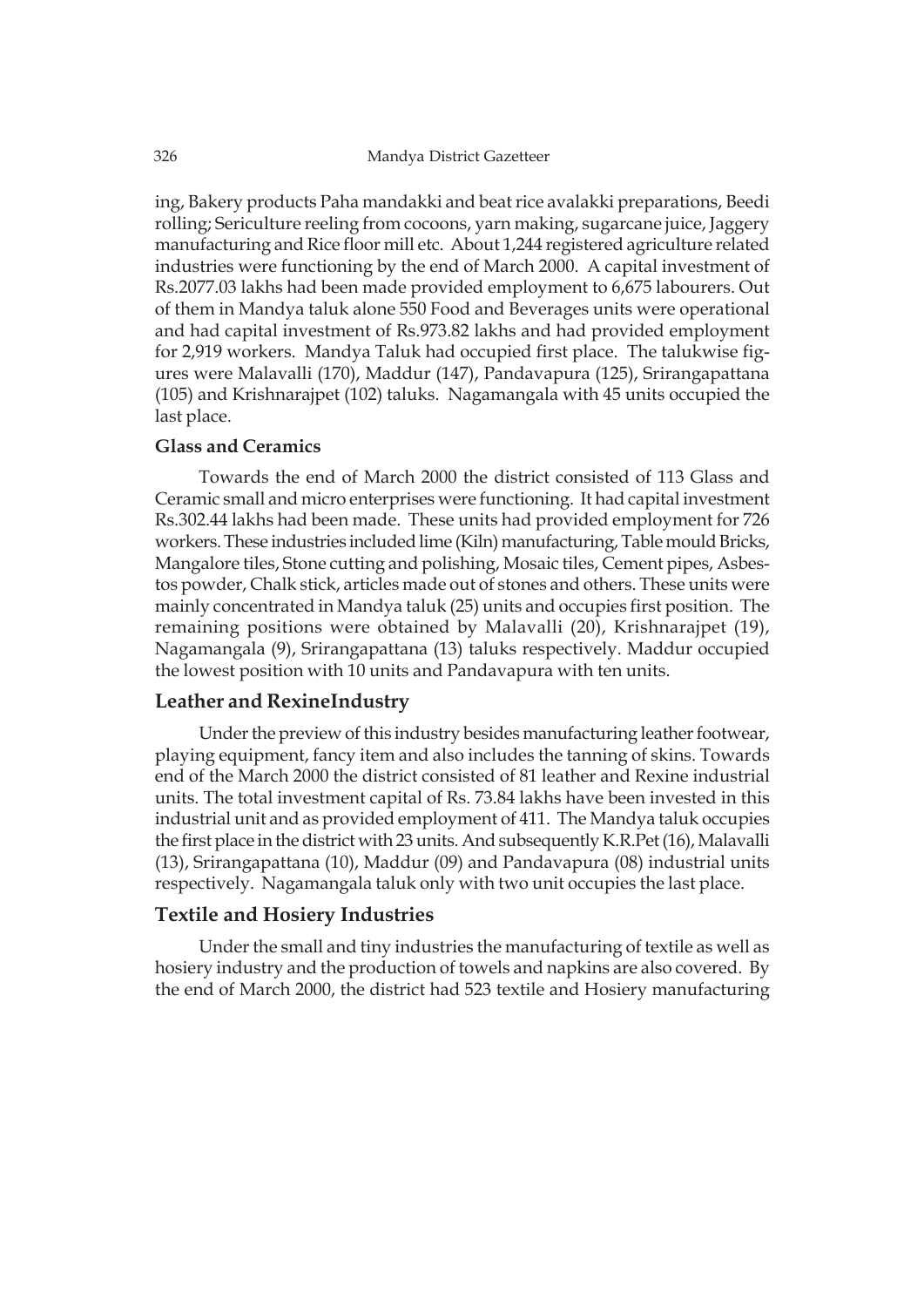ing, Bakery products Paha mandakki and beat rice avalakki preparations, Beedi rolling; Sericulture reeling from cocoons, yarn making, sugarcane juice, Jaggery manufacturing and Rice floor mill etc. About 1,244 registered agriculture related industries were functioning by the end of March 2000. A capital investment of Rs.2077.03 lakhs had been made provided employment to 6,675 labourers. Out of them in Mandya taluk alone 550 Food and Beverages units were operational and had capital investment of Rs.973.82 lakhs and had provided employment for 2,919 workers. Mandya Taluk had occupied first place. The talukwise figures were Malavalli (170), Maddur (147), Pandavapura (125), Srirangapattana (105) and Krishnarajpet (102) taluks. Nagamangala with 45 units occupied the last place.

### Glass and Ceramics

Towards the end of March 2000 the district consisted of 113 Glass and Ceramic small and micro enterprises were functioning. It had capital investment Rs.302.44 lakhs had been made. These units had provided employment for 726 workers. These industries included lime (Kiln) manufacturing, Table mould Bricks, Mangalore tiles, Stone cutting and polishing, Mosaic tiles, Cement pipes, Asbestos powder, Chalk stick, articles made out of stones and others. These units were mainly concentrated in Mandya taluk (25) units and occupies first position. The remaining positions were obtained by Malavalli (20), Krishnarajpet (19), Nagamangala (9), Srirangapattana (13) taluks respectively. Maddur occupied the lowest position with 10 units and Pandavapura with ten units.

### Leather and RexineIndustry

Under the preview of this industry besides manufacturing leather footwear, playing equipment, fancy item and also includes the tanning of skins. Towards end of the March 2000 the district consisted of 81 leather and Rexine industrial units. The total investment capital of Rs. 73.84 lakhs have been invested in this industrial unit and as provided employment of 411. The Mandya taluk occupies the first place in the district with 23 units. And subsequently K.R.Pet (16), Malavalli (13), Srirangapattana (10), Maddur (09) and Pandavapura (08) industrial units respectively. Nagamangala taluk only with two unit occupies the last place.

### Textile and Hosiery Industries

Under the small and tiny industries the manufacturing of textile as well as hosiery industry and the production of towels and napkins are also covered. By the end of March 2000, the district had 523 textile and Hosiery manufacturing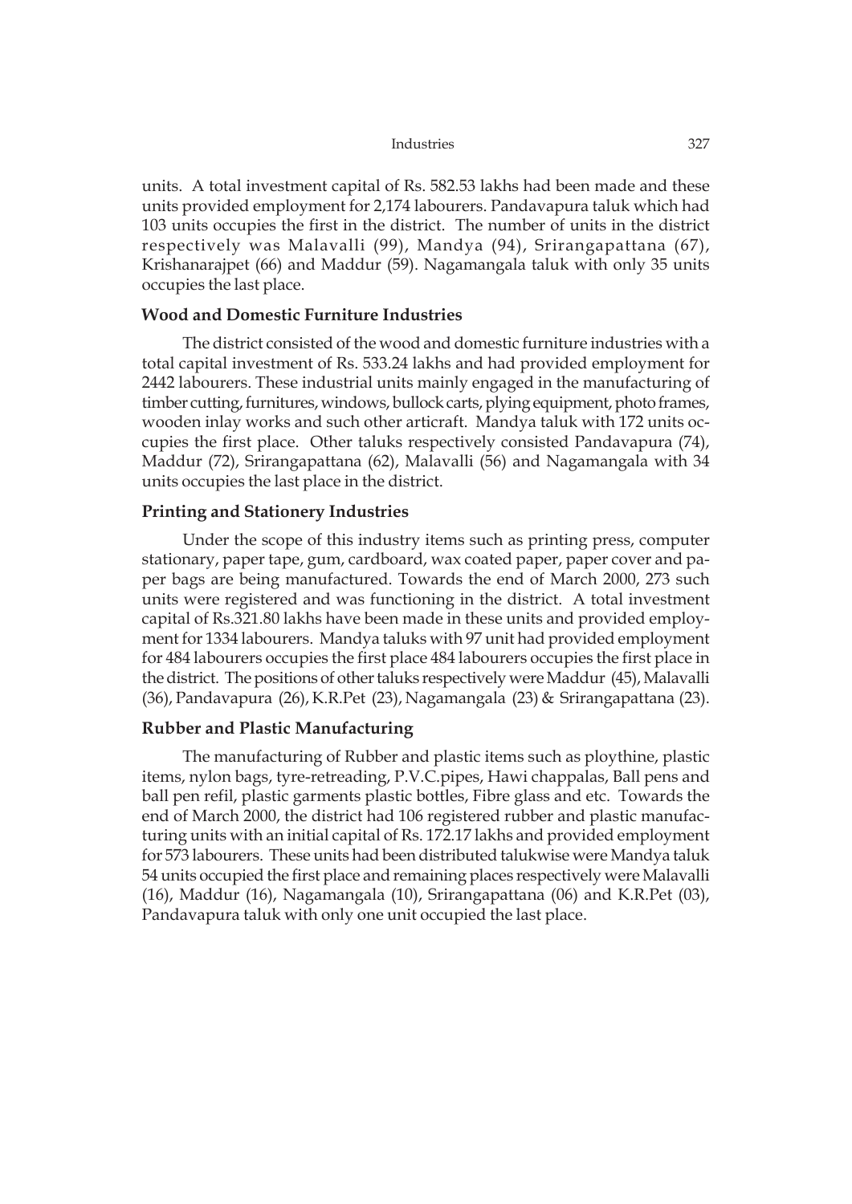units. A total investment capital of Rs. 582.53 lakhs had been made and these units provided employment for 2,174 labourers. Pandavapura taluk which had 103 units occupies the first in the district. The number of units in the district respectively was Malavalli (99), Mandya (94), Srirangapattana (67), Krishanarajpet (66) and Maddur (59). Nagamangala taluk with only 35 units occupies the last place.

### Wood and Domestic Furniture Industries

The district consisted of the wood and domestic furniture industries with a total capital investment of Rs. 533.24 lakhs and had provided employment for 2442 labourers. These industrial units mainly engaged in the manufacturing of timber cutting, furnitures, windows, bullock carts, plying equipment, photo frames, wooden inlay works and such other articraft. Mandya taluk with 172 units occupies the first place. Other taluks respectively consisted Pandavapura (74), Maddur (72), Srirangapattana (62), Malavalli (56) and Nagamangala with 34 units occupies the last place in the district.

### Printing and Stationery Industries

Under the scope of this industry items such as printing press, computer stationary, paper tape, gum, cardboard, wax coated paper, paper cover and paper bags are being manufactured. Towards the end of March 2000, 273 such units were registered and was functioning in the district. A total investment capital of Rs.321.80 lakhs have been made in these units and provided employment for 1334 labourers. Mandya taluks with 97 unit had provided employment for 484 labourers occupies the first place 484 labourers occupies the first place in the district. The positions of other taluks respectively were Maddur (45), Malavalli (36), Pandavapura (26), K.R.Pet (23), Nagamangala (23) & Srirangapattana (23).

### Rubber and Plastic Manufacturing

The manufacturing of Rubber and plastic items such as ploythine, plastic items, nylon bags, tyre-retreading, P.V.C.pipes, Hawi chappalas, Ball pens and ball pen refil, plastic garments plastic bottles, Fibre glass and etc. Towards the end of March 2000, the district had 106 registered rubber and plastic manufacturing units with an initial capital of Rs. 172.17 lakhs and provided employment for 573 labourers. These units had been distributed talukwise were Mandya taluk 54 units occupied the first place and remaining places respectively were Malavalli (16), Maddur (16), Nagamangala (10), Srirangapattana (06) and K.R.Pet (03), Pandavapura taluk with only one unit occupied the last place.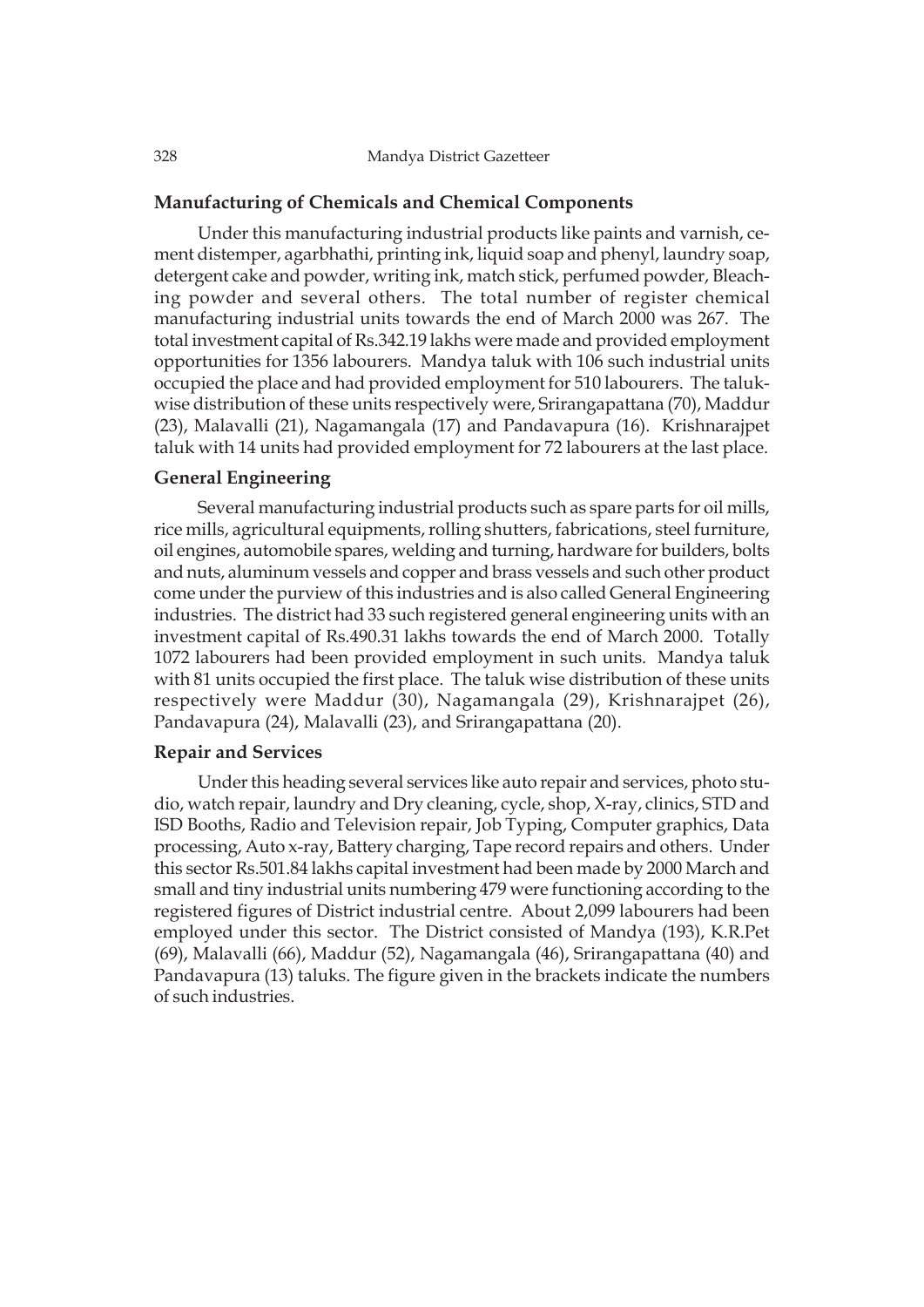### Manufacturing of Chemicals and Chemical Components

Under this manufacturing industrial products like paints and varnish, cement distemper, agarbhathi, printing ink, liquid soap and phenyl, laundry soap, detergent cake and powder, writing ink, match stick, perfumed powder, Bleaching powder and several others. The total number of register chemical manufacturing industrial units towards the end of March 2000 was 267. The total investment capital of Rs.342.19 lakhs were made and provided employment opportunities for 1356 labourers. Mandya taluk with 106 such industrial units occupied the place and had provided employment for 510 labourers. The talukwise distribution of these units respectively were, Srirangapattana (70), Maddur (23), Malavalli (21), Nagamangala (17) and Pandavapura (16). Krishnarajpet taluk with 14 units had provided employment for 72 labourers at the last place.

### General Engineering

Several manufacturing industrial products such as spare parts for oil mills, rice mills, agricultural equipments, rolling shutters, fabrications, steel furniture, oil engines, automobile spares, welding and turning, hardware for builders, bolts and nuts, aluminum vessels and copper and brass vessels and such other product come under the purview of this industries and is also called General Engineering industries. The district had 33 such registered general engineering units with an investment capital of Rs.490.31 lakhs towards the end of March 2000. Totally 1072 labourers had been provided employment in such units. Mandya taluk with 81 units occupied the first place. The taluk wise distribution of these units respectively were Maddur (30), Nagamangala (29), Krishnarajpet (26), Pandavapura (24), Malavalli (23), and Srirangapattana (20).

### Repair and Services

Under this heading several services like auto repair and services, photo studio, watch repair, laundry and Dry cleaning, cycle, shop, X-ray, clinics, STD and ISD Booths, Radio and Television repair, Job Typing, Computer graphics, Data processing, Auto x-ray, Battery charging, Tape record repairs and others. Under this sector Rs.501.84 lakhs capital investment had been made by 2000 March and small and tiny industrial units numbering 479 were functioning according to the registered figures of District industrial centre. About 2,099 labourers had been employed under this sector. The District consisted of Mandya (193), K.R.Pet (69), Malavalli (66), Maddur (52), Nagamangala (46), Srirangapattana (40) and Pandavapura (13) taluks. The figure given in the brackets indicate the numbers of such industries.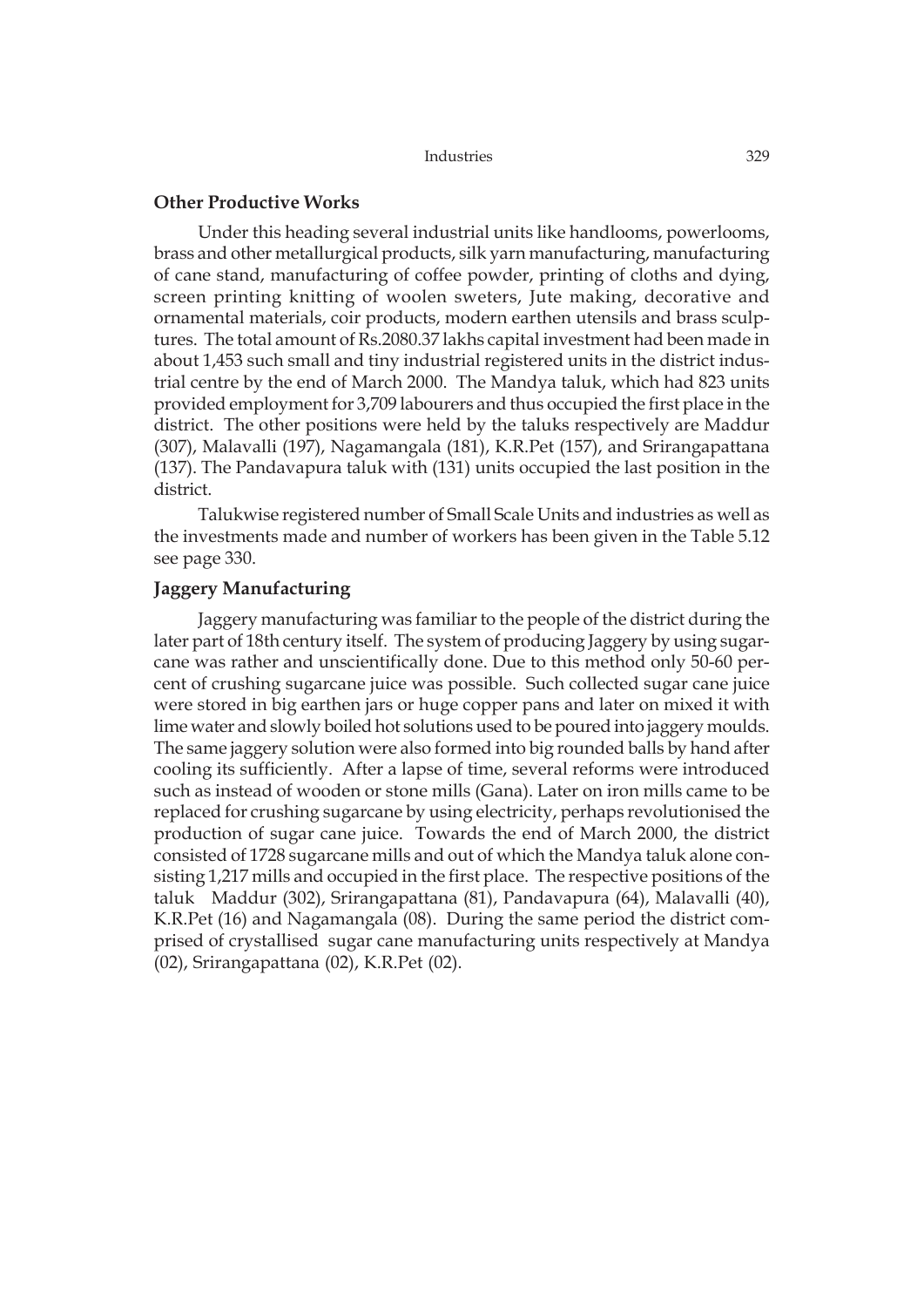## Other Productive Works

Under this heading several industrial units like handlooms, powerlooms, brass and other metallurgical products, silk yarn manufacturing, manufacturing of cane stand, manufacturing of coffee powder, printing of cloths and dying, screen printing knitting of woolen sweters, Jute making, decorative and ornamental materials, coir products, modern earthen utensils and brass sculptures. The total amount of Rs.2080.37 lakhs capital investment had been made in about 1,453 such small and tiny industrial registered units in the district industrial centre by the end of March 2000. The Mandya taluk, which had 823 units provided employment for 3,709 labourers and thus occupied the first place in the district. The other positions were held by the taluks respectively are Maddur (307), Malavalli (197), Nagamangala (181), K.R.Pet (157), and Srirangapattana (137). The Pandavapura taluk with (131) units occupied the last position in the district.

Talukwise registered number of Small Scale Units and industries as well as the investments made and number of workers has been given in the Table 5.12 see page 330.

## Jaggery Manufacturing

Jaggery manufacturing was familiar to the people of the district during the later part of 18th century itself. The system of producing Jaggery by using sugarcane was rather and unscientifically done. Due to this method only 50-60 percent of crushing sugarcane juice was possible. Such collected sugar cane juice were stored in big earthen jars or huge copper pans and later on mixed it with lime water and slowly boiled hot solutions used to be poured into jaggery moulds. The same jaggery solution were also formed into big rounded balls by hand after cooling its sufficiently. After a lapse of time, several reforms were introduced such as instead of wooden or stone mills (Gana). Later on iron mills came to be replaced for crushing sugarcane by using electricity, perhaps revolutionised the production of sugar cane juice. Towards the end of March 2000, the district consisted of 1728 sugarcane mills and out of which the Mandya taluk alone consisting 1,217 mills and occupied in the first place. The respective positions of the taluk Maddur (302), Srirangapattana (81), Pandavapura (64), Malavalli (40), K.R.Pet (16) and Nagamangala (08). During the same period the district comprised of crystallised sugar cane manufacturing units respectively at Mandya (02), Srirangapattana (02), K.R.Pet (02).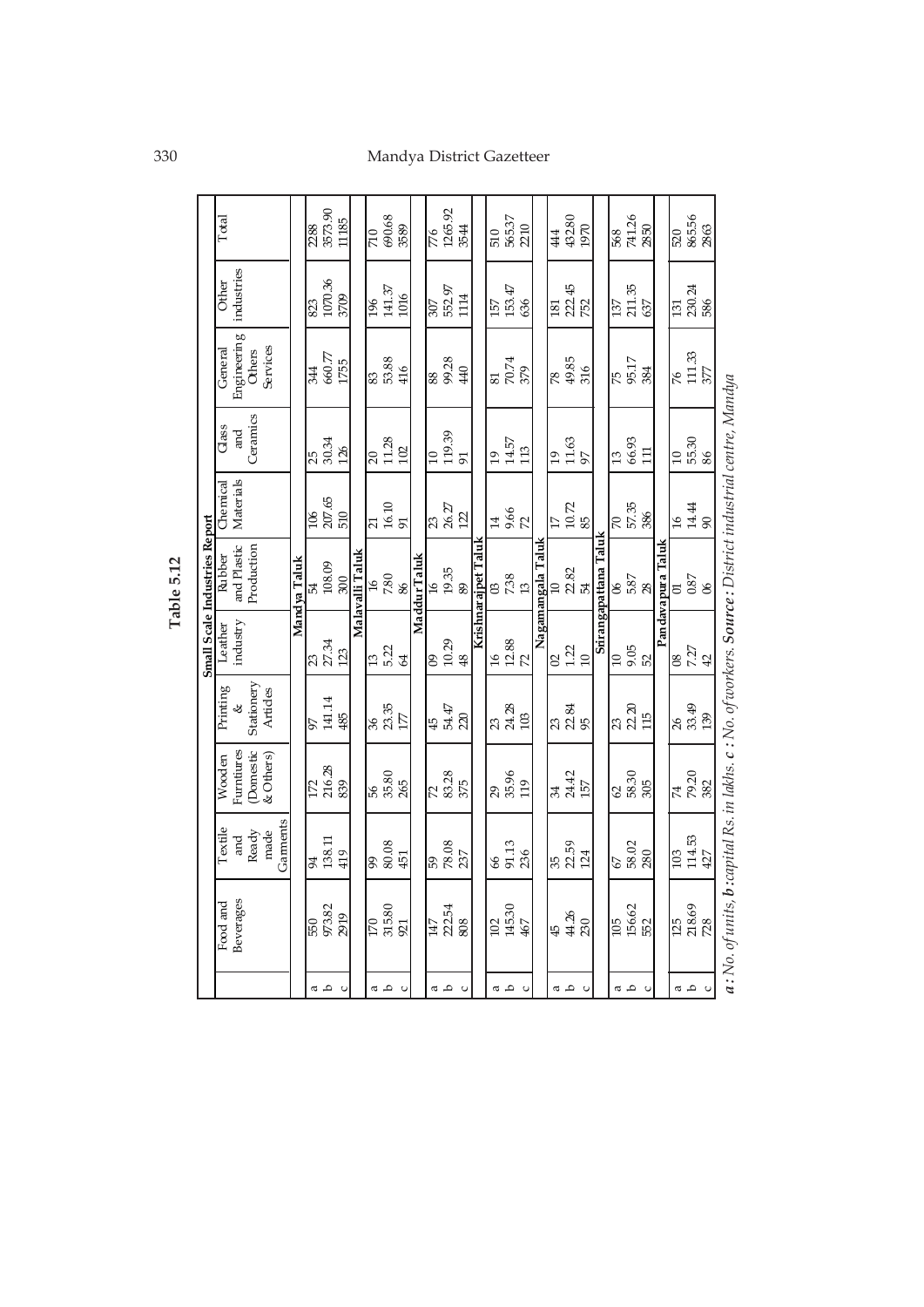**Table 5.12**

**Small Scale Industries Report**

| | Food and Beverages | Textile and Ready made Garments | Wooden Furntiures (Domestic & Others) | Printing & Stationery Articles | Leather industry | Rubber and Plastic Production | Chemical Materials | Glass and Ceramics | General Engineering Others Services | Other industries | Total |
|---|---|---|---|---|---|---|---|---|---|---|---|
| **Mandya Taluk** | | | | | | | | | | | |
| a | 550 | 94 | 172 | 97 | 23 | 54 | 106 | 25 | 344 | 823 | 2288 |
| b | 973.82 | 138.11 | 216.28 | 141.14 | 27.34 | 108.09 | 207.65 | 30.34 | 660.77 | 1070.36 | 3573.90 |
| c | 2919 | 419 | 839 | 485 | 123 | 300 | 510 | 126 | 1755 | 3709 | 11185 |
| **Malavalli Taluk** | | | | | | | | | | | |
| a | 170 | 99 | 56 | 36 | 13 | 16 | 21 | 20 | 83 | 196 | 710 |
| b | 315.80 | 80.08 | 35.80 | 23.35 | 5.22 | 7.80 | 16.10 | 11.28 | 53.88 | 141.37 | 690.68 |
| c | 921 | 451 | 265 | 177 | 64 | 86 | 91 | 102 | 416 | 1016 | 3589 |
| **Maddur Taluk** | | | | | | | | | | | |
| a | 147 | 59 | 72 | 45 | 09 | 16 | 23 | 10 | 88 | 307 | 776 |
| b | 222.54 | 78.08 | 83.28 | 54.47 | 10.29 | 19.35 | 26.27 | 119.39 | 99.28 | 552.97 | 1265.92 |
| c | 808 | 237 | 375 | 220 | 48 | 89 | 122 | 91 | 440 | 1114 | 3544 |
| **Krishnarajpet Taluk** | | | | | | | | | | | |
| a | 102 | 66 | 29 | 23 | 16 | 03 | 14 | 19 | 81 | 157 | 510 |
| b | 145.30 | 91.13 | 35.96 | 24.28 | 12.88 | 7.38 | 9.66 | 14.57 | 70.74 | 153.47 | 565.37 |
| c | 467 | 236 | 119 | 103 | 72 | 13 | 72 | 113 | 379 | 636 | 2210 |
| **Nagamangala Taluk** | | | | | | | | | | | |
| a | 45 | 35 | 34 | 23 | 02 | 10 | 17 | 19 | 78 | 181 | 444 |
| b | 44.26 | 22.59 | 24.42 | 22.84 | 1.22 | 22.82 | 10.72 | 11.63 | 49.85 | 222.45 | 432.80 |
| c | 230 | 124 | 157 | 95 | 10 | 54 | 85 | 97 | 316 | 752 | 1970 |
| **Srirangapattana Taluk** | | | | | | | | | | | |
| a | 105 | 67 | 62 | 23 | 10 | 06 | 70 | 13 | 75 | 137 | 568 |
| b | 156.62 | 58.02 | 58.30 | 22.20 | 9.05 | 5.87 | 57.35 | 66.93 | 95.17 | 211.35 | 741.26 |
| c | 552 | 280 | 305 | 115 | 52 | 28 | 386 | 111 | 384 | 637 | 2850 |
| **Pandavapura Taluk** | | | | | | | | | | | |
| a | 125 | 103 | 74 | 26 | 08 | 01 | 16 | 10 | 76 | 131 | 520 |
| b | 218.69 | 114.53 | 79.20 | 33.49 | 7.27 | 0.87 | 14.44 | 55.30 | 111.33 | 230.24 | 865.56 |
| c | 728 | 427 | 382 | 139 | 42 | 06 | 90 | 86 | 377 | 586 | 2863 |

***a** : No. of units, **b** :capital Rs. in lakhs. **c** : No. of workers. **Source** : District industrial centre, Mandya*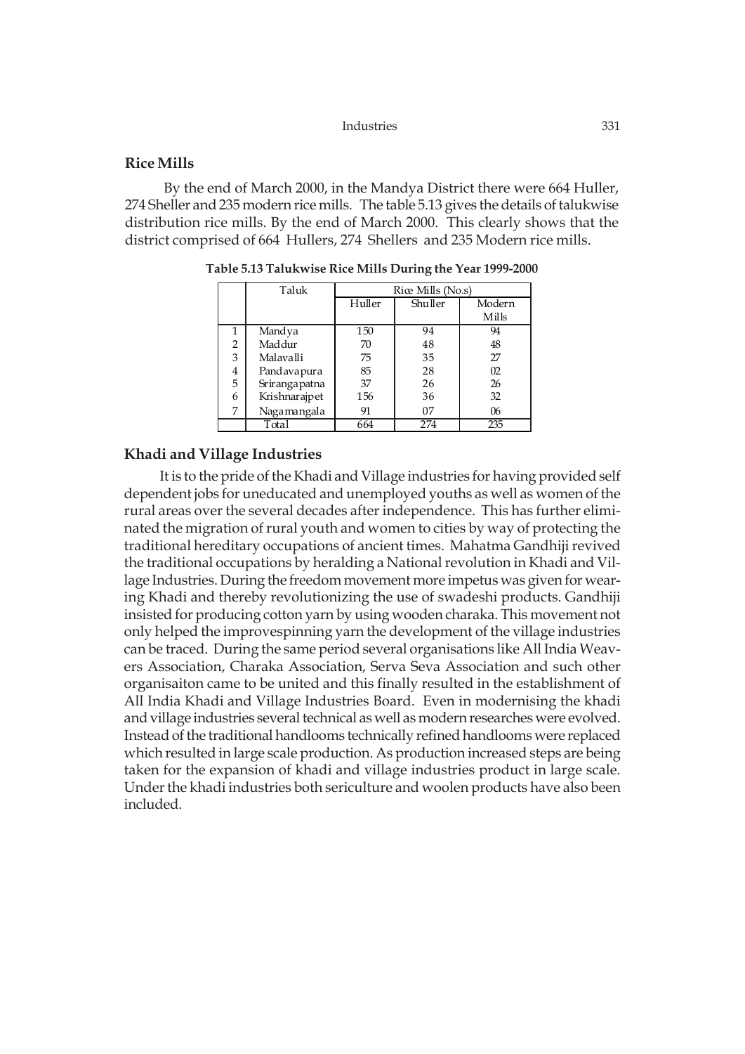## Rice Mills

By the end of March 2000, in the Mandya District there were 664 Huller, 274 Sheller and 235 modern rice mills. The table 5.13 gives the details of talukwise distribution rice mills. By the end of March 2000. This clearly shows that the district comprised of 664 Hullers, 274 Shellers and 235 Modern rice mills.

**Table 5.13 Talukwise Rice Mills During the Year 1999-2000**

| | Taluk | Rice Mills (No.s) | | |
|---|---|---|---|---|
| | | Huller | Shuller | Modern Mills |
| 1 | Mandya | 150 | 94 | 94 |
| 2 | Maddur | 70 | 48 | 48 |
| 3 | Malavalli | 75 | 35 | 27 |
| 4 | Pandavapura | 85 | 28 | 02 |
| 5 | Srirangapatna | 37 | 26 | 26 |
| 6 | Krishnarajpet | 156 | 36 | 32 |
| 7 | Nagamangala | 91 | 07 | 06 |
| | Total | 664 | 274 | 235 |

## Khadi and Village Industries

It is to the pride of the Khadi and Village industries for having provided self dependent jobs for uneducated and unemployed youths as well as women of the rural areas over the several decades after independence. This has further eliminated the migration of rural youth and women to cities by way of protecting the traditional hereditary occupations of ancient times. Mahatma Gandhiji revived the traditional occupations by heralding a National revolution in Khadi and Village Industries. During the freedom movement more impetus was given for wearing Khadi and thereby revolutionizing the use of swadeshi products. Gandhiji insisted for producing cotton yarn by using wooden charaka. This movement not only helped the improvespinning yarn the development of the village industries can be traced. During the same period several organisations like All India Weavers Association, Charaka Association, Serva Seva Association and such other organisaiton came to be united and this finally resulted in the establishment of All India Khadi and Village Industries Board. Even in modernising the khadi and village industries several technical as well as modern researches were evolved. Instead of the traditional handlooms technically refined handlooms were replaced which resulted in large scale production. As production increased steps are being taken for the expansion of khadi and village industries product in large scale. Under the khadi industries both sericulture and woolen products have also been included.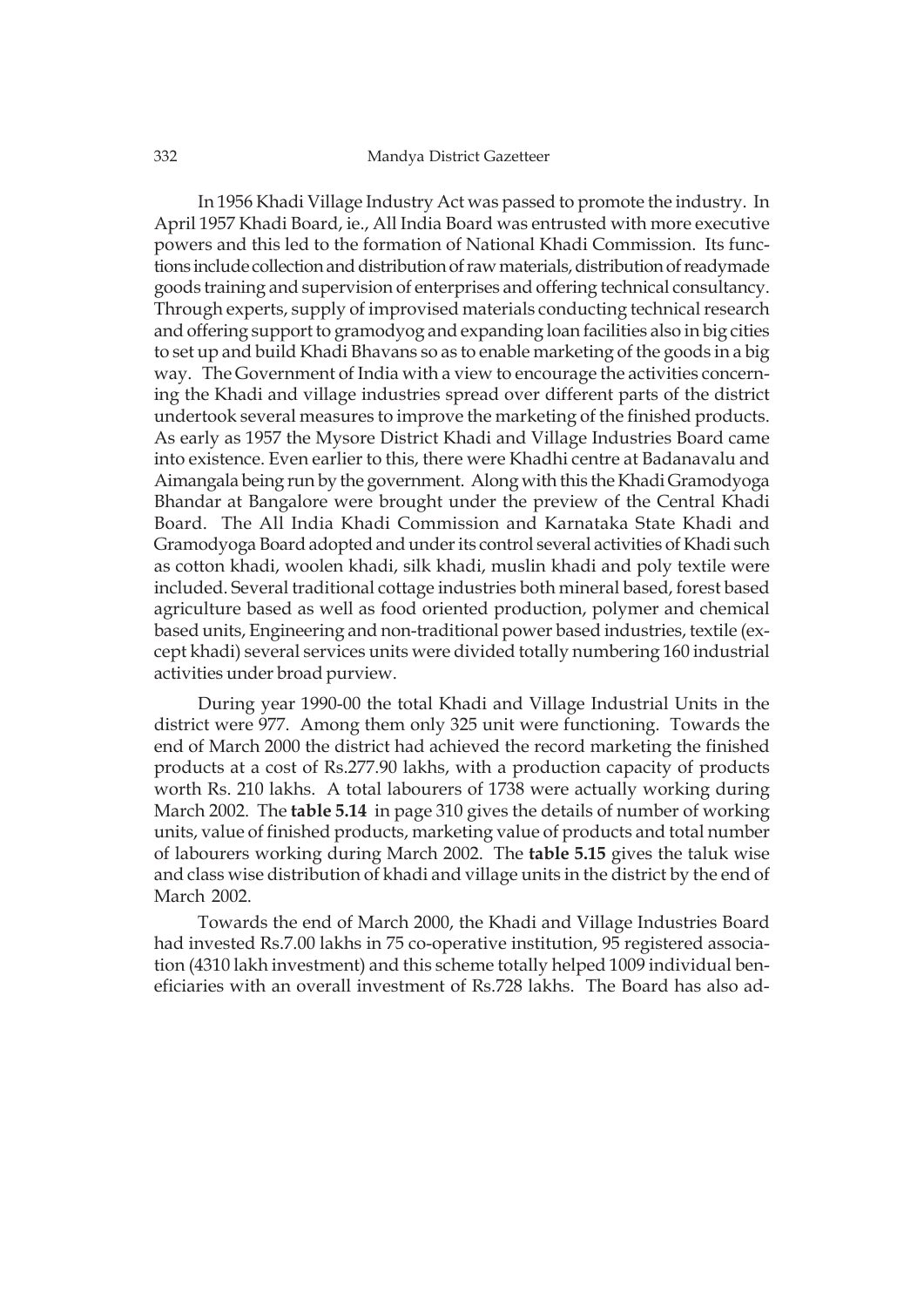In 1956 Khadi Village Industry Act was passed to promote the industry. In April 1957 Khadi Board, ie., All India Board was entrusted with more executive powers and this led to the formation of National Khadi Commission. Its functions include collection and distribution of raw materials, distribution of readymade goods training and supervision of enterprises and offering technical consultancy. Through experts, supply of improvised materials conducting technical research and offering support to gramodyog and expanding loan facilities also in big cities to set up and build Khadi Bhavans so as to enable marketing of the goods in a big way. The Government of India with a view to encourage the activities concerning the Khadi and village industries spread over different parts of the district undertook several measures to improve the marketing of the finished products. As early as 1957 the Mysore District Khadi and Village Industries Board came into existence. Even earlier to this, there were Khadhi centre at Badanavalu and Aimangala being run by the government. Along with this the Khadi Gramodyoga Bhandar at Bangalore were brought under the preview of the Central Khadi Board. The All India Khadi Commission and Karnataka State Khadi and Gramodyoga Board adopted and under its control several activities of Khadi such as cotton khadi, woolen khadi, silk khadi, muslin khadi and poly textile were included. Several traditional cottage industries both mineral based, forest based agriculture based as well as food oriented production, polymer and chemical based units, Engineering and non-traditional power based industries, textile (except khadi) several services units were divided totally numbering 160 industrial activities under broad purview.

During year 1990-00 the total Khadi and Village Industrial Units in the district were 977. Among them only 325 unit were functioning. Towards the end of March 2000 the district had achieved the record marketing the finished products at a cost of Rs.277.90 lakhs, with a production capacity of products worth Rs. 210 lakhs. A total labourers of 1738 were actually working during March 2002. The **table 5.14** in page 310 gives the details of number of working units, value of finished products, marketing value of products and total number of labourers working during March 2002. The **table 5.15** gives the taluk wise and class wise distribution of khadi and village units in the district by the end of March 2002.

Towards the end of March 2000, the Khadi and Village Industries Board had invested Rs.7.00 lakhs in 75 co-operative institution, 95 registered association (4310 lakh investment) and this scheme totally helped 1009 individual beneficiaries with an overall investment of Rs.728 lakhs. The Board has also ad-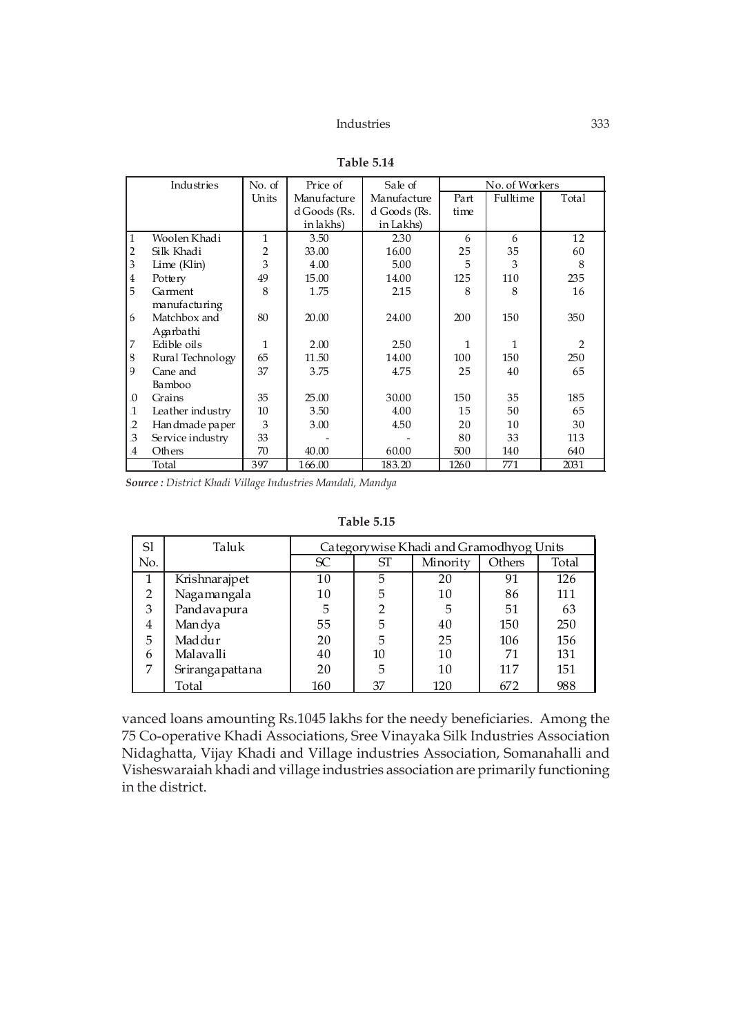**Table 5.14**

| | Industries | No. of Units | Price of Manufactured Goods (Rs. in lakhs) | Sale of Manufactured Goods (Rs. in Lakhs) | No. of Workers | | |
|---|---|---|---|---|---|---|---|
| | | | | | Part time | Fulltime | Total |
| 1 | Woolen Khadi | 1 | 3.50 | 2.30 | 6 | 6 | 12 |
| 2 | Silk Khadi | 2 | 33.00 | 16.00 | 25 | 35 | 60 |
| 3 | Lime (Klin) | 3 | 4.00 | 5.00 | 5 | 3 | 8 |
| 4 | Pottery | 49 | 15.00 | 14.00 | 125 | 110 | 235 |
| 5 | Garment manufacturing | 8 | 1.75 | 2.15 | 8 | 8 | 16 |
| 6 | Matchbox and Agarbathi | 80 | 20.00 | 24.00 | 200 | 150 | 350 |
| 7 | Edible oils | 1 | 2.00 | 2.50 | 1 | 1 | 2 |
| 8 | Rural Technology | 65 | 11.50 | 14.00 | 100 | 150 | 250 |
| 9 | Cane and Bamboo | 37 | 3.75 | 4.75 | 25 | 40 | 65 |
| .0 | Grains | 35 | 25.00 | 30.00 | 150 | 35 | 185 |
| .1 | Leather industry | 10 | 3.50 | 4.00 | 15 | 50 | 65 |
| .2 | Handmade paper | 3 | 3.00 | 4.50 | 20 | 10 | 30 |
| .3 | Service industry | 33 | - | - | 80 | 33 | 113 |
| .4 | Others | 70 | 40.00 | 60.00 | 500 | 140 | 640 |
| | Total | 397 | 166.00 | 183.20 | 1260 | 771 | 2031 |

***Source :*** *District Khadi Village Industries Mandali, Mandya*

**Table 5.15**

| Sl No. | Taluk | Categorywise Khadi and Gramodhyog Units | | | | |
|---|---|---|---|---|---|---|
| | | SC | ST | Minority | Others | Total |
| 1 | Krishnarajpet | 10 | 5 | 20 | 91 | 126 |
| 2 | Nagamangala | 10 | 5 | 10 | 86 | 111 |
| 3 | Pandavapura | 5 | 2 | 5 | 51 | 63 |
| 4 | Mandya | 55 | 5 | 40 | 150 | 250 |
| 5 | Maddur | 20 | 5 | 25 | 106 | 156 |
| 6 | Malavalli | 40 | 10 | 10 | 71 | 131 |
| 7 | Srirangapattana | 20 | 5 | 10 | 117 | 151 |
| | Total | 160 | 37 | 120 | 672 | 988 |

vanced loans amounting Rs.1045 lakhs for the needy beneficiaries. Among the 75 Co-operative Khadi Associations, Sree Vinayaka Silk Industries Association Nidaghatta, Vijay Khadi and Village industries Association, Somanahalli and Visheswaraiah khadi and village industries association are primarily functioning in the district.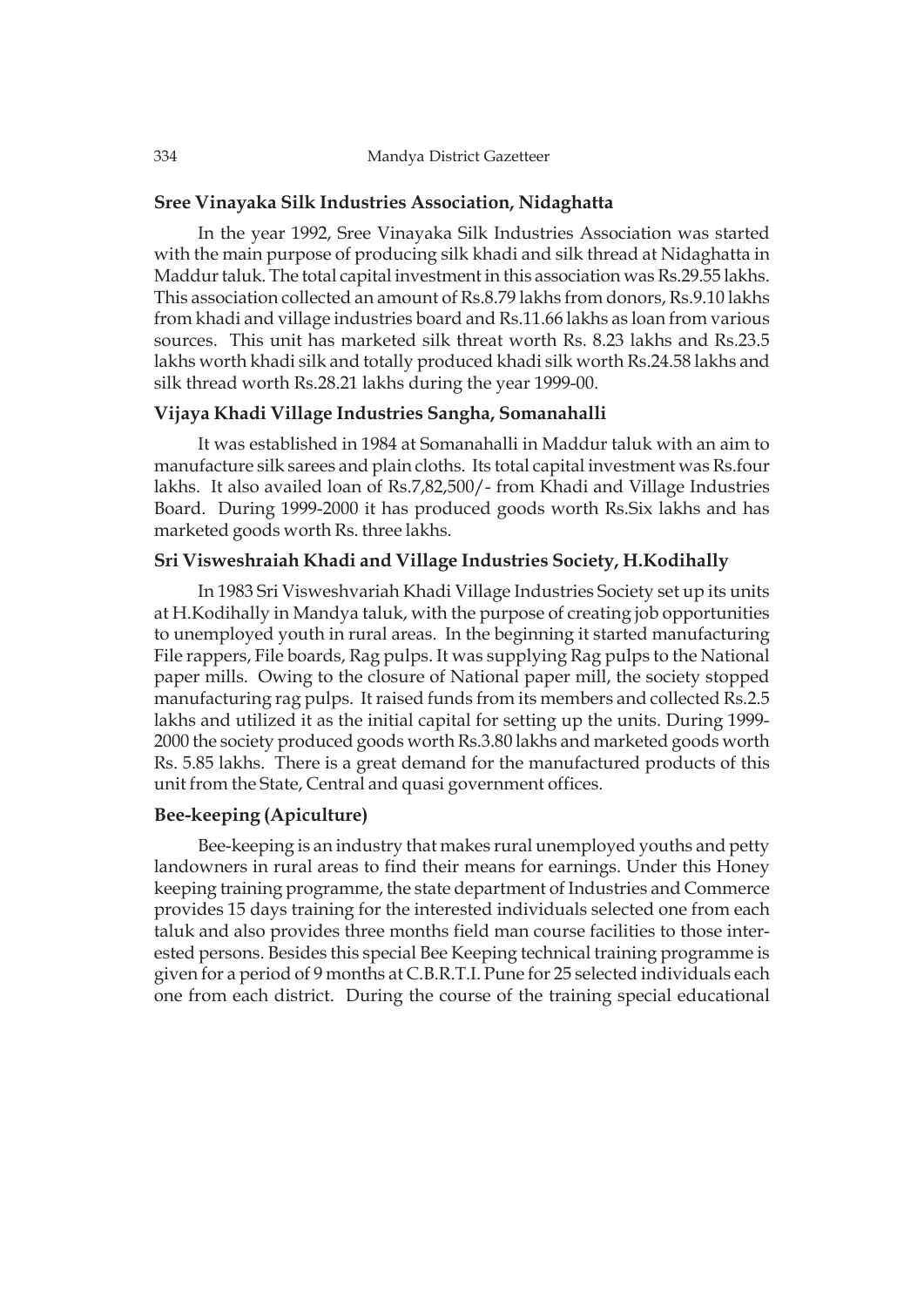### Sree Vinayaka Silk Industries Association, Nidaghatta

In the year 1992, Sree Vinayaka Silk Industries Association was started with the main purpose of producing silk khadi and silk thread at Nidaghatta in Maddur taluk. The total capital investment in this association was Rs.29.55 lakhs. This association collected an amount of Rs.8.79 lakhs from donors, Rs.9.10 lakhs from khadi and village industries board and Rs.11.66 lakhs as loan from various sources. This unit has marketed silk threat worth Rs. 8.23 lakhs and Rs.23.5 lakhs worth khadi silk and totally produced khadi silk worth Rs.24.58 lakhs and silk thread worth Rs.28.21 lakhs during the year 1999-00.

### Vijaya Khadi Village Industries Sangha, Somanahalli

It was established in 1984 at Somanahalli in Maddur taluk with an aim to manufacture silk sarees and plain cloths. Its total capital investment was Rs.four lakhs. It also availed loan of Rs.7,82,500/- from Khadi and Village Industries Board. During 1999-2000 it has produced goods worth Rs.Six lakhs and has marketed goods worth Rs. three lakhs.

### Sri Visweshraiah Khadi and Village Industries Society, H.Kodihally

In 1983 Sri Visweshvariah Khadi Village Industries Society set up its units at H.Kodihally in Mandya taluk, with the purpose of creating job opportunities to unemployed youth in rural areas. In the beginning it started manufacturing File rappers, File boards, Rag pulps. It was supplying Rag pulps to the National paper mills. Owing to the closure of National paper mill, the society stopped manufacturing rag pulps. It raised funds from its members and collected Rs.2.5 lakhs and utilized it as the initial capital for setting up the units. During 1999-2000 the society produced goods worth Rs.3.80 lakhs and marketed goods worth Rs. 5.85 lakhs. There is a great demand for the manufactured products of this unit from the State, Central and quasi government offices.

### Bee-keeping (Apiculture)

Bee-keeping is an industry that makes rural unemployed youths and petty landowners in rural areas to find their means for earnings. Under this Honey keeping training programme, the state department of Industries and Commerce provides 15 days training for the interested individuals selected one from each taluk and also provides three months field man course facilities to those interested persons. Besides this special Bee Keeping technical training programme is given for a period of 9 months at C.B.R.T.I. Pune for 25 selected individuals each one from each district. During the course of the training special educational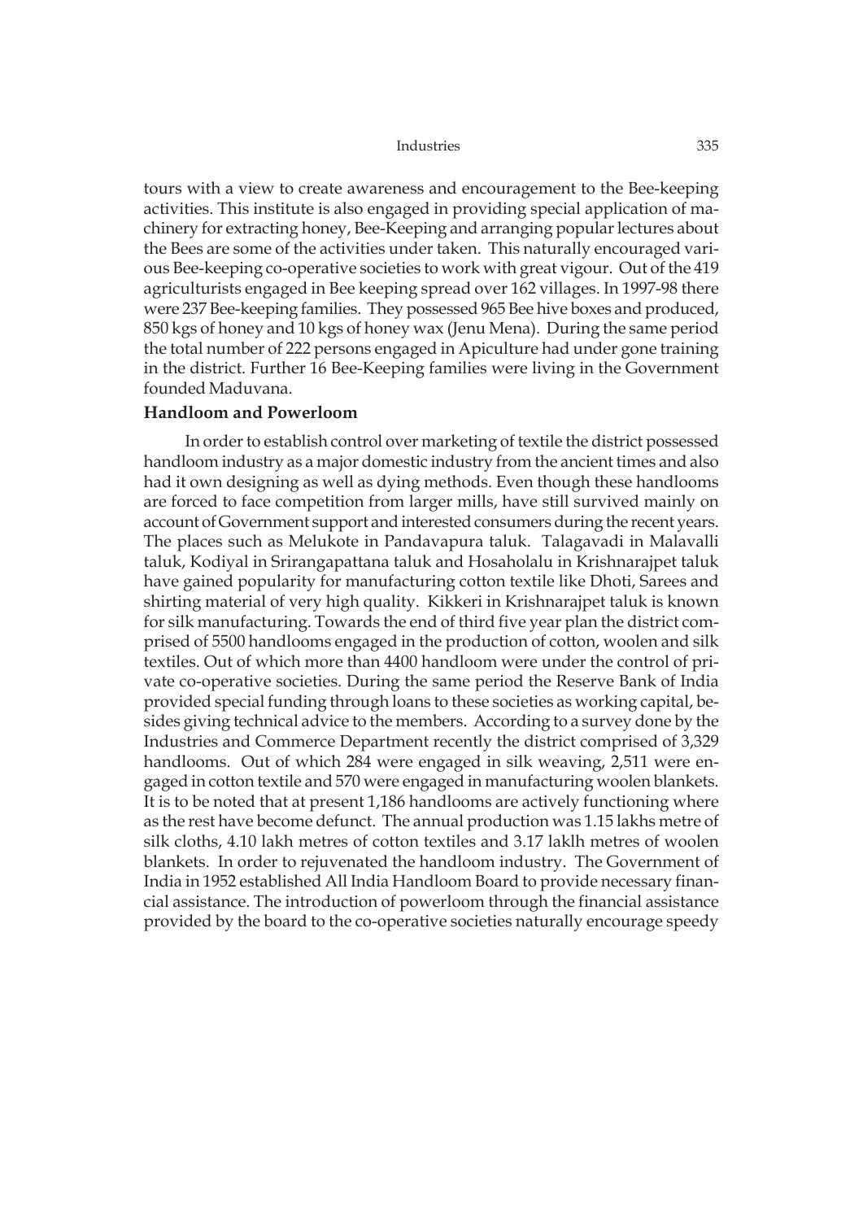tours with a view to create awareness and encouragement to the Bee-keeping activities. This institute is also engaged in providing special application of machinery for extracting honey, Bee-Keeping and arranging popular lectures about the Bees are some of the activities under taken. This naturally encouraged various Bee-keeping co-operative societies to work with great vigour. Out of the 419 agriculturists engaged in Bee keeping spread over 162 villages. In 1997-98 there were 237 Bee-keeping families. They possessed 965 Bee hive boxes and produced, 850 kgs of honey and 10 kgs of honey wax (Jenu Mena). During the same period the total number of 222 persons engaged in Apiculture had under gone training in the district. Further 16 Bee-Keeping families were living in the Government founded Maduvana.

**Handloom and Powerloom**

In order to establish control over marketing of textile the district possessed handloom industry as a major domestic industry from the ancient times and also had it own designing as well as dying methods. Even though these handlooms are forced to face competition from larger mills, have still survived mainly on account of Government support and interested consumers during the recent years. The places such as Melukote in Pandavapura taluk. Talagavadi in Malavalli taluk, Kodiyal in Srirangapattana taluk and Hosaholalu in Krishnarajpet taluk have gained popularity for manufacturing cotton textile like Dhoti, Sarees and shirting material of very high quality. Kikkeri in Krishnarajpet taluk is known for silk manufacturing. Towards the end of third five year plan the district comprised of 5500 handlooms engaged in the production of cotton, woolen and silk textiles. Out of which more than 4400 handloom were under the control of private co-operative societies. During the same period the Reserve Bank of India provided special funding through loans to these societies as working capital, besides giving technical advice to the members. According to a survey done by the Industries and Commerce Department recently the district comprised of 3,329 handlooms. Out of which 284 were engaged in silk weaving, 2,511 were engaged in cotton textile and 570 were engaged in manufacturing woolen blankets. It is to be noted that at present 1,186 handlooms are actively functioning where as the rest have become defunct. The annual production was 1.15 lakhs metre of silk cloths, 4.10 lakh metres of cotton textiles and 3.17 laklh metres of woolen blankets. In order to rejuvenated the handloom industry. The Government of India in 1952 established All India Handloom Board to provide necessary financial assistance. The introduction of powerloom through the financial assistance provided by the board to the co-operative societies naturally encourage speedy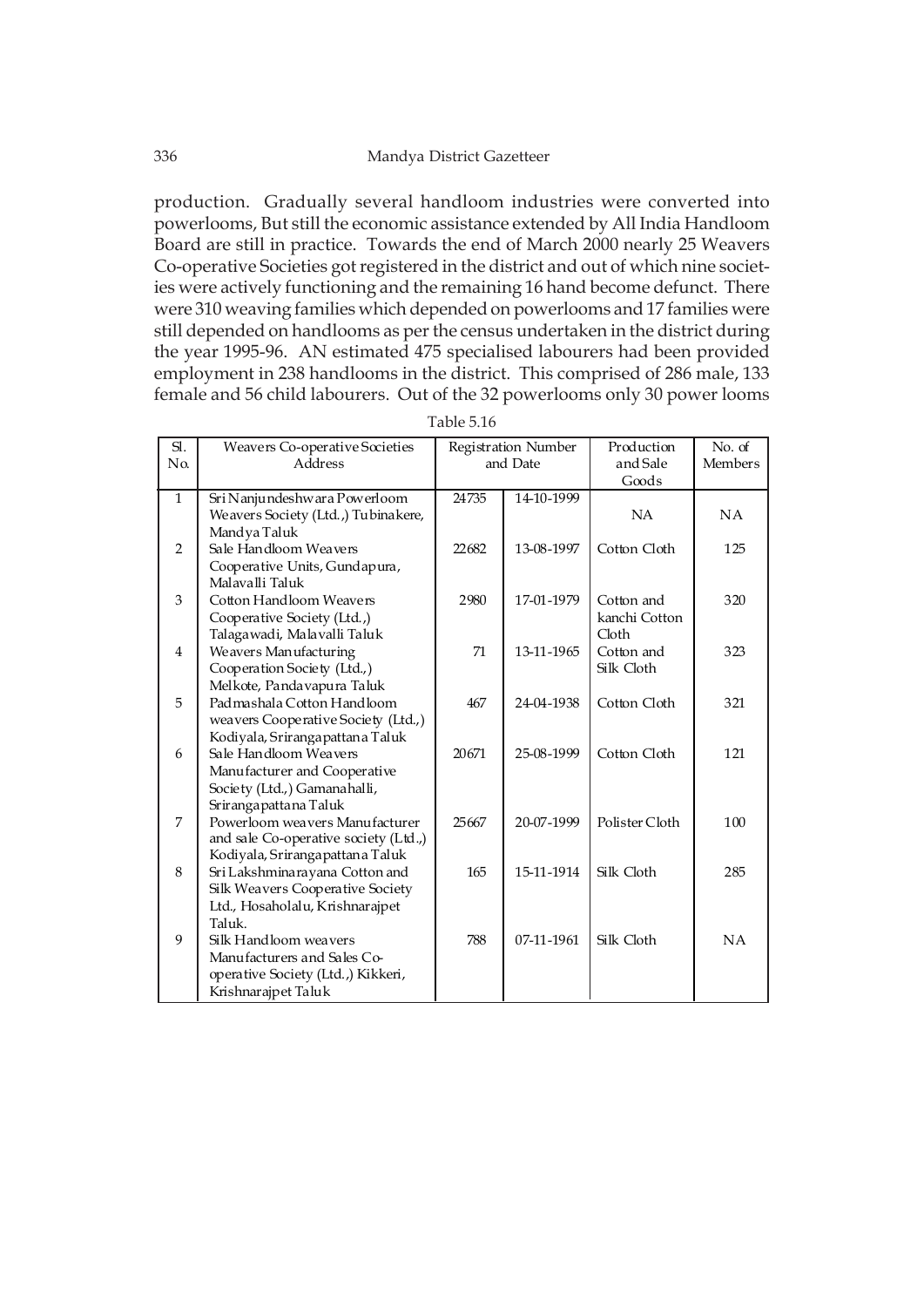production. Gradually several handloom industries were converted into powerlooms, But still the economic assistance extended by All India Handloom Board are still in practice. Towards the end of March 2000 nearly 25 Weavers Co-operative Societies got registered in the district and out of which nine societies were actively functioning and the remaining 16 hand become defunct. There were 310 weaving families which depended on powerlooms and 17 families were still depended on handlooms as per the census undertaken in the district during the year 1995-96. AN estimated 475 specialised labourers had been provided employment in 238 handlooms in the district. This comprised of 286 male, 133 female and 56 child labourers. Out of the 32 powerlooms only 30 power looms

Table 5.16

| Sl. No. | Weavers Co-operative Societies Address | Registration Number and Date | | Production and Sale Goods | No. of Members |
|---|---|---|---|---|---|
| 1 | Sri Nanjundeshwara Powerloom Weavers Society (Ltd.,) Tubinakere, Mandya Taluk | 24735 | 14-10-1999 | NA | NA |
| 2 | Sale Handloom Weavers Cooperative Units, Gundapura, Malavalli Taluk | 22682 | 13-08-1997 | Cotton Cloth | 125 |
| 3 | Cotton Handloom Weavers Cooperative Society (Ltd.,) Talagawadi, Malavalli Taluk | 2980 | 17-01-1979 | Cotton and kanchi Cotton Cloth | 320 |
| 4 | Weavers Manufacturing Cooperation Society (Ltd.,) Melkote, Pandavapura Taluk | 71 | 13-11-1965 | Cotton and Silk Cloth | 323 |
| 5 | Padmashala Cotton Handloom weavers Cooperative Society (Ltd.,) Kodiyala, Srirangapattana Taluk | 467 | 24-04-1938 | Cotton Cloth | 321 |
| 6 | Sale Handloom Weavers Manufacturer and Cooperative Society (Ltd.,) Gamanahalli, Srirangapattana Taluk | 20671 | 25-08-1999 | Cotton Cloth | 121 |
| 7 | Powerloom weavers Manufacturer and sale Co-operative society (Ltd.,) Kodiyala, Srirangapattana Taluk | 25667 | 20-07-1999 | Polister Cloth | 100 |
| 8 | Sri Lakshminarayana Cotton and Silk Weavers Cooperative Society Ltd., Hosaholalu, Krishnarajpet Taluk. | 165 | 15-11-1914 | Silk Cloth | 285 |
| 9 | Silk Handloom weavers Manufacturers and Sales Co-operative Society (Ltd.,) Kikkeri, Krishnarajpet Taluk | 788 | 07-11-1961 | Silk Cloth | NA |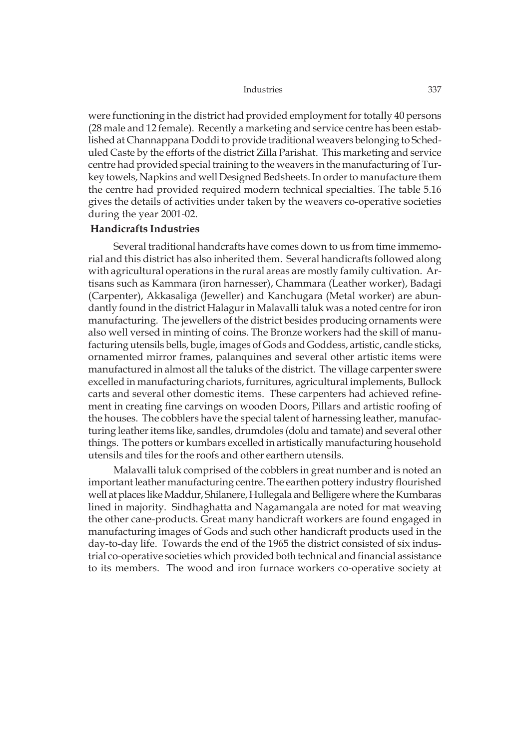were functioning in the district had provided employment for totally 40 persons (28 male and 12 female). Recently a marketing and service centre has been established at Channappana Doddi to provide traditional weavers belonging to Scheduled Caste by the efforts of the district Zilla Parishat. This marketing and service centre had provided special training to the weavers in the manufacturing of Turkey towels, Napkins and well Designed Bedsheets. In order to manufacture them the centre had provided required modern technical specialties. The table 5.16 gives the details of activities under taken by the weavers co-operative societies during the year 2001-02.

**Handicrafts Industries**

Several traditional handcrafts have comes down to us from time immemorial and this district has also inherited them. Several handicrafts followed along with agricultural operations in the rural areas are mostly family cultivation. Artisans such as Kammara (iron harnesser), Chammara (Leather worker), Badagi (Carpenter), Akkasaliga (Jeweller) and Kanchugara (Metal worker) are abundantly found in the district Halagur in Malavalli taluk was a noted centre for iron manufacturing. The jewellers of the district besides producing ornaments were also well versed in minting of coins. The Bronze workers had the skill of manufacturing utensils bells, bugle, images of Gods and Goddess, artistic, candle sticks, ornamented mirror frames, palanquines and several other artistic items were manufactured in almost all the taluks of the district. The village carpenter swere excelled in manufacturing chariots, furnitures, agricultural implements, Bullock carts and several other domestic items. These carpenters had achieved refinement in creating fine carvings on wooden Doors, Pillars and artistic roofing of the houses. The cobblers have the special talent of harnessing leather, manufacturing leather items like, sandles, drumdoles (dolu and tamate) and several other things. The potters or kumbars excelled in artistically manufacturing household utensils and tiles for the roofs and other earthern utensils.

Malavalli taluk comprised of the cobblers in great number and is noted an important leather manufacturing centre. The earthen pottery industry flourished well at places like Maddur, Shilanere, Hullegala and Belligere where the Kumbaras lined in majority. Sindhaghatta and Nagamangala are noted for mat weaving the other cane-products. Great many handicraft workers are found engaged in manufacturing images of Gods and such other handicraft products used in the day-to-day life. Towards the end of the 1965 the district consisted of six industrial co-operative societies which provided both technical and financial assistance to its members. The wood and iron furnace workers co-operative society at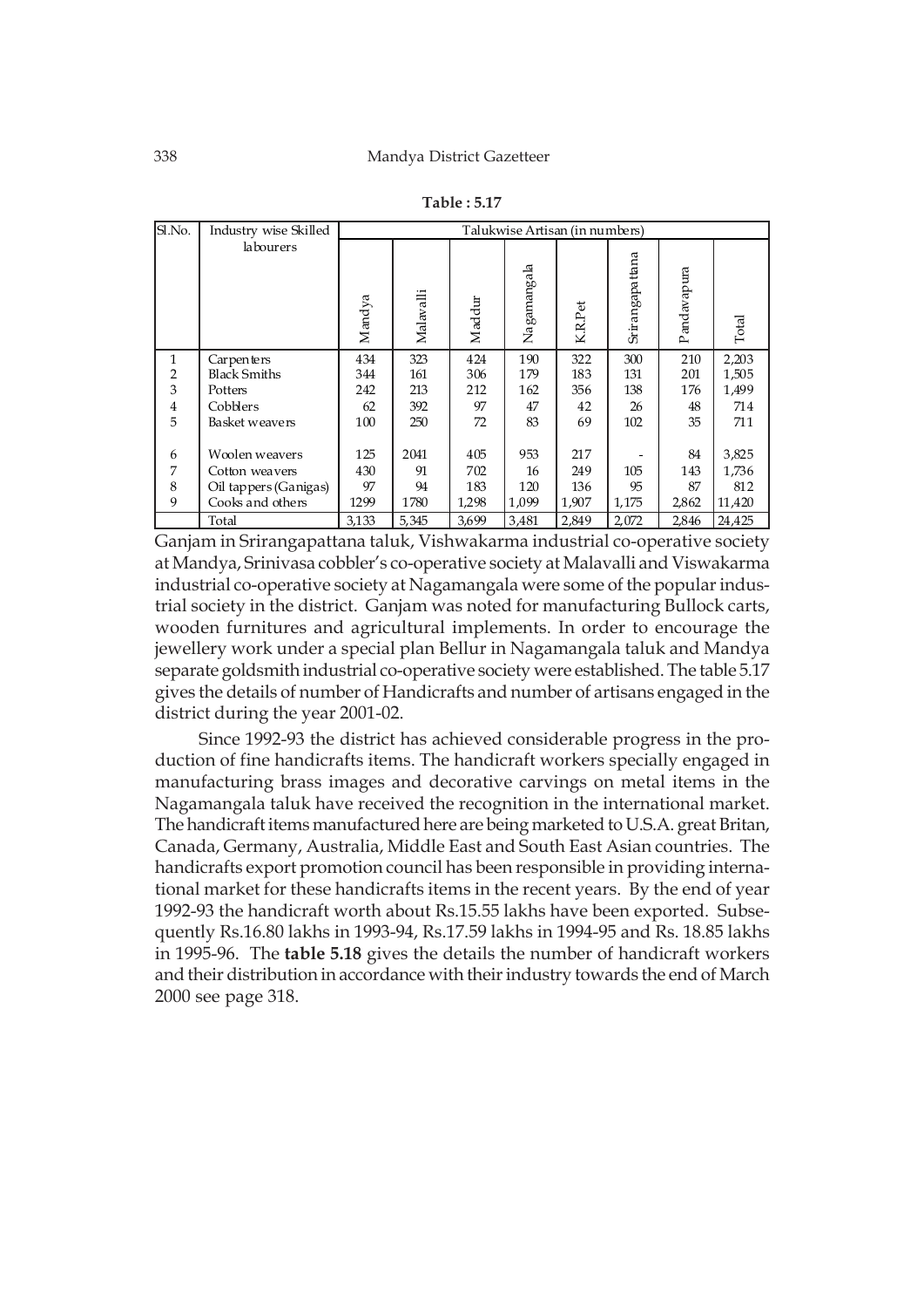**Table : 5.17**

| Sl.No. | Industry wise Skilled labourers | Talukwise Artisan (in numbers) | | | | | | | |
|---|---|---|---|---|---|---|---|---|---|
| | | Mandya | Malavalli | Maddur | Nagamangala | K.R.Pet | Srirangapattana | Pandavapura | Total |
| 1 | Carpenters | 434 | 323 | 424 | 190 | 322 | 300 | 210 | 2,203 |
| 2 | Black Smiths | 344 | 161 | 306 | 179 | 183 | 131 | 201 | 1,505 |
| 3 | Potters | 242 | 213 | 212 | 162 | 356 | 138 | 176 | 1,499 |
| 4 | Cobblers | 62 | 392 | 97 | 47 | 42 | 26 | 48 | 714 |
| 5 | Basket weavers | 100 | 250 | 72 | 83 | 69 | 102 | 35 | 711 |
| 6 | Woolen weavers | 125 | 2041 | 405 | 953 | 217 | - | 84 | 3,825 |
| 7 | Cotton weavers | 430 | 91 | 702 | 16 | 249 | 105 | 143 | 1,736 |
| 8 | Oil tappers (Ganigas) | 97 | 94 | 183 | 120 | 136 | 95 | 87 | 812 |
| 9 | Cooks and others | 1299 | 1780 | 1,298 | 1,099 | 1,907 | 1,175 | 2,862 | 11,420 |
| | Total | 3,133 | 5,345 | 3,699 | 3,481 | 2,849 | 2,072 | 2,846 | 24,425 |

Ganjam in Srirangapattana taluk, Vishwakarma industrial co-operative society at Mandya, Srinivasa cobbler's co-operative society at Malavalli and Viswakarma industrial co-operative society at Nagamangala were some of the popular industrial society in the district. Ganjam was noted for manufacturing Bullock carts, wooden furnitures and agricultural implements. In order to encourage the jewellery work under a special plan Bellur in Nagamangala taluk and Mandya separate goldsmith industrial co-operative society were established. The table 5.17 gives the details of number of Handicrafts and number of artisans engaged in the district during the year 2001-02.

Since 1992-93 the district has achieved considerable progress in the production of fine handicrafts items. The handicraft workers specially engaged in manufacturing brass images and decorative carvings on metal items in the Nagamangala taluk have received the recognition in the international market. The handicraft items manufactured here are being marketed to U.S.A. great Britan, Canada, Germany, Australia, Middle East and South East Asian countries. The handicrafts export promotion council has been responsible in providing international market for these handicrafts items in the recent years. By the end of year 1992-93 the handicraft worth about Rs.15.55 lakhs have been exported. Subsequently Rs.16.80 lakhs in 1993-94, Rs.17.59 lakhs in 1994-95 and Rs. 18.85 lakhs in 1995-96. The **table 5.18** gives the details the number of handicraft workers and their distribution in accordance with their industry towards the end of March 2000 see page 318.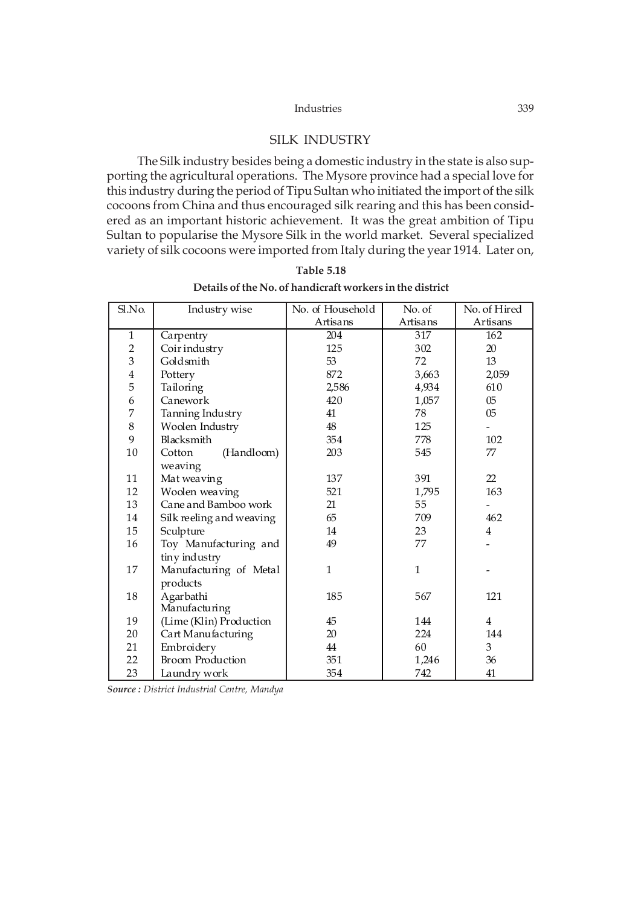## SILK INDUSTRY

The Silk industry besides being a domestic industry in the state is also supporting the agricultural operations. The Mysore province had a special love for this industry during the period of Tipu Sultan who initiated the import of the silk cocoons from China and thus encouraged silk rearing and this has been considered as an important historic achievement. It was the great ambition of Tipu Sultan to popularise the Mysore Silk in the world market. Several specialized variety of silk cocoons were imported from Italy during the year 1914. Later on,

**Table 5.18**

**Details of the No. of handicraft workers in the district**

| Sl.No. | Industry wise | No. of Household Artisans | No. of Artisans | No. of Hired Artisans |
|---|---|---|---|---|
| 1 | Carpentry | 204 | 317 | 162 |
| 2 | Coir industry | 125 | 302 | 20 |
| 3 | Goldsmith | 53 | 72 | 13 |
| 4 | Pottery | 872 | 3,663 | 2,059 |
| 5 | Tailoring | 2,586 | 4,934 | 610 |
| 6 | Canework | 420 | 1,057 | 05 |
| 7 | Tanning Industry | 41 | 78 | 05 |
| 8 | Woolen Industry | 48 | 125 | - |
| 9 | Blacksmith | 354 | 778 | 102 |
| 10 | Cotton (Handloom) weaving | 203 | 545 | 77 |
| 11 | Mat weaving | 137 | 391 | 22 |
| 12 | Woolen weaving | 521 | 1,795 | 163 |
| 13 | Cane and Bamboo work | 21 | 55 | - |
| 14 | Silk reeling and weaving | 65 | 709 | 462 |
| 15 | Sculpture | 14 | 23 | 4 |
| 16 | Toy Manufacturing and tiny industry | 49 | 77 | - |
| 17 | Manufacturing of Metal products | 1 | 1 | - |
| 18 | Agarbathi Manufacturing | 185 | 567 | 121 |
| 19 | (Lime (Klin) Production | 45 | 144 | 4 |
| 20 | Cart Manufacturing | 20 | 224 | 144 |
| 21 | Embroidery | 44 | 60 | 3 |
| 22 | Broom Production | 351 | 1,246 | 36 |
| 23 | Laundry work | 354 | 742 | 41 |

***Source :** District Industrial Centre, Mandya*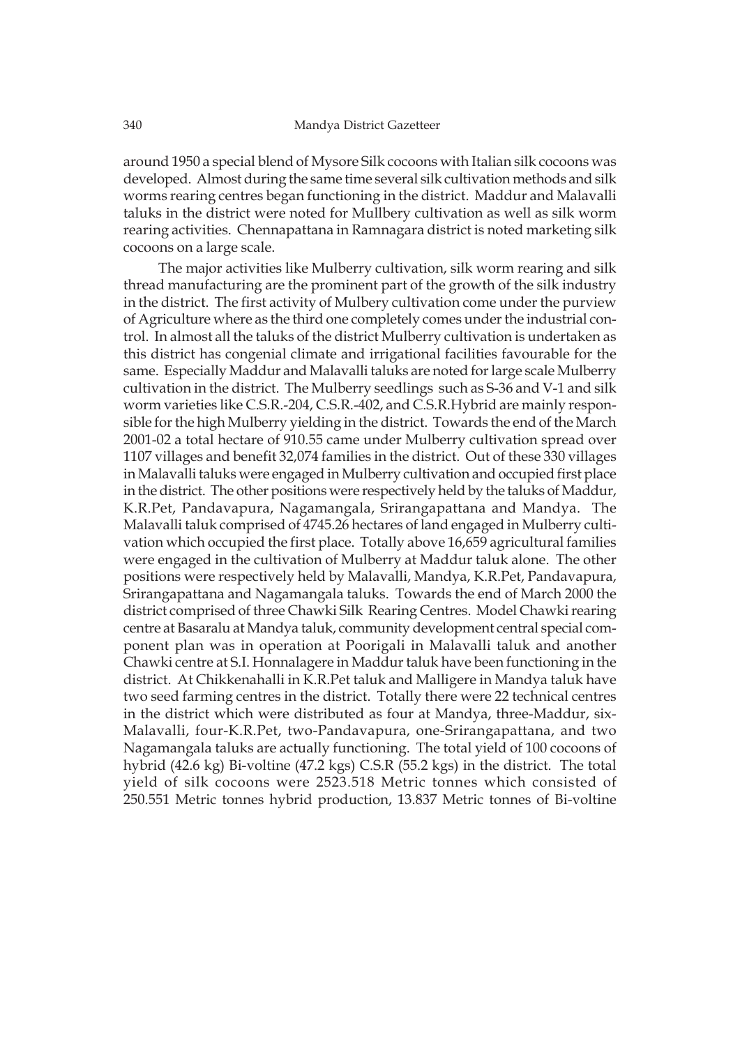around 1950 a special blend of Mysore Silk cocoons with Italian silk cocoons was developed. Almost during the same time several silk cultivation methods and silk worms rearing centres began functioning in the district. Maddur and Malavalli taluks in the district were noted for Mullbery cultivation as well as silk worm rearing activities. Chennapattana in Ramnagara district is noted marketing silk cocoons on a large scale.

The major activities like Mulberry cultivation, silk worm rearing and silk thread manufacturing are the prominent part of the growth of the silk industry in the district. The first activity of Mulbery cultivation come under the purview of Agriculture where as the third one completely comes under the industrial control. In almost all the taluks of the district Mulberry cultivation is undertaken as this district has congenial climate and irrigational facilities favourable for the same. Especially Maddur and Malavalli taluks are noted for large scale Mulberry cultivation in the district. The Mulberry seedlings such as S-36 and V-1 and silk worm varieties like C.S.R.-204, C.S.R.-402, and C.S.R.Hybrid are mainly responsible for the high Mulberry yielding in the district. Towards the end of the March 2001-02 a total hectare of 910.55 came under Mulberry cultivation spread over 1107 villages and benefit 32,074 families in the district. Out of these 330 villages in Malavalli taluks were engaged in Mulberry cultivation and occupied first place in the district. The other positions were respectively held by the taluks of Maddur, K.R.Pet, Pandavapura, Nagamangala, Srirangapattana and Mandya. The Malavalli taluk comprised of 4745.26 hectares of land engaged in Mulberry cultivation which occupied the first place. Totally above 16,659 agricultural families were engaged in the cultivation of Mulberry at Maddur taluk alone. The other positions were respectively held by Malavalli, Mandya, K.R.Pet, Pandavapura, Srirangapattana and Nagamangala taluks. Towards the end of March 2000 the district comprised of three Chawki Silk Rearing Centres. Model Chawki rearing centre at Basaralu at Mandya taluk, community development central special component plan was in operation at Poorigali in Malavalli taluk and another Chawki centre at S.I. Honnalagere in Maddur taluk have been functioning in the district. At Chikkenahalli in K.R.Pet taluk and Malligere in Mandya taluk have two seed farming centres in the district. Totally there were 22 technical centres in the district which were distributed as four at Mandya, three-Maddur, six-Malavalli, four-K.R.Pet, two-Pandavapura, one-Srirangapattana, and two Nagamangala taluks are actually functioning. The total yield of 100 cocoons of hybrid (42.6 kg) Bi-voltine (47.2 kgs) C.S.R (55.2 kgs) in the district. The total yield of silk cocoons were 2523.518 Metric tonnes which consisted of 250.551 Metric tonnes hybrid production, 13.837 Metric tonnes of Bi-voltine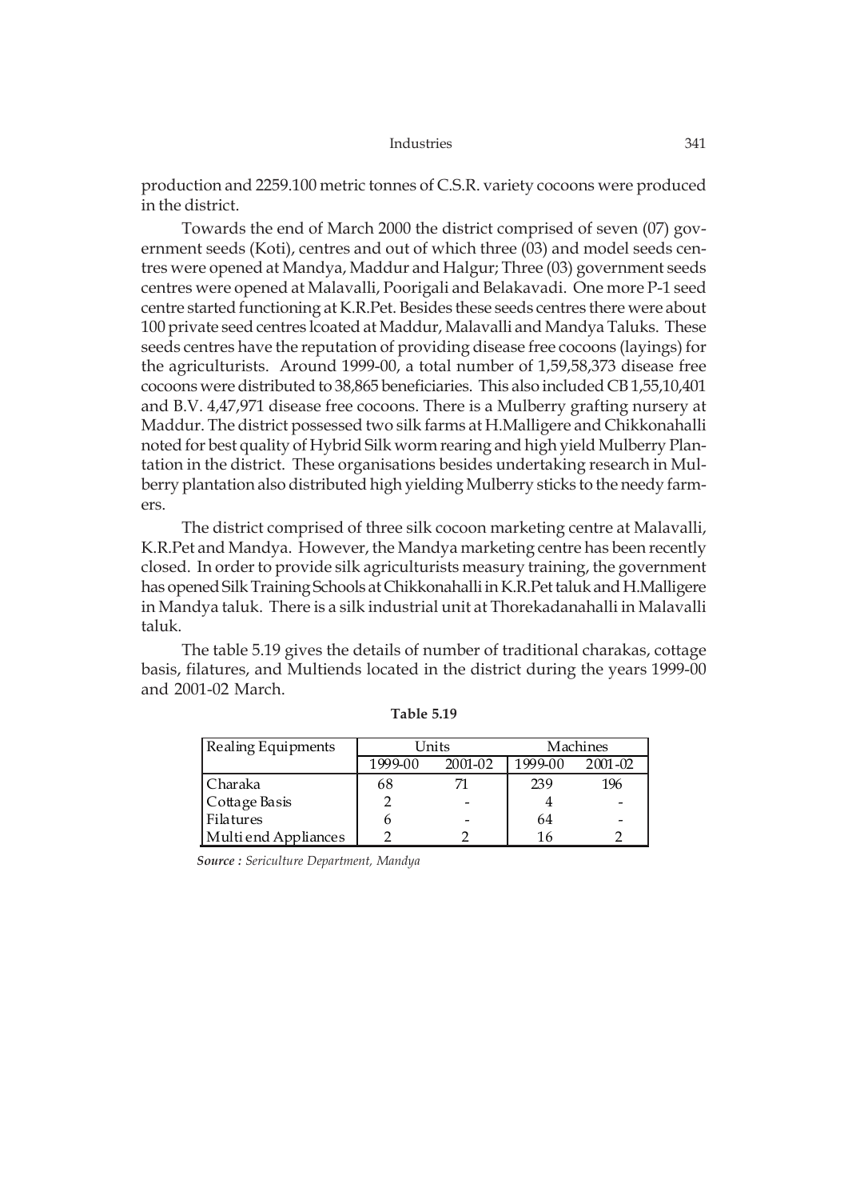production and 2259.100 metric tonnes of C.S.R. variety cocoons were produced in the district.

Towards the end of March 2000 the district comprised of seven (07) government seeds (Koti), centres and out of which three (03) and model seeds centres were opened at Mandya, Maddur and Halgur; Three (03) government seeds centres were opened at Malavalli, Poorigali and Belakavadi. One more P-1 seed centre started functioning at K.R.Pet. Besides these seeds centres there were about 100 private seed centres lcoated at Maddur, Malavalli and Mandya Taluks. These seeds centres have the reputation of providing disease free cocoons (layings) for the agriculturists. Around 1999-00, a total number of 1,59,58,373 disease free cocoons were distributed to 38,865 beneficiaries. This also included CB 1,55,10,401 and B.V. 4,47,971 disease free cocoons. There is a Mulberry grafting nursery at Maddur. The district possessed two silk farms at H.Malligere and Chikkonahalli noted for best quality of Hybrid Silk worm rearing and high yield Mulberry Plantation in the district. These organisations besides undertaking research in Mulberry plantation also distributed high yielding Mulberry sticks to the needy farmers.

The district comprised of three silk cocoon marketing centre at Malavalli, K.R.Pet and Mandya. However, the Mandya marketing centre has been recently closed. In order to provide silk agriculturists measury training, the government has opened Silk Training Schools at Chikkonahalli in K.R.Pet taluk and H.Malligere in Mandya taluk. There is a silk industrial unit at Thorekadanahalli in Malavalli taluk.

The table 5.19 gives the details of number of traditional charakas, cottage basis, filatures, and Multiends located in the district during the years 1999-00 and 2001-02 March.

**Table 5.19**

| Realing Equipments | Units | | Machines | |
|---|---|---|---|---|
| | 1999-00 | 2001-02 | 1999-00 | 2001-02 |
| Charaka | 68 | 71 | 239 | 196 |
| Cottage Basis | 2 | - | 4 | - |
| Filatures | 6 | - | 64 | - |
| Multi end Appliances | 2 | 2 | 16 | 2 |

***Source :*** *Sericulture Department, Mandya*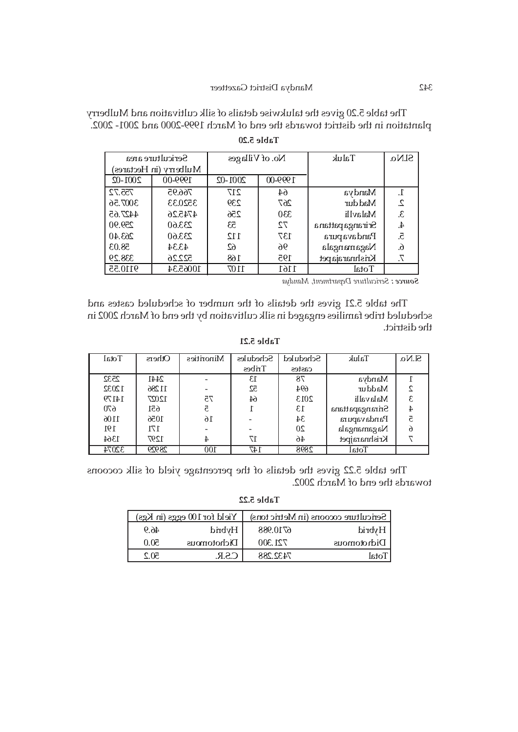The table 5.20 gives the talukwise details of silk cultivation and Mulberry plantation in the district towards the end of March 1999-2000 and 2001- 2002.

**Table 5.20**

| Sl.No. | Taluk | No. of Villages | | Sericulture area Mulberry (in Hectares) | |
|---|---|---|---|---|---|
| | | 1999-00 | 2001-02 | 1999-00 | 2001-02 |
| 1. | Mandya | 64 | 217 | 766.95 | 755.72 |
| 2. | Maddur | 267 | 239 | 3520.33 | 3007.56 |
| 3. | Malavlli | 330 | 256 | 4745.26 | 4427.65 |
| 4. | Srirangapattana | 72 | 53 | 233.60 | 259.90 |
| 5. | Pandavapura | 137 | 112 | 233.60 | 263.40 |
| 6. | Nagamangala | 96 | 62 | 43.34 | 58.03 |
| 7. | Krishnarajapet | 195 | 168 | 522.26 | 338.29 |
| | Total | 1161 | 1107 | 10065.34 | 9110.55 |

**Source** : *Sericulture Department, Mandya*

The table 5.21 gives the details of the number of scheduled castes and scheduled tribe families engaged in silk cultivation by the end of March 2002 in the district.

**Table 5.21**

| Sl.No. | Taluk | Scheduled castes | Schedules Tribes | Minorities | Others | Total |
|---|---|---|---|---|---|---|
| 1 | Mandya | 78 | 13 | - | 2441 | 2532 |
| 2 | Maddur | 694 | 52 | - | 11286 | 12032 |
| 3 | Malavalli | 2013 | 64 | 75 | 12027 | 14179 |
| 4 | Srirangapattana | 13 | 1 | 5 | 651 | 670 |
| 5 | Pandavapura | 34 | - | 16 | 1056 | 1106 |
| 6 | Nagamangala | 20 | - | - | 171 | 191 |
| 7 | Krishnarajpet | 46 | 17 | 4 | 1297 | 1364 |
| | Total | 2898 | 147 | 100 | 28929 | 32074 |

The table 5.22 gives the details of the percentage yield of silk cocoons towards the end of March 2002.

**Table 5.22**

| Sericulture cocoons (in Metric tons) | | Yield for 100 eggs (in Kgs) | |
|---|---|---|---|
| Hybrid | 6710.988 | Hybrid | 46.9 |
| Dichotomous | 721.300 | Dichotomous | 50.0 |
| Total | 7432.288 | C.S.R. | 50.2 |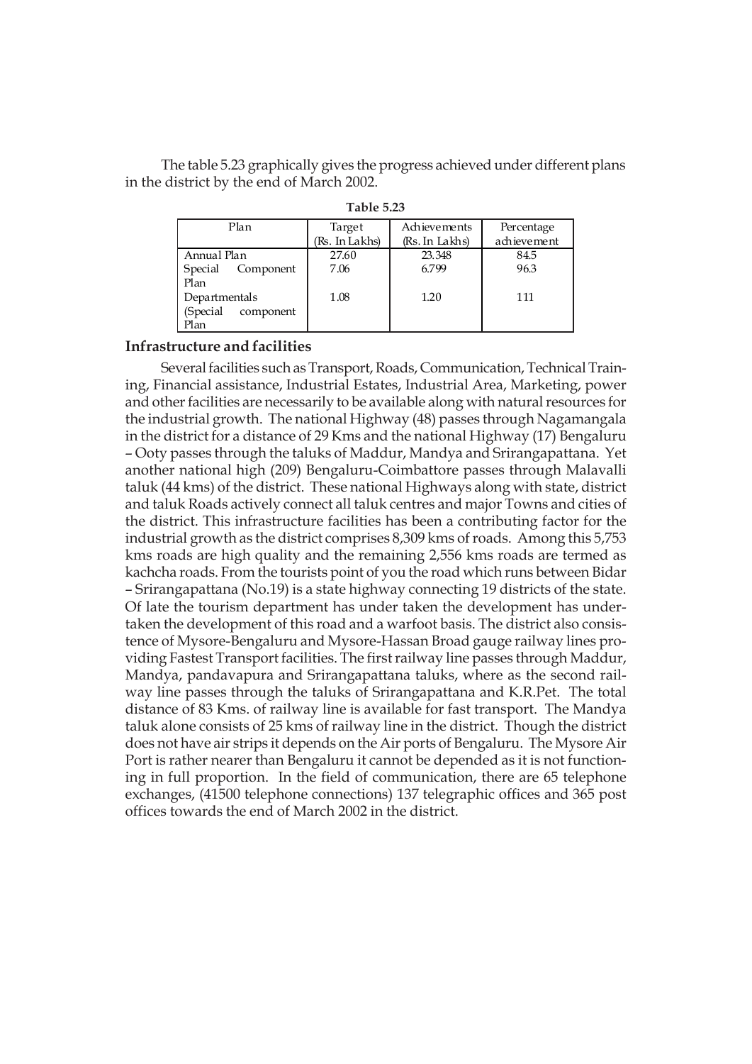The table 5.23 graphically gives the progress achieved under different plans in the district by the end of March 2002.

**Table 5.23**

| Plan | Target (Rs. In Lakhs) | Achievements (Rs. In Lakhs) | Percentage achievement |
|---|---|---|---|
| Annual Plan | 27.60 | 23.348 | 84.5 |
| Special Component Plan | 7.06 | 6.799 | 96.3 |
| Departmentals (Special component Plan | 1.08 | 1.20 | 111 |

## Infrastructure and facilities

Several facilities such as Transport, Roads, Communication, Technical Training, Financial assistance, Industrial Estates, Industrial Area, Marketing, power and other facilities are necessarily to be available along with natural resources for the industrial growth. The national Highway (48) passes through Nagamangala in the district for a distance of 29 Kms and the national Highway (17) Bengaluru – Ooty passes through the taluks of Maddur, Mandya and Srirangapattana. Yet another national high (209) Bengaluru-Coimbattore passes through Malavalli taluk (44 kms) of the district. These national Highways along with state, district and taluk Roads actively connect all taluk centres and major Towns and cities of the district. This infrastructure facilities has been a contributing factor for the industrial growth as the district comprises 8,309 kms of roads. Among this 5,753 kms roads are high quality and the remaining 2,556 kms roads are termed as kachcha roads. From the tourists point of you the road which runs between Bidar – Srirangapattana (No.19) is a state highway connecting 19 districts of the state. Of late the tourism department has under taken the development has undertaken the development of this road and a warfoot basis. The district also consistence of Mysore-Bengaluru and Mysore-Hassan Broad gauge railway lines providing Fastest Transport facilities. The first railway line passes through Maddur, Mandya, pandavapura and Srirangapattana taluks, where as the second railway line passes through the taluks of Srirangapattana and K.R.Pet. The total distance of 83 Kms. of railway line is available for fast transport. The Mandya taluk alone consists of 25 kms of railway line in the district. Though the district does not have air strips it depends on the Air ports of Bengaluru. The Mysore Air Port is rather nearer than Bengaluru it cannot be depended as it is not functioning in full proportion. In the field of communication, there are 65 telephone exchanges, (41500 telephone connections) 137 telegraphic offices and 365 post offices towards the end of March 2002 in the district.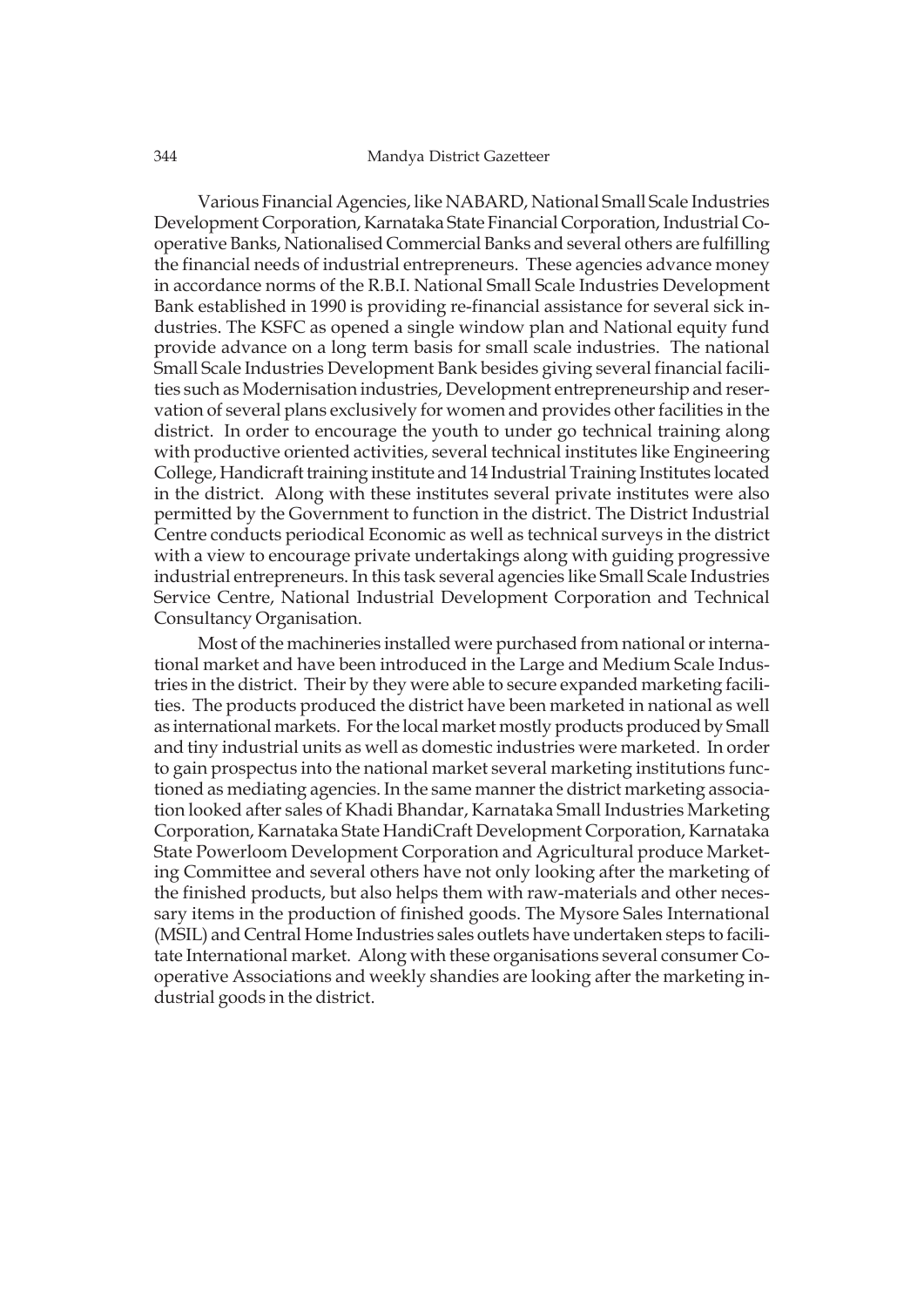Various Financial Agencies, like NABARD, National Small Scale Industries Development Corporation, Karnataka State Financial Corporation, Industrial Cooperative Banks, Nationalised Commercial Banks and several others are fulfilling the financial needs of industrial entrepreneurs. These agencies advance money in accordance norms of the R.B.I. National Small Scale Industries Development Bank established in 1990 is providing re-financial assistance for several sick industries. The KSFC as opened a single window plan and National equity fund provide advance on a long term basis for small scale industries. The national Small Scale Industries Development Bank besides giving several financial facilities such as Modernisation industries, Development entrepreneurship and reservation of several plans exclusively for women and provides other facilities in the district. In order to encourage the youth to under go technical training along with productive oriented activities, several technical institutes like Engineering College, Handicraft training institute and 14 Industrial Training Institutes located in the district. Along with these institutes several private institutes were also permitted by the Government to function in the district. The District Industrial Centre conducts periodical Economic as well as technical surveys in the district with a view to encourage private undertakings along with guiding progressive industrial entrepreneurs. In this task several agencies like Small Scale Industries Service Centre, National Industrial Development Corporation and Technical Consultancy Organisation.

Most of the machineries installed were purchased from national or international market and have been introduced in the Large and Medium Scale Industries in the district. Their by they were able to secure expanded marketing facilities. The products produced the district have been marketed in national as well as international markets. For the local market mostly products produced by Small and tiny industrial units as well as domestic industries were marketed. In order to gain prospectus into the national market several marketing institutions functioned as mediating agencies. In the same manner the district marketing association looked after sales of Khadi Bhandar, Karnataka Small Industries Marketing Corporation, Karnataka State HandiCraft Development Corporation, Karnataka State Powerloom Development Corporation and Agricultural produce Marketing Committee and several others have not only looking after the marketing of the finished products, but also helps them with raw-materials and other necessary items in the production of finished goods. The Mysore Sales International (MSIL) and Central Home Industries sales outlets have undertaken steps to facilitate International market. Along with these organisations several consumer Cooperative Associations and weekly shandies are looking after the marketing industrial goods in the district.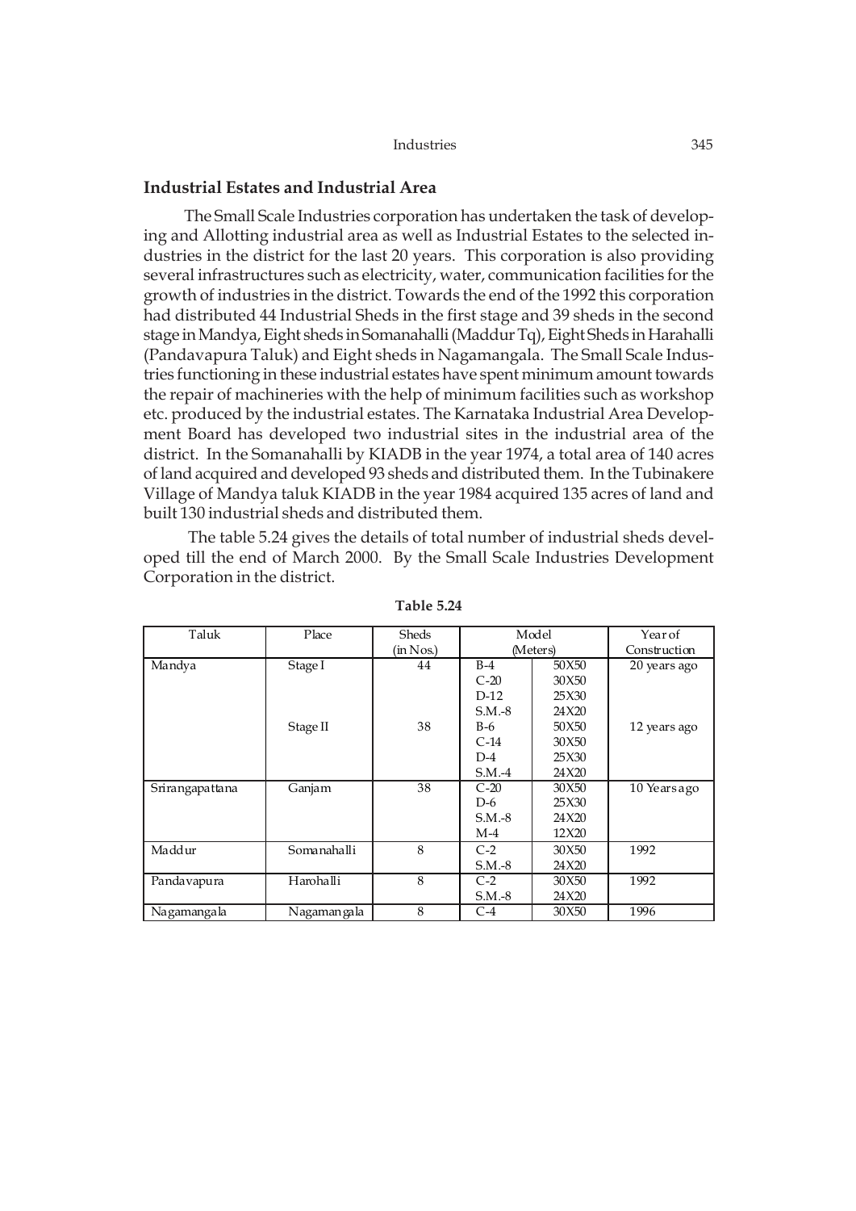## Industrial Estates and Industrial Area

The Small Scale Industries corporation has undertaken the task of developing and Allotting industrial area as well as Industrial Estates to the selected industries in the district for the last 20 years. This corporation is also providing several infrastructures such as electricity, water, communication facilities for the growth of industries in the district. Towards the end of the 1992 this corporation had distributed 44 Industrial Sheds in the first stage and 39 sheds in the second stage in Mandya, Eight sheds in Somanahalli (Maddur Tq), Eight Sheds in Harahalli (Pandavapura Taluk) and Eight sheds in Nagamangala. The Small Scale Industries functioning in these industrial estates have spent minimum amount towards the repair of machineries with the help of minimum facilities such as workshop etc. produced by the industrial estates. The Karnataka Industrial Area Development Board has developed two industrial sites in the industrial area of the district. In the Somanahalli by KIADB in the year 1974, a total area of 140 acres of land acquired and developed 93 sheds and distributed them. In the Tubinakere Village of Mandya taluk KIADB in the year 1984 acquired 135 acres of land and built 130 industrial sheds and distributed them.

The table 5.24 gives the details of total number of industrial sheds developed till the end of March 2000. By the Small Scale Industries Development Corporation in the district.

**Table 5.24**

| Taluk | Place | Sheds (in Nos.) | Model (Meters) | | Year of Construction |
|---|---|---|---|---|---|
| Mandya | Stage I | 44 | B-4 | 50X50 | 20 years ago |
| | | | C-20 | 30X50 | |
| | | | D-12 | 25X30 | |
| | | | S.M.-8 | 24X20 | |
| | Stage II | 38 | B-6 | 50X50 | 12 years ago |
| | | | C-14 | 30X50 | |
| | | | D-4 | 25X30 | |
| | | | S.M.-4 | 24X20 | |
| Srirangapattana | Ganjam | 38 | C-20 | 30X50 | 10 Years ago |
| | | | D-6 | 25X30 | |
| | | | S.M.-8 | 24X20 | |
| | | | M-4 | 12X20 | |
| Maddur | Somanahalli | 8 | C-2 | 30X50 | 1992 |
| | | | S.M.-8 | 24X20 | |
| Pandavapura | Harohalli | 8 | C-2 | 30X50 | 1992 |
| | | | S.M.-8 | 24X20 | |
| Nagamangala | Nagamangala | 8 | C-4 | 30X50 | 1996 |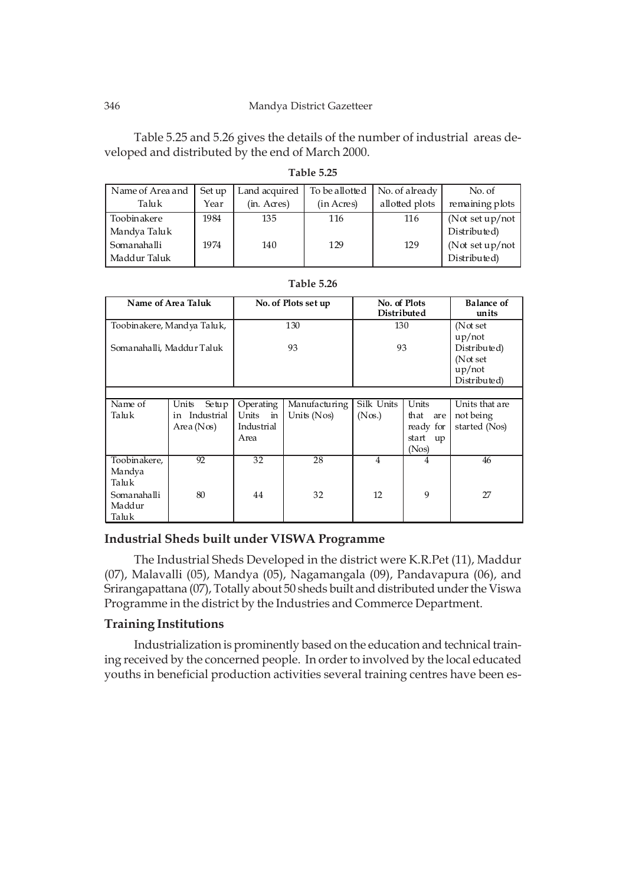Table 5.25 and 5.26 gives the details of the number of industrial areas developed and distributed by the end of March 2000.

**Table 5.25**

| Name of Area and Taluk | Set up Year | Land acquired (in. Acres) | To be allotted (in Acres) | No. of already allotted plots | No. of remaining plots |
|---|---|---|---|---|---|
| Toobinakere Mandya Taluk | 1984 | 135 | 116 | 116 | (Not set up/not Distributed) |
| Somanahalli Maddur Taluk | 1974 | 140 | 129 | 129 | (Not set up/not Distributed) |

**Table 5.26**

| Name of Area Taluk | No. of Plots set up | No. of Plots Distributed | Balance of units |
|---|---|---|---|
| Toobinakere, Mandya Taluk, | 130 | 130 | (Not set up/not Distributed) |
| Somanahalli, Maddur Taluk | 93 | 93 | (Not set up/not Distributed) |

| Name of Taluk | Units Setup in Industrial Area (Nos) | Operating Units in Industrial Area | Manufacturing Units (Nos) | Silk Units (Nos.) | Units that are ready for start up (Nos) | Units that are not being started (Nos) |
|---|---|---|---|---|---|---|
| Toobinakere, Mandya Taluk | 92 | 32 | 28 | 4 | 4 | 46 |
| Somanahalli Maddur Taluk | 80 | 44 | 32 | 12 | 9 | 27 |

### Industrial Sheds built under VISWA Programme

The Industrial Sheds Developed in the district were K.R.Pet (11), Maddur (07), Malavalli (05), Mandya (05), Nagamangala (09), Pandavapura (06), and Srirangapattana (07), Totally about 50 sheds built and distributed under the Viswa Programme in the district by the Industries and Commerce Department.

### Training Institutions

Industrialization is prominently based on the education and technical training received by the concerned people. In order to involved by the local educated youths in beneficial production activities several training centres have been es-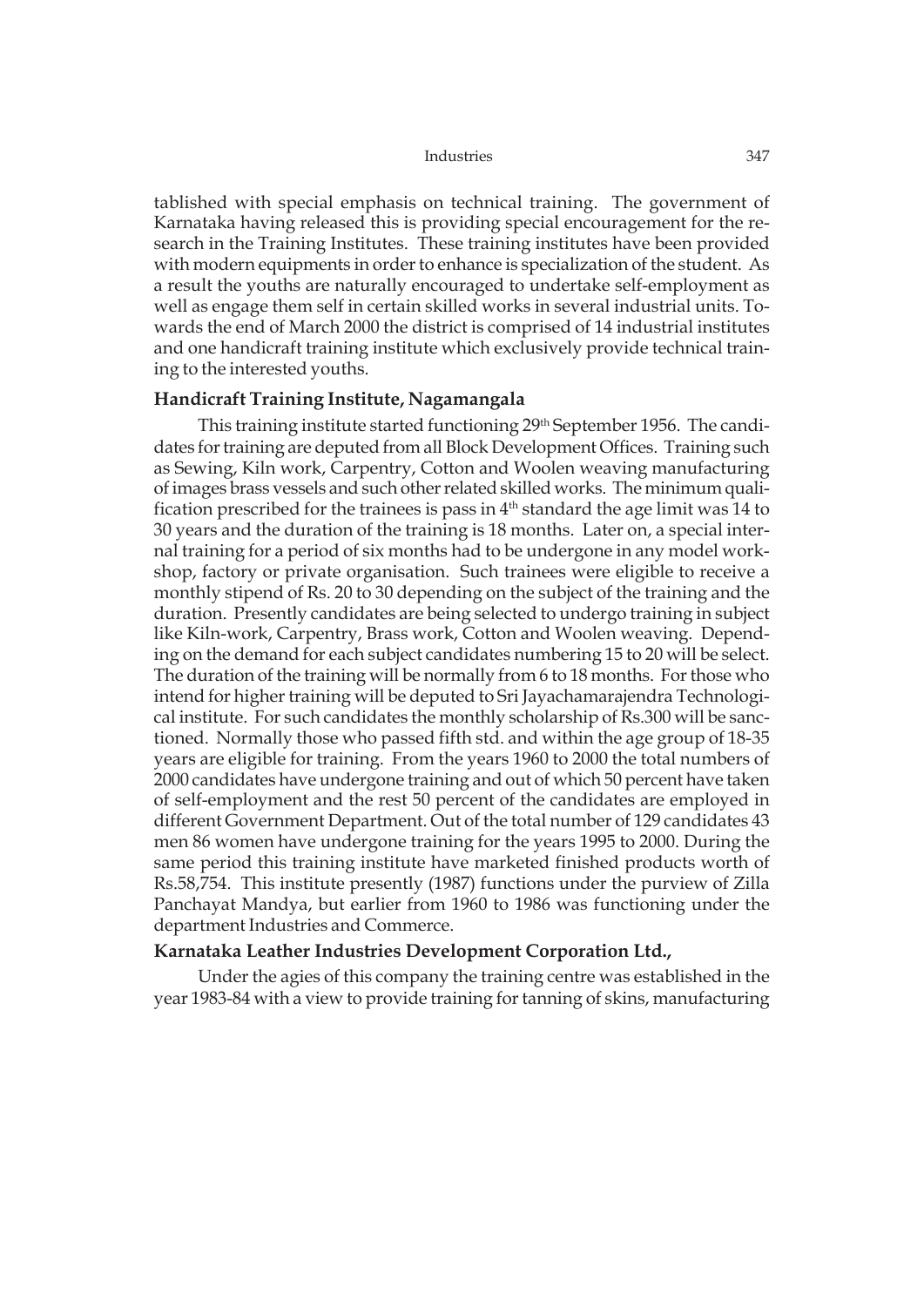tablished with special emphasis on technical training. The government of Karnataka having released this is providing special encouragement for the research in the Training Institutes. These training institutes have been provided with modern equipments in order to enhance is specialization of the student. As a result the youths are naturally encouraged to undertake self-employment as well as engage them self in certain skilled works in several industrial units. Towards the end of March 2000 the district is comprised of 14 industrial institutes and one handicraft training institute which exclusively provide technical training to the interested youths.

### Handicraft Training Institute, Nagamangala

This training institute started functioning 29th September 1956. The candidates for training are deputed from all Block Development Offices. Training such as Sewing, Kiln work, Carpentry, Cotton and Woolen weaving manufacturing of images brass vessels and such other related skilled works. The minimum qualification prescribed for the trainees is pass in 4th standard the age limit was 14 to 30 years and the duration of the training is 18 months. Later on, a special internal training for a period of six months had to be undergone in any model workshop, factory or private organisation. Such trainees were eligible to receive a monthly stipend of Rs. 20 to 30 depending on the subject of the training and the duration. Presently candidates are being selected to undergo training in subject like Kiln-work, Carpentry, Brass work, Cotton and Woolen weaving. Depending on the demand for each subject candidates numbering 15 to 20 will be select. The duration of the training will be normally from 6 to 18 months. For those who intend for higher training will be deputed to Sri Jayachamarajendra Technological institute. For such candidates the monthly scholarship of Rs.300 will be sanctioned. Normally those who passed fifth std. and within the age group of 18-35 years are eligible for training. From the years 1960 to 2000 the total numbers of 2000 candidates have undergone training and out of which 50 percent have taken of self-employment and the rest 50 percent of the candidates are employed in different Government Department. Out of the total number of 129 candidates 43 men 86 women have undergone training for the years 1995 to 2000. During the same period this training institute have marketed finished products worth of Rs.58,754. This institute presently (1987) functions under the purview of Zilla Panchayat Mandya, but earlier from 1960 to 1986 was functioning under the department Industries and Commerce.

### Karnataka Leather Industries Development Corporation Ltd.,

Under the agies of this company the training centre was established in the year 1983-84 with a view to provide training for tanning of skins, manufacturing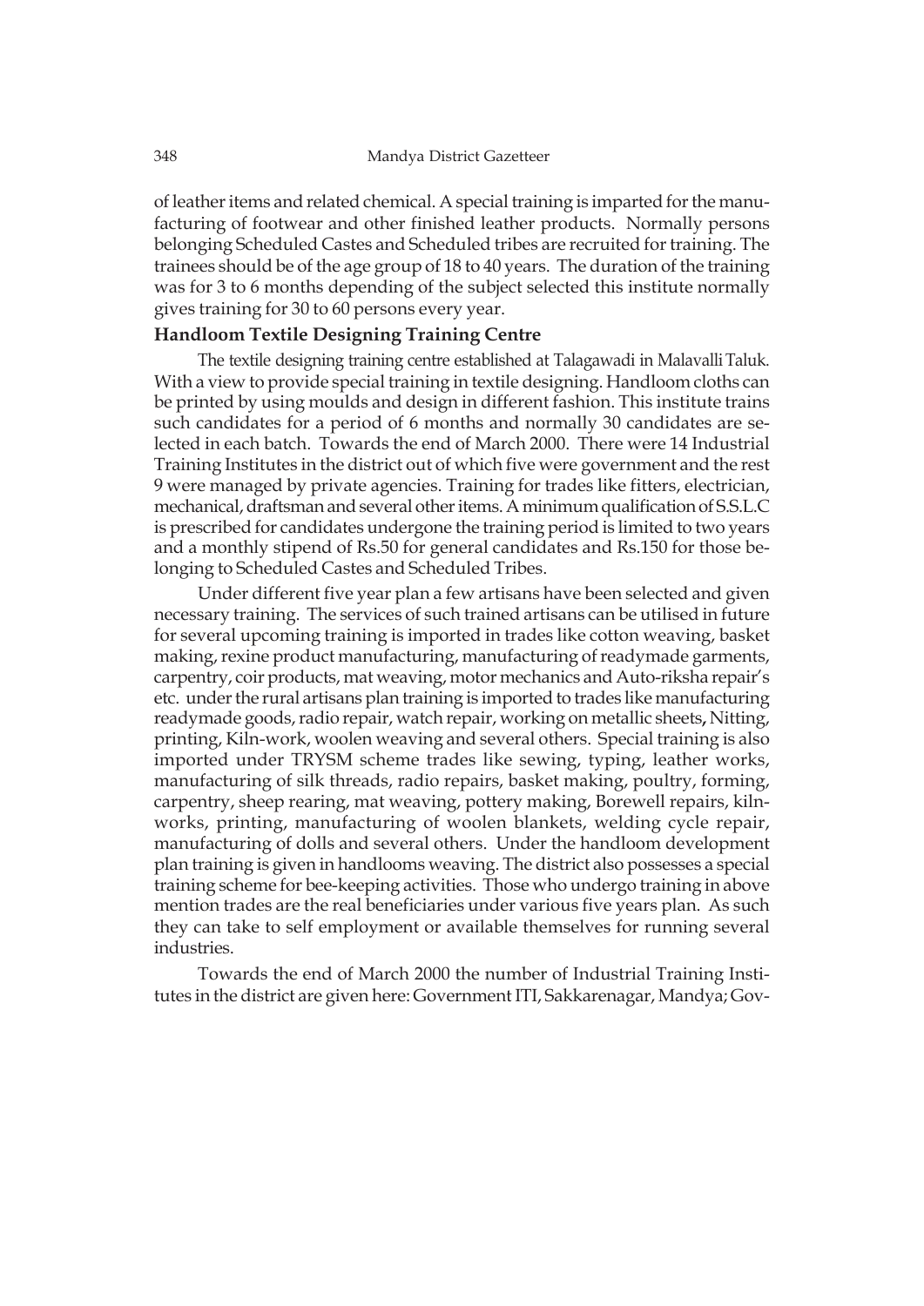of leather items and related chemical. A special training is imparted for the manufacturing of footwear and other finished leather products. Normally persons belonging Scheduled Castes and Scheduled tribes are recruited for training. The trainees should be of the age group of 18 to 40 years. The duration of the training was for 3 to 6 months depending of the subject selected this institute normally gives training for 30 to 60 persons every year.

**Handloom Textile Designing Training Centre**

The textile designing training centre established at Talagawadi in Malavalli Taluk. With a view to provide special training in textile designing. Handloom cloths can be printed by using moulds and design in different fashion. This institute trains such candidates for a period of 6 months and normally 30 candidates are selected in each batch. Towards the end of March 2000. There were 14 Industrial Training Institutes in the district out of which five were government and the rest 9 were managed by private agencies. Training for trades like fitters, electrician, mechanical, draftsman and several other items. A minimum qualification of S.S.L.C is prescribed for candidates undergone the training period is limited to two years and a monthly stipend of Rs.50 for general candidates and Rs.150 for those belonging to Scheduled Castes and Scheduled Tribes.

Under different five year plan a few artisans have been selected and given necessary training. The services of such trained artisans can be utilised in future for several upcoming training is imported in trades like cotton weaving, basket making, rexine product manufacturing, manufacturing of readymade garments, carpentry, coir products, mat weaving, motor mechanics and Auto-riksha repair's etc. under the rural artisans plan training is imported to trades like manufacturing readymade goods, radio repair, watch repair, working on metallic sheets**,** Nitting, printing, Kiln-work, woolen weaving and several others. Special training is also imported under TRYSM scheme trades like sewing, typing, leather works, manufacturing of silk threads, radio repairs, basket making, poultry, forming, carpentry, sheep rearing, mat weaving, pottery making, Borewell repairs, kiln-works, printing, manufacturing of woolen blankets, welding cycle repair, manufacturing of dolls and several others. Under the handloom development plan training is given in handlooms weaving. The district also possesses a special training scheme for bee-keeping activities. Those who undergo training in above mention trades are the real beneficiaries under various five years plan. As such they can take to self employment or available themselves for running several industries.

Towards the end of March 2000 the number of Industrial Training Institutes in the district are given here: Government ITI, Sakkarenagar, Mandya; Gov-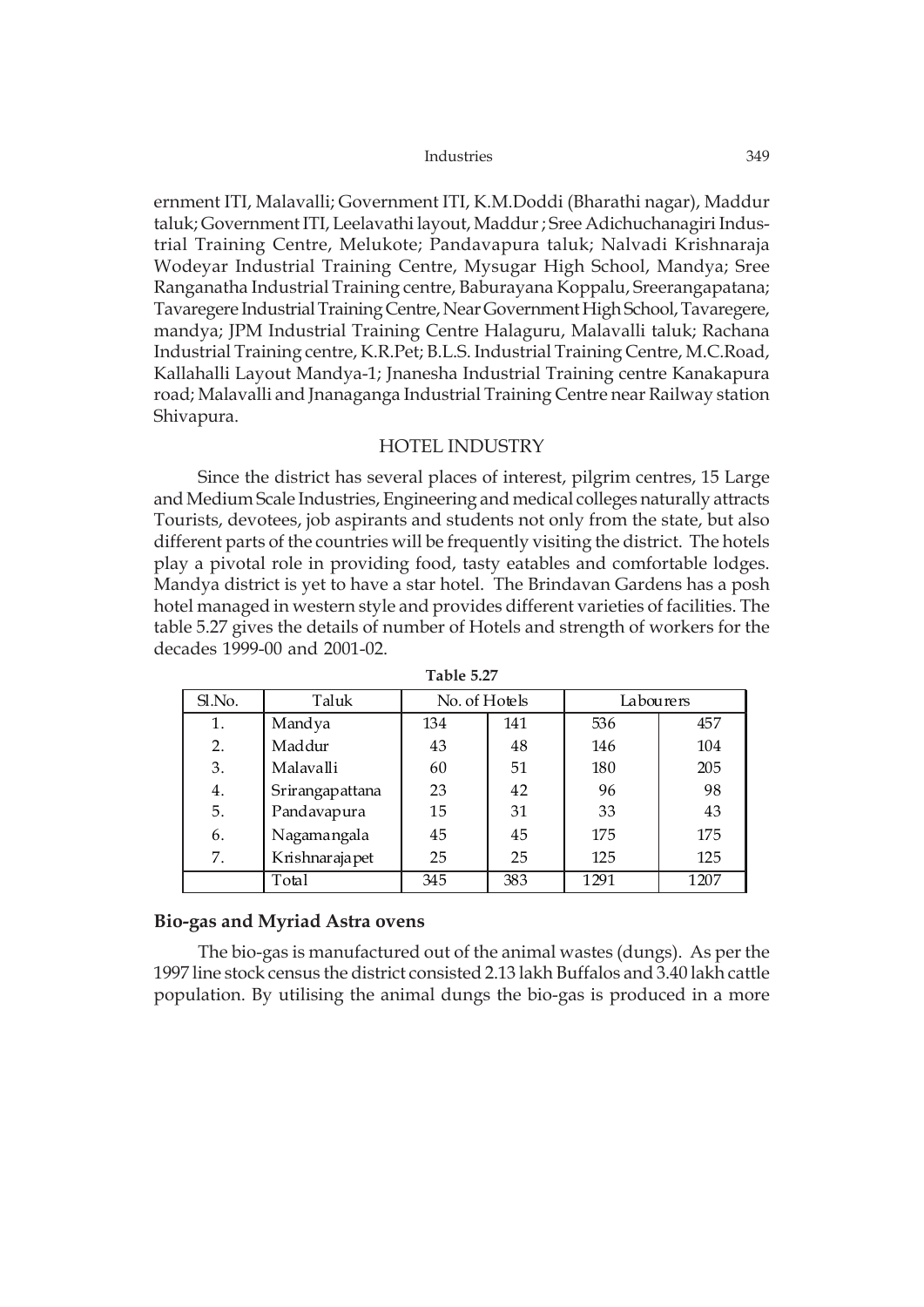ernment ITI, Malavalli; Government ITI, K.M.Doddi (Bharathi nagar), Maddur taluk; Government ITI, Leelavathi layout, Maddur ; Sree Adichuchanagiri Industrial Training Centre, Melukote; Pandavapura taluk; Nalvadi Krishnaraja Wodeyar Industrial Training Centre, Mysugar High School, Mandya; Sree Ranganatha Industrial Training centre, Baburayana Koppalu, Sreerangapatana; Tavaregere Industrial Training Centre, Near Government High School, Tavaregere, mandya; JPM Industrial Training Centre Halaguru, Malavalli taluk; Rachana Industrial Training centre, K.R.Pet; B.L.S. Industrial Training Centre, M.C.Road, Kallahalli Layout Mandya-1; Jnanesha Industrial Training centre Kanakapura road; Malavalli and Jnanaganga Industrial Training Centre near Railway station Shivapura.

## HOTEL INDUSTRY

Since the district has several places of interest, pilgrim centres, 15 Large and Medium Scale Industries, Engineering and medical colleges naturally attracts Tourists, devotees, job aspirants and students not only from the state, but also different parts of the countries will be frequently visiting the district. The hotels play a pivotal role in providing food, tasty eatables and comfortable lodges. Mandya district is yet to have a star hotel. The Brindavan Gardens has a posh hotel managed in western style and provides different varieties of facilities. The table 5.27 gives the details of number of Hotels and strength of workers for the decades 1999-00 and 2001-02.

**Table 5.27**

| Sl.No. | Taluk | No. of Hotels | | Labourers | |
|---|---|---|---|---|---|
| 1. | Mandya | 134 | 141 | 536 | 457 |
| 2. | Maddur | 43 | 48 | 146 | 104 |
| 3. | Malavalli | 60 | 51 | 180 | 205 |
| 4. | Srirangapattana | 23 | 42 | 96 | 98 |
| 5. | Pandavapura | 15 | 31 | 33 | 43 |
| 6. | Nagamangala | 45 | 45 | 175 | 175 |
| 7. | Krishnarajapet | 25 | 25 | 125 | 125 |
| | Total | 345 | 383 | 1291 | 1207 |

### Bio-gas and Myriad Astra ovens

The bio-gas is manufactured out of the animal wastes (dungs). As per the 1997 line stock census the district consisted 2.13 lakh Buffalos and 3.40 lakh cattle population. By utilising the animal dungs the bio-gas is produced in a more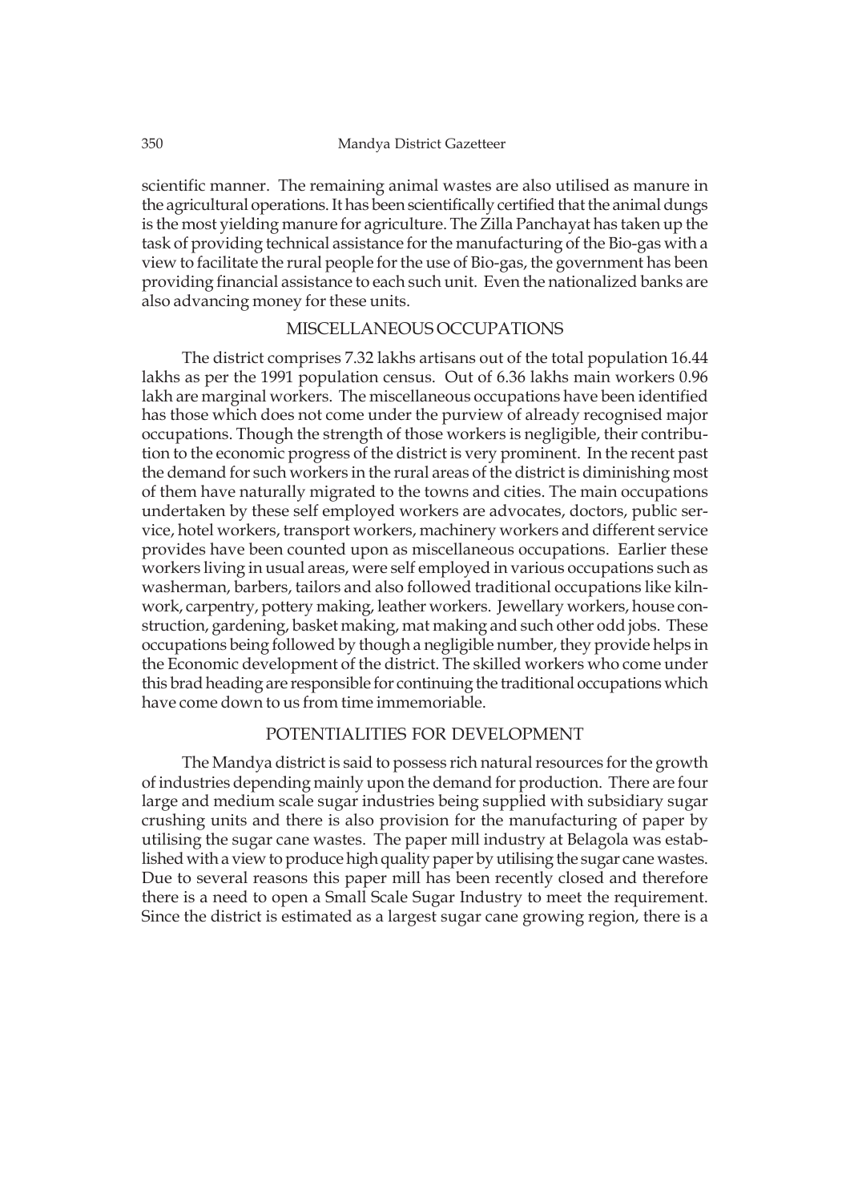scientific manner. The remaining animal wastes are also utilised as manure in the agricultural operations. It has been scientifically certified that the animal dungs is the most yielding manure for agriculture. The Zilla Panchayat has taken up the task of providing technical assistance for the manufacturing of the Bio-gas with a view to facilitate the rural people for the use of Bio-gas, the government has been providing financial assistance to each such unit. Even the nationalized banks are also advancing money for these units.

## MISCELLANEOUS OCCUPATIONS

The district comprises 7.32 lakhs artisans out of the total population 16.44 lakhs as per the 1991 population census. Out of 6.36 lakhs main workers 0.96 lakh are marginal workers. The miscellaneous occupations have been identified has those which does not come under the purview of already recognised major occupations. Though the strength of those workers is negligible, their contribution to the economic progress of the district is very prominent. In the recent past the demand for such workers in the rural areas of the district is diminishing most of them have naturally migrated to the towns and cities. The main occupations undertaken by these self employed workers are advocates, doctors, public service, hotel workers, transport workers, machinery workers and different service provides have been counted upon as miscellaneous occupations. Earlier these workers living in usual areas, were self employed in various occupations such as washerman, barbers, tailors and also followed traditional occupations like kiln-work, carpentry, pottery making, leather workers. Jewellary workers, house construction, gardening, basket making, mat making and such other odd jobs. These occupations being followed by though a negligible number, they provide helps in the Economic development of the district. The skilled workers who come under this brad heading are responsible for continuing the traditional occupations which have come down to us from time immemoriable.

## POTENTIALITIES FOR DEVELOPMENT

The Mandya district is said to possess rich natural resources for the growth of industries depending mainly upon the demand for production. There are four large and medium scale sugar industries being supplied with subsidiary sugar crushing units and there is also provision for the manufacturing of paper by utilising the sugar cane wastes. The paper mill industry at Belagola was established with a view to produce high quality paper by utilising the sugar cane wastes. Due to several reasons this paper mill has been recently closed and therefore there is a need to open a Small Scale Sugar Industry to meet the requirement. Since the district is estimated as a largest sugar cane growing region, there is a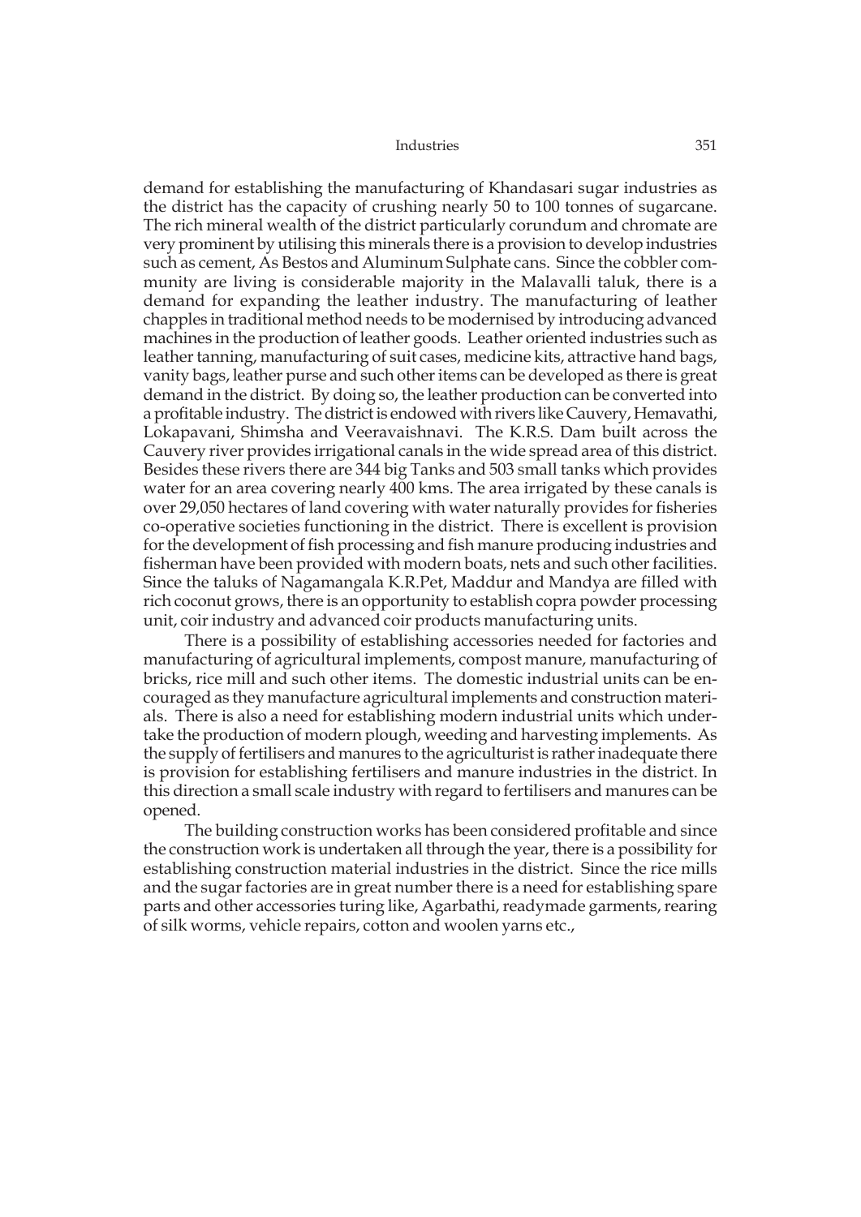demand for establishing the manufacturing of Khandasari sugar industries as the district has the capacity of crushing nearly 50 to 100 tonnes of sugarcane. The rich mineral wealth of the district particularly corundum and chromate are very prominent by utilising this minerals there is a provision to develop industries such as cement, As Bestos and Aluminum Sulphate cans. Since the cobbler community are living is considerable majority in the Malavalli taluk, there is a demand for expanding the leather industry. The manufacturing of leather chapples in traditional method needs to be modernised by introducing advanced machines in the production of leather goods. Leather oriented industries such as leather tanning, manufacturing of suit cases, medicine kits, attractive hand bags, vanity bags, leather purse and such other items can be developed as there is great demand in the district. By doing so, the leather production can be converted into a profitable industry. The district is endowed with rivers like Cauvery, Hemavathi, Lokapavani, Shimsha and Veeravaishnavi. The K.R.S. Dam built across the Cauvery river provides irrigational canals in the wide spread area of this district. Besides these rivers there are 344 big Tanks and 503 small tanks which provides water for an area covering nearly 400 kms. The area irrigated by these canals is over 29,050 hectares of land covering with water naturally provides for fisheries co-operative societies functioning in the district. There is excellent is provision for the development of fish processing and fish manure producing industries and fisherman have been provided with modern boats, nets and such other facilities. Since the taluks of Nagamangala K.R.Pet, Maddur and Mandya are filled with rich coconut grows, there is an opportunity to establish copra powder processing unit, coir industry and advanced coir products manufacturing units.

There is a possibility of establishing accessories needed for factories and manufacturing of agricultural implements, compost manure, manufacturing of bricks, rice mill and such other items. The domestic industrial units can be encouraged as they manufacture agricultural implements and construction materials. There is also a need for establishing modern industrial units which undertake the production of modern plough, weeding and harvesting implements. As the supply of fertilisers and manures to the agriculturist is rather inadequate there is provision for establishing fertilisers and manure industries in the district. In this direction a small scale industry with regard to fertilisers and manures can be opened.

The building construction works has been considered profitable and since the construction work is undertaken all through the year, there is a possibility for establishing construction material industries in the district. Since the rice mills and the sugar factories are in great number there is a need for establishing spare parts and other accessories turing like, Agarbathi, readymade garments, rearing of silk worms, vehicle repairs, cotton and woolen yarns etc.,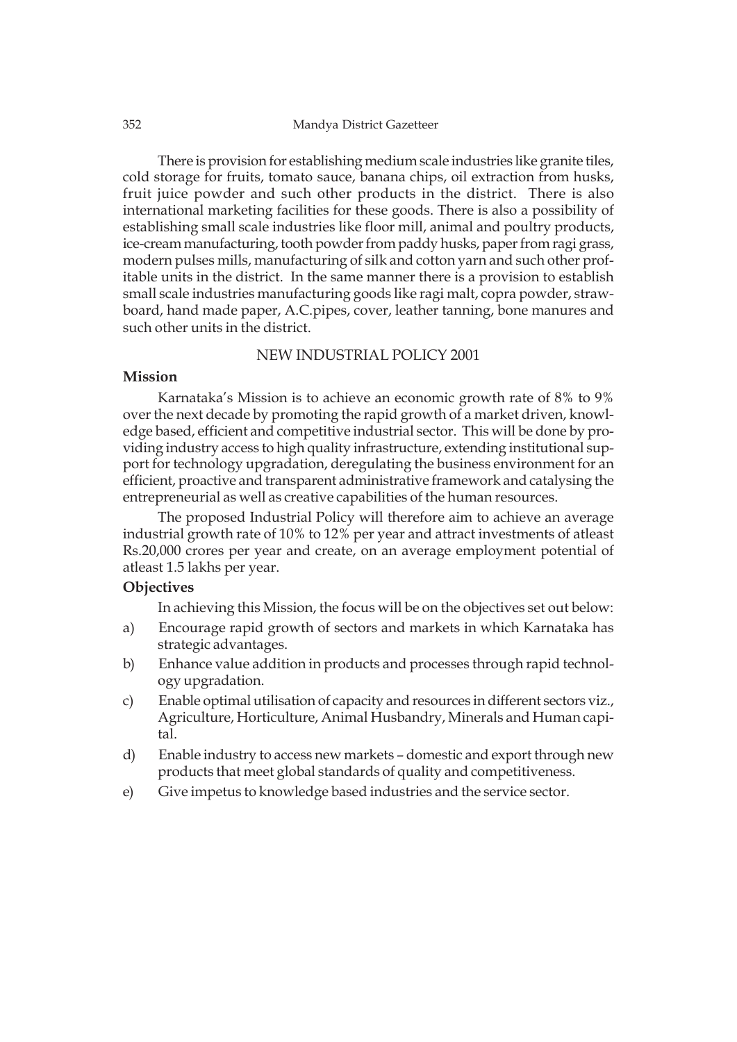There is provision for establishing medium scale industries like granite tiles, cold storage for fruits, tomato sauce, banana chips, oil extraction from husks, fruit juice powder and such other products in the district. There is also international marketing facilities for these goods. There is also a possibility of establishing small scale industries like floor mill, animal and poultry products, ice-cream manufacturing, tooth powder from paddy husks, paper from ragi grass, modern pulses mills, manufacturing of silk and cotton yarn and such other profitable units in the district. In the same manner there is a provision to establish small scale industries manufacturing goods like ragi malt, copra powder, strawboard, hand made paper, A.C.pipes, cover, leather tanning, bone manures and such other units in the district.

## NEW INDUSTRIAL POLICY 2001

### Mission

Karnataka's Mission is to achieve an economic growth rate of 8% to 9% over the next decade by promoting the rapid growth of a market driven, knowledge based, efficient and competitive industrial sector. This will be done by providing industry access to high quality infrastructure, extending institutional support for technology upgradation, deregulating the business environment for an efficient, proactive and transparent administrative framework and catalysing the entrepreneurial as well as creative capabilities of the human resources.

The proposed Industrial Policy will therefore aim to achieve an average industrial growth rate of 10% to 12% per year and attract investments of atleast Rs.20,000 crores per year and create, on an average employment potential of atleast 1.5 lakhs per year.

### Objectives

In achieving this Mission, the focus will be on the objectives set out below:

a) Encourage rapid growth of sectors and markets in which Karnataka has strategic advantages.

b) Enhance value addition in products and processes through rapid technology upgradation.

c) Enable optimal utilisation of capacity and resources in different sectors viz., Agriculture, Horticulture, Animal Husbandry, Minerals and Human capital.

d) Enable industry to access new markets – domestic and export through new products that meet global standards of quality and competitiveness.

e) Give impetus to knowledge based industries and the service sector.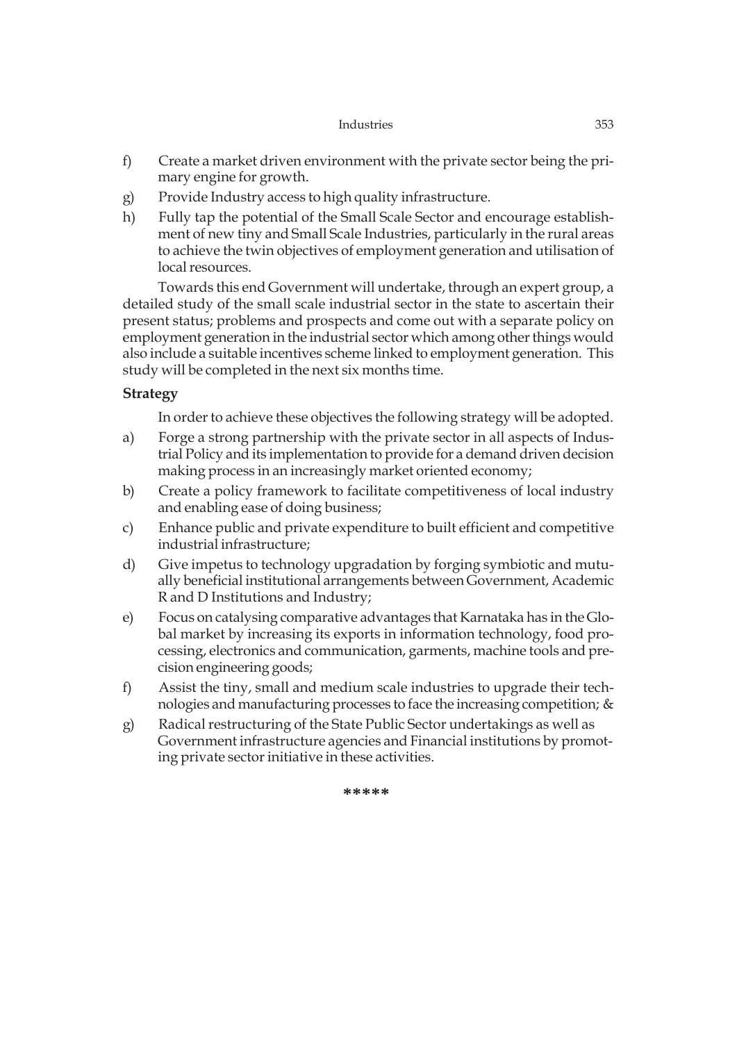f) Create a market driven environment with the private sector being the primary engine for growth.

g) Provide Industry access to high quality infrastructure.

h) Fully tap the potential of the Small Scale Sector and encourage establishment of new tiny and Small Scale Industries, particularly in the rural areas to achieve the twin objectives of employment generation and utilisation of local resources.

Towards this end Government will undertake, through an expert group, a detailed study of the small scale industrial sector in the state to ascertain their present status; problems and prospects and come out with a separate policy on employment generation in the industrial sector which among other things would also include a suitable incentives scheme linked to employment generation. This study will be completed in the next six months time.

**Strategy**

In order to achieve these objectives the following strategy will be adopted.

a) Forge a strong partnership with the private sector in all aspects of Industrial Policy and its implementation to provide for a demand driven decision making process in an increasingly market oriented economy;

b) Create a policy framework to facilitate competitiveness of local industry and enabling ease of doing business;

c) Enhance public and private expenditure to built efficient and competitive industrial infrastructure;

d) Give impetus to technology upgradation by forging symbiotic and mutually beneficial institutional arrangements between Government, Academic R and D Institutions and Industry;

e) Focus on catalysing comparative advantages that Karnataka has in the Global market by increasing its exports in information technology, food processing, electronics and communication, garments, machine tools and precision engineering goods;

f) Assist the tiny, small and medium scale industries to upgrade their technologies and manufacturing processes to face the increasing competition; &

g) Radical restructuring of the State Public Sector undertakings as well as Government infrastructure agencies and Financial institutions by promoting private sector initiative in these activities.

\*\*\*\*\*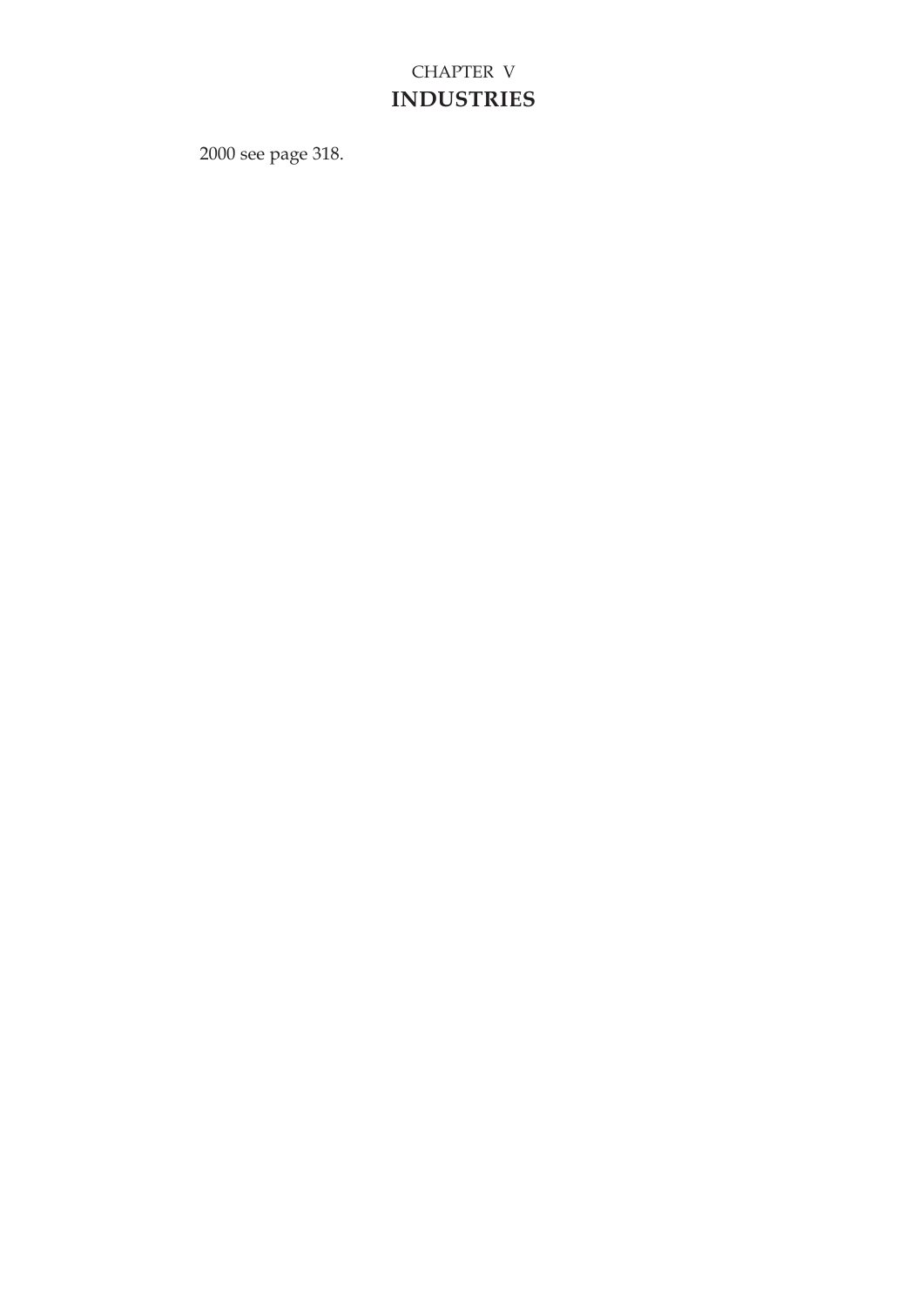# CHAPTER V
## INDUSTRIES

2000 see page 318.